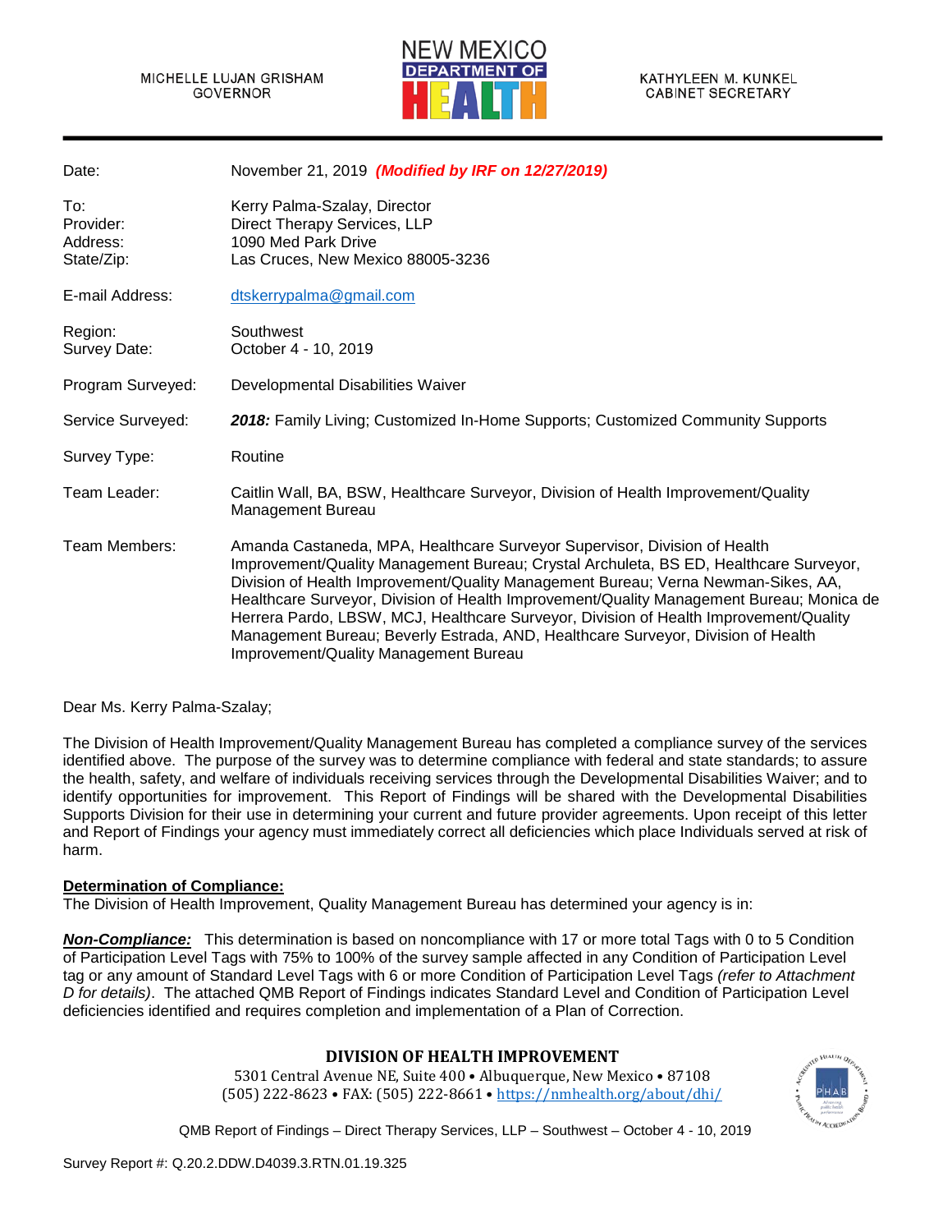MICHELLE LUJAN GRISHAM
GOVERNOR

NEW MEXICO DEPARTMENT OF HEALTH

KATHYLEEN M. KUNKEL
CABINET SECRETARY

| | |
|---|---|
| Date: | November 21, 2019 ***(Modified by IRF on 12/27/2019)*** |
| To: | Kerry Palma-Szalay, Director |
| Provider: | Direct Therapy Services, LLP |
| Address: | 1090 Med Park Drive |
| State/Zip: | Las Cruces, New Mexico 88005-3236 |
| E-mail Address: | dtskerrypalma@gmail.com |
| Region: | Southwest |
| Survey Date: | October 4 - 10, 2019 |
| Program Surveyed: | Developmental Disabilities Waiver |
| Service Surveyed: | ***2018:*** Family Living; Customized In-Home Supports; Customized Community Supports |
| Survey Type: | Routine |
| Team Leader: | Caitlin Wall, BA, BSW, Healthcare Surveyor, Division of Health Improvement/Quality Management Bureau |
| Team Members: | Amanda Castaneda, MPA, Healthcare Surveyor Supervisor, Division of Health Improvement/Quality Management Bureau; Crystal Archuleta, BS ED, Healthcare Surveyor, Division of Health Improvement/Quality Management Bureau; Verna Newman-Sikes, AA, Healthcare Surveyor, Division of Health Improvement/Quality Management Bureau; Monica de Herrera Pardo, LBSW, MCJ, Healthcare Surveyor, Division of Health Improvement/Quality Management Bureau; Beverly Estrada, AND, Healthcare Surveyor, Division of Health Improvement/Quality Management Bureau |

Dear Ms. Kerry Palma-Szalay;

The Division of Health Improvement/Quality Management Bureau has completed a compliance survey of the services identified above. The purpose of the survey was to determine compliance with federal and state standards; to assure the health, safety, and welfare of individuals receiving services through the Developmental Disabilities Waiver; and to identify opportunities for improvement. This Report of Findings will be shared with the Developmental Disabilities Supports Division for their use in determining your current and future provider agreements. Upon receipt of this letter and Report of Findings your agency must immediately correct all deficiencies which place Individuals served at risk of harm.

**Determination of Compliance:**
The Division of Health Improvement, Quality Management Bureau has determined your agency is in:

***Non-Compliance:*** This determination is based on noncompliance with 17 or more total Tags with 0 to 5 Condition of Participation Level Tags with 75% to 100% of the survey sample affected in any Condition of Participation Level tag or any amount of Standard Level Tags with 6 or more Condition of Participation Level Tags *(refer to Attachment D for details)*. The attached QMB Report of Findings indicates Standard Level and Condition of Participation Level deficiencies identified and requires completion and implementation of a Plan of Correction.

**DIVISION OF HEALTH IMPROVEMENT**
5301 Central Avenue NE, Suite 400 • Albuquerque, New Mexico • 87108
(505) 222-8623 • FAX: (505) 222-8661 • https://nmhealth.org/about/dhi/

QMB Report of Findings – Direct Therapy Services, LLP – Southwest – October 4 - 10, 2019

Survey Report #: Q.20.2.DDW.D4039.3.RTN.01.19.325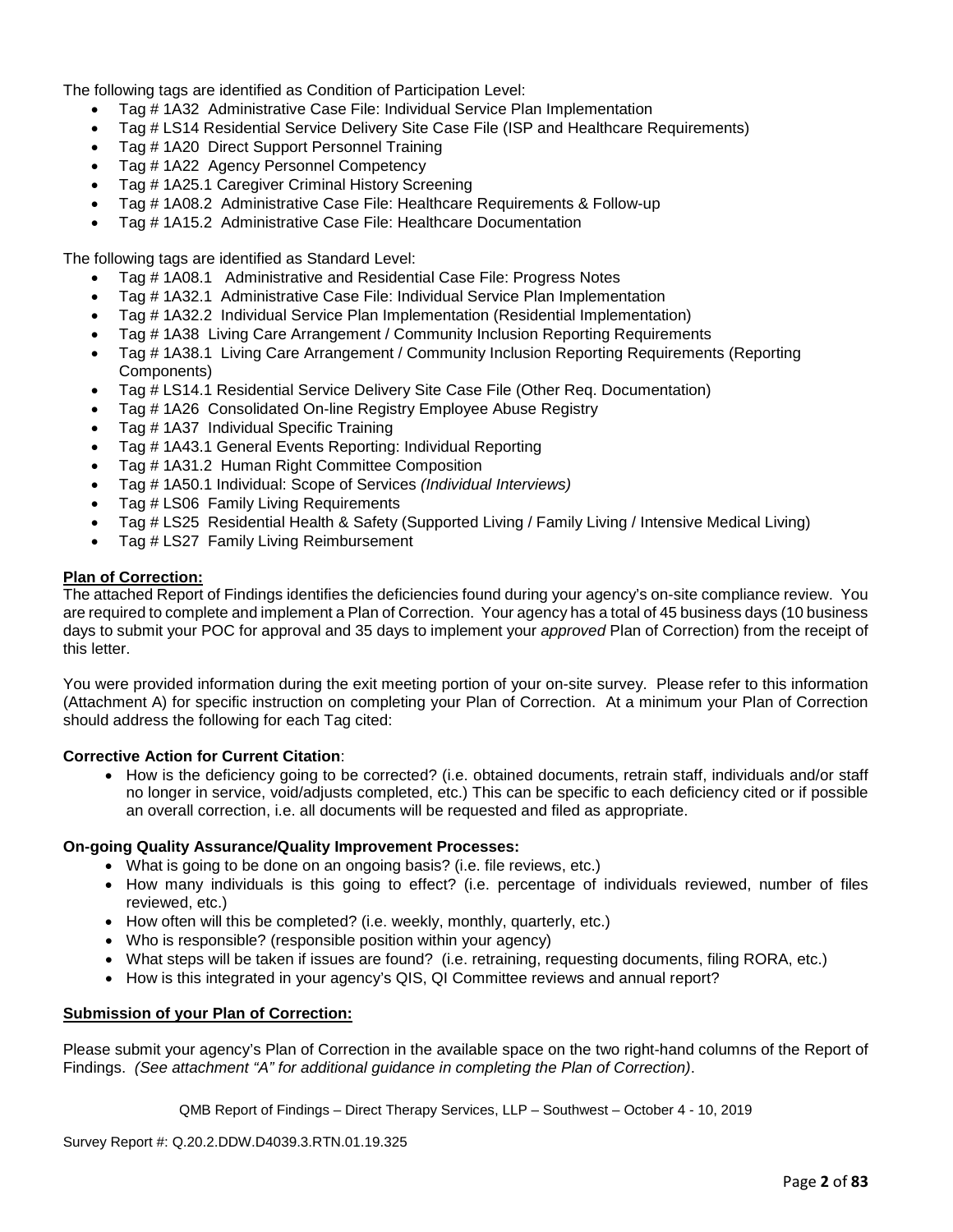The following tags are identified as Condition of Participation Level:

- Tag # 1A32 Administrative Case File: Individual Service Plan Implementation
- Tag # LS14 Residential Service Delivery Site Case File (ISP and Healthcare Requirements)
- Tag # 1A20 Direct Support Personnel Training
- Tag # 1A22 Agency Personnel Competency
- Tag # 1A25.1 Caregiver Criminal History Screening
- Tag # 1A08.2 Administrative Case File: Healthcare Requirements & Follow-up
- Tag # 1A15.2 Administrative Case File: Healthcare Documentation

The following tags are identified as Standard Level:

- Tag # 1A08.1 Administrative and Residential Case File: Progress Notes
- Tag # 1A32.1 Administrative Case File: Individual Service Plan Implementation
- Tag # 1A32.2 Individual Service Plan Implementation (Residential Implementation)
- Tag # 1A38 Living Care Arrangement / Community Inclusion Reporting Requirements
- Tag # 1A38.1 Living Care Arrangement / Community Inclusion Reporting Requirements (Reporting Components)
- Tag # LS14.1 Residential Service Delivery Site Case File (Other Req. Documentation)
- Tag # 1A26 Consolidated On-line Registry Employee Abuse Registry
- Tag # 1A37 Individual Specific Training
- Tag # 1A43.1 General Events Reporting: Individual Reporting
- Tag # 1A31.2 Human Right Committee Composition
- Tag # 1A50.1 Individual: Scope of Services *(Individual Interviews)*
- Tag # LS06 Family Living Requirements
- Tag # LS25 Residential Health & Safety (Supported Living / Family Living / Intensive Medical Living)
- Tag # LS27 Family Living Reimbursement

**Plan of Correction:**

The attached Report of Findings identifies the deficiencies found during your agency's on-site compliance review. You are required to complete and implement a Plan of Correction. Your agency has a total of 45 business days (10 business days to submit your POC for approval and 35 days to implement your *approved* Plan of Correction) from the receipt of this letter.

You were provided information during the exit meeting portion of your on-site survey. Please refer to this information (Attachment A) for specific instruction on completing your Plan of Correction. At a minimum your Plan of Correction should address the following for each Tag cited:

**Corrective Action for Current Citation**:

- How is the deficiency going to be corrected? (i.e. obtained documents, retrain staff, individuals and/or staff no longer in service, void/adjusts completed, etc.) This can be specific to each deficiency cited or if possible an overall correction, i.e. all documents will be requested and filed as appropriate.

**On-going Quality Assurance/Quality Improvement Processes:**

- What is going to be done on an ongoing basis? (i.e. file reviews, etc.)
- How many individuals is this going to effect? (i.e. percentage of individuals reviewed, number of files reviewed, etc.)
- How often will this be completed? (i.e. weekly, monthly, quarterly, etc.)
- Who is responsible? (responsible position within your agency)
- What steps will be taken if issues are found? (i.e. retraining, requesting documents, filing RORA, etc.)
- How is this integrated in your agency's QIS, QI Committee reviews and annual report?

**Submission of your Plan of Correction:**

Please submit your agency's Plan of Correction in the available space on the two right-hand columns of the Report of Findings. *(See attachment "A" for additional guidance in completing the Plan of Correction)*.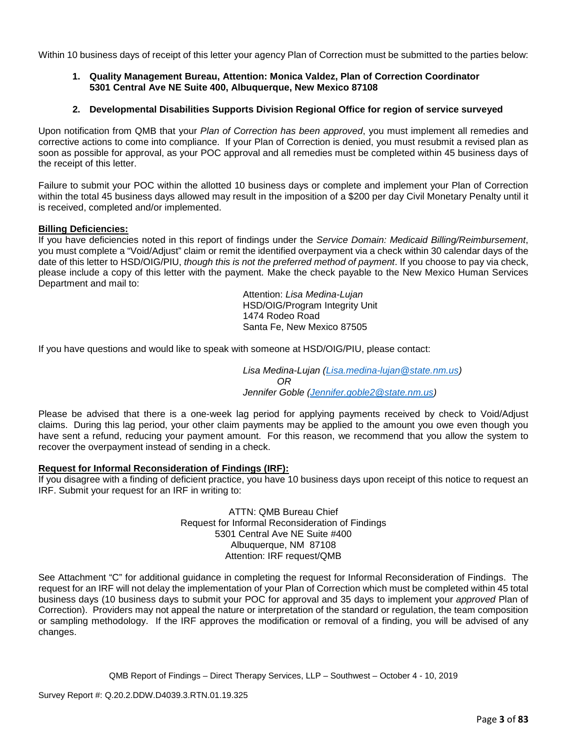Within 10 business days of receipt of this letter your agency Plan of Correction must be submitted to the parties below:

1. **Quality Management Bureau, Attention: Monica Valdez, Plan of Correction Coordinator 5301 Central Ave NE Suite 400, Albuquerque, New Mexico 87108**

2. **Developmental Disabilities Supports Division Regional Office for region of service surveyed**

Upon notification from QMB that your *Plan of Correction has been approved*, you must implement all remedies and corrective actions to come into compliance. If your Plan of Correction is denied, you must resubmit a revised plan as soon as possible for approval, as your POC approval and all remedies must be completed within 45 business days of the receipt of this letter.

Failure to submit your POC within the allotted 10 business days or complete and implement your Plan of Correction within the total 45 business days allowed may result in the imposition of a $200 per day Civil Monetary Penalty until it is received, completed and/or implemented.

**Billing Deficiencies:**

If you have deficiencies noted in this report of findings under the *Service Domain: Medicaid Billing/Reimbursement*, you must complete a "Void/Adjust" claim or remit the identified overpayment via a check within 30 calendar days of the date of this letter to HSD/OIG/PIU, *though this is not the preferred method of payment*. If you choose to pay via check, please include a copy of this letter with the payment. Make the check payable to the New Mexico Human Services Department and mail to:

Attention: *Lisa Medina-Lujan*
HSD/OIG/Program Integrity Unit
1474 Rodeo Road
Santa Fe, New Mexico 87505

If you have questions and would like to speak with someone at HSD/OIG/PIU, please contact:

*Lisa Medina-Lujan (Lisa.medina-lujan@state.nm.us)*
*OR*
*Jennifer Goble (Jennifer.goble2@state.nm.us)*

Please be advised that there is a one-week lag period for applying payments received by check to Void/Adjust claims. During this lag period, your other claim payments may be applied to the amount you owe even though you have sent a refund, reducing your payment amount. For this reason, we recommend that you allow the system to recover the overpayment instead of sending in a check.

**Request for Informal Reconsideration of Findings (IRF):**

If you disagree with a finding of deficient practice, you have 10 business days upon receipt of this notice to request an IRF. Submit your request for an IRF in writing to:

ATTN: QMB Bureau Chief
Request for Informal Reconsideration of Findings
5301 Central Ave NE Suite #400
Albuquerque, NM 87108
Attention: IRF request/QMB

See Attachment "C" for additional guidance in completing the request for Informal Reconsideration of Findings. The request for an IRF will not delay the implementation of your Plan of Correction which must be completed within 45 total business days (10 business days to submit your POC for approval and 35 days to implement your *approved* Plan of Correction). Providers may not appeal the nature or interpretation of the standard or regulation, the team composition or sampling methodology. If the IRF approves the modification or removal of a finding, you will be advised of any changes.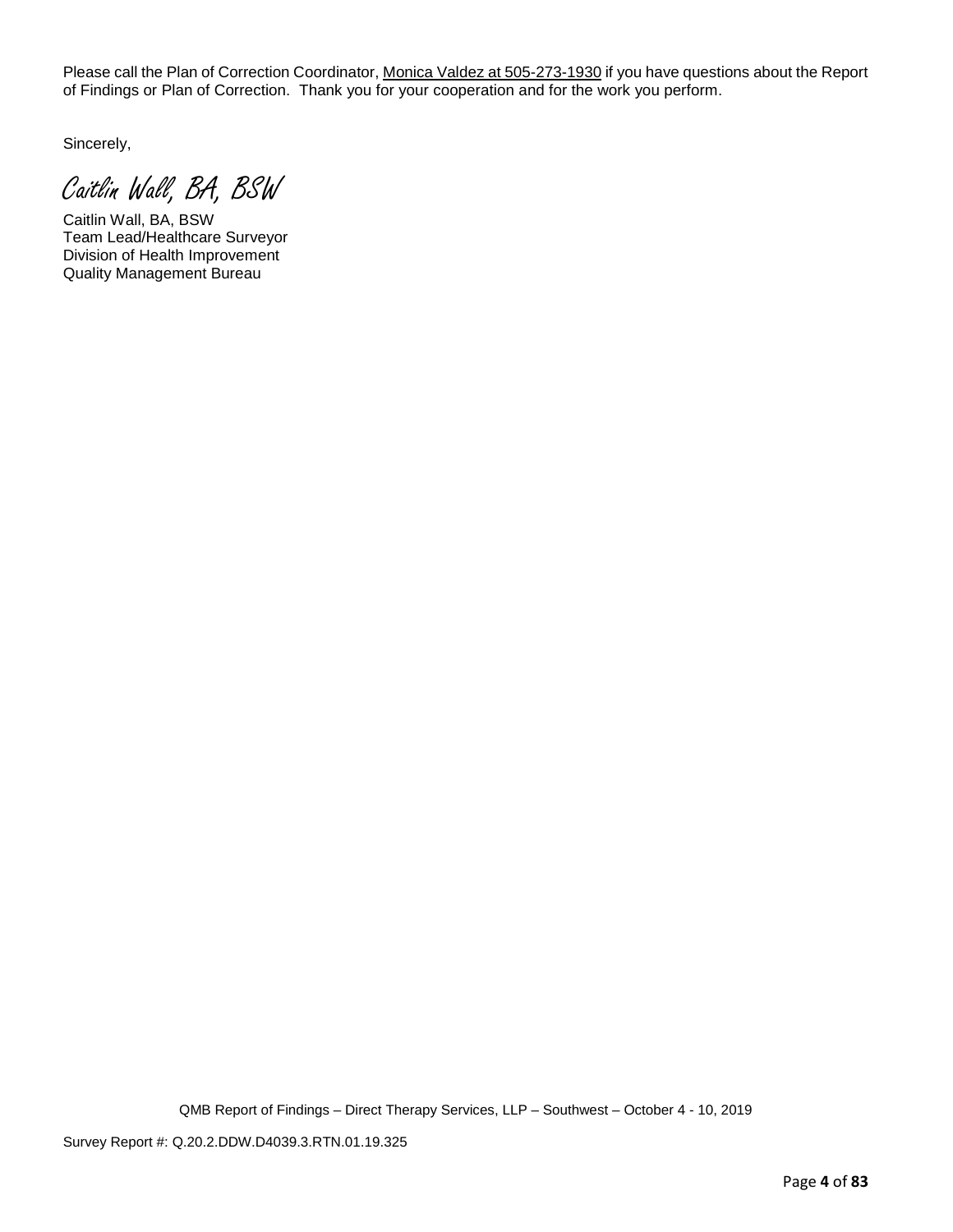Please call the Plan of Correction Coordinator, Monica Valdez at 505-273-1930 if you have questions about the Report of Findings or Plan of Correction. Thank you for your cooperation and for the work you perform.

Sincerely,

*Caitlin Wall, BA, BSW*

Caitlin Wall, BA, BSW
Team Lead/Healthcare Surveyor
Division of Health Improvement
Quality Management Bureau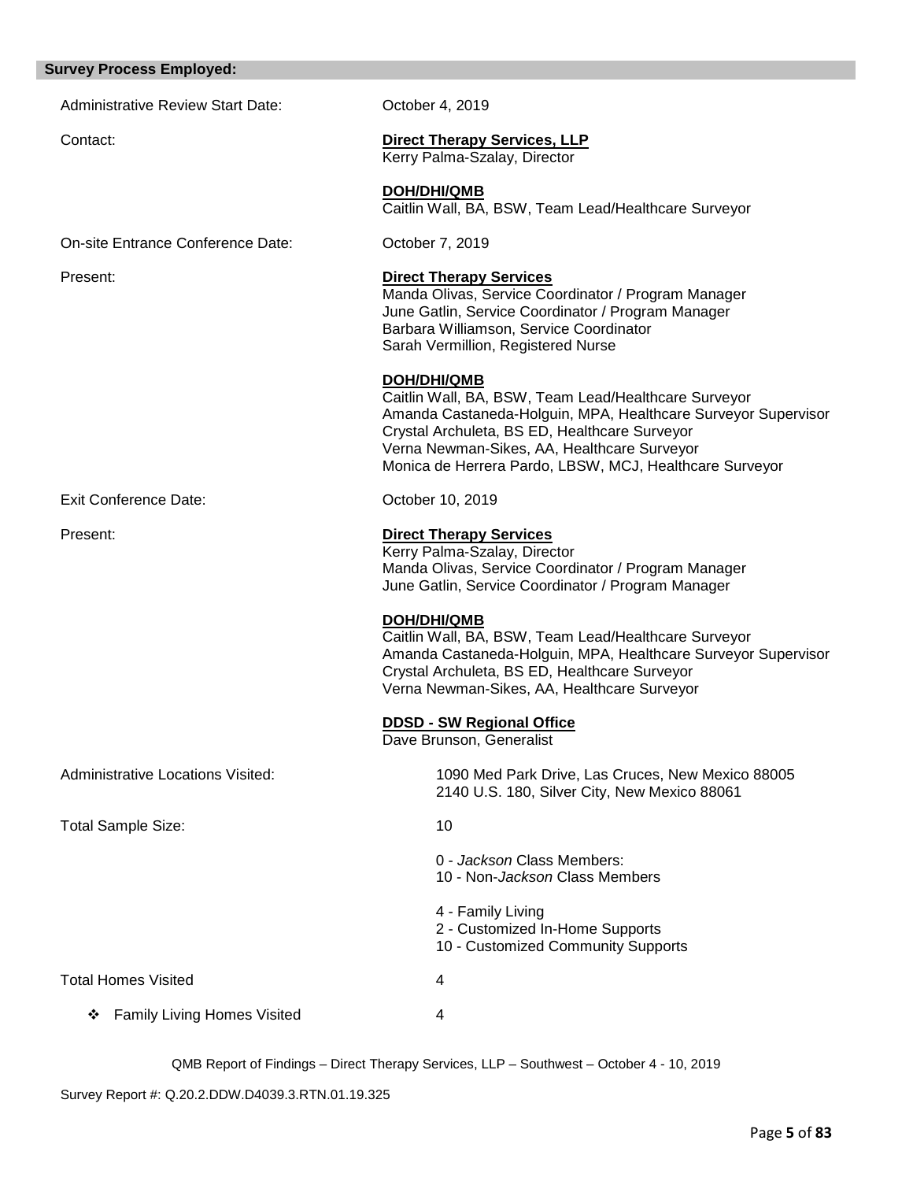## Survey Process Employed:

Administrative Review Start Date: October 4, 2019

Contact:

**Direct Therapy Services, LLP**
Kerry Palma-Szalay, Director

**DOH/DHI/QMB**
Caitlin Wall, BA, BSW, Team Lead/Healthcare Surveyor

On-site Entrance Conference Date: October 7, 2019

Present:

**Direct Therapy Services**
Manda Olivas, Service Coordinator / Program Manager
June Gatlin, Service Coordinator / Program Manager
Barbara Williamson, Service Coordinator
Sarah Vermillion, Registered Nurse

**DOH/DHI/QMB**
Caitlin Wall, BA, BSW, Team Lead/Healthcare Surveyor
Amanda Castaneda-Holguin, MPA, Healthcare Surveyor Supervisor
Crystal Archuleta, BS ED, Healthcare Surveyor
Verna Newman-Sikes, AA, Healthcare Surveyor
Monica de Herrera Pardo, LBSW, MCJ, Healthcare Surveyor

Exit Conference Date: October 10, 2019

Present:

**Direct Therapy Services**
Kerry Palma-Szalay, Director
Manda Olivas, Service Coordinator / Program Manager
June Gatlin, Service Coordinator / Program Manager

**DOH/DHI/QMB**
Caitlin Wall, BA, BSW, Team Lead/Healthcare Surveyor
Amanda Castaneda-Holguin, MPA, Healthcare Surveyor Supervisor
Crystal Archuleta, BS ED, Healthcare Surveyor
Verna Newman-Sikes, AA, Healthcare Surveyor

**DDSD - SW Regional Office**
Dave Brunson, Generalist

Administrative Locations Visited:

1090 Med Park Drive, Las Cruces, New Mexico 88005
2140 U.S. 180, Silver City, New Mexico 88061

Total Sample Size: 10

0 - *Jackson* Class Members:
10 - Non-*Jackson* Class Members

4 - Family Living
2 - Customized In-Home Supports
10 - Customized Community Supports

Total Homes Visited 4

- Family Living Homes Visited 4

QMB Report of Findings – Direct Therapy Services, LLP – Southwest – October 4 - 10, 2019

Survey Report #: Q.20.2.DDW.D4039.3.RTN.01.19.325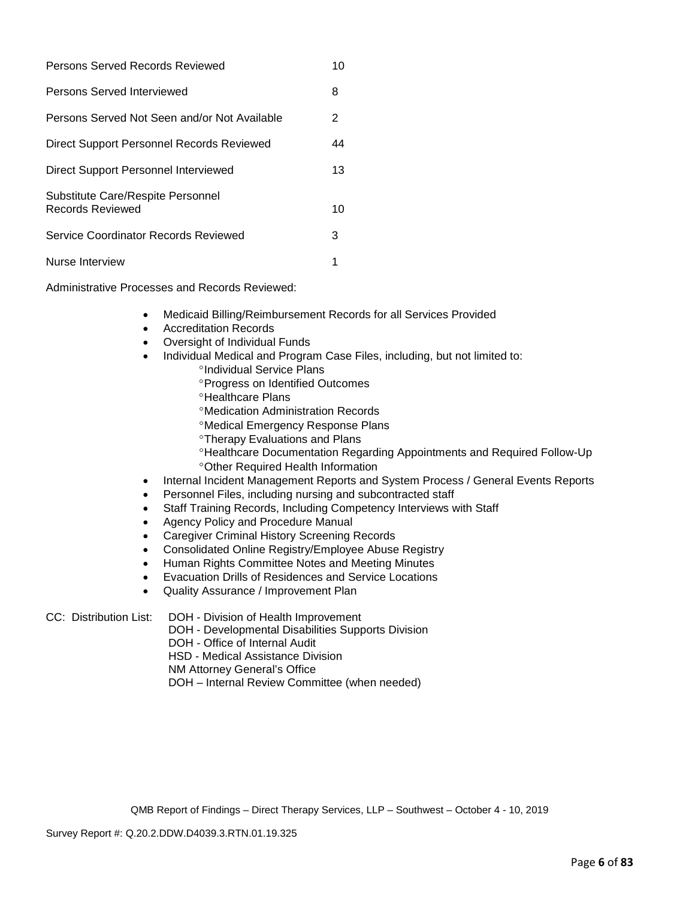| | |
|---|---|
| Persons Served Records Reviewed | 10 |
| Persons Served Interviewed | 8 |
| Persons Served Not Seen and/or Not Available | 2 |
| Direct Support Personnel Records Reviewed | 44 |
| Direct Support Personnel Interviewed | 13 |
| Substitute Care/Respite Personnel Records Reviewed | 10 |
| Service Coordinator Records Reviewed | 3 |
| Nurse Interview | 1 |

Administrative Processes and Records Reviewed:

- Medicaid Billing/Reimbursement Records for all Services Provided
- Accreditation Records
- Oversight of Individual Funds
- Individual Medical and Program Case Files, including, but not limited to:
  - °Individual Service Plans
  - °Progress on Identified Outcomes
  - °Healthcare Plans
  - °Medication Administration Records
  - °Medical Emergency Response Plans
  - °Therapy Evaluations and Plans
  - °Healthcare Documentation Regarding Appointments and Required Follow-Up
  - °Other Required Health Information
- Internal Incident Management Reports and System Process / General Events Reports
- Personnel Files, including nursing and subcontracted staff
- Staff Training Records, Including Competency Interviews with Staff
- Agency Policy and Procedure Manual
- Caregiver Criminal History Screening Records
- Consolidated Online Registry/Employee Abuse Registry
- Human Rights Committee Notes and Meeting Minutes
- Evacuation Drills of Residences and Service Locations
- Quality Assurance / Improvement Plan

CC: Distribution List:
DOH - Division of Health Improvement
DOH - Developmental Disabilities Supports Division
DOH - Office of Internal Audit
HSD - Medical Assistance Division
NM Attorney General's Office
DOH – Internal Review Committee (when needed)

QMB Report of Findings – Direct Therapy Services, LLP – Southwest – October 4 - 10, 2019

Survey Report #: Q.20.2.DDW.D4039.3.RTN.01.19.325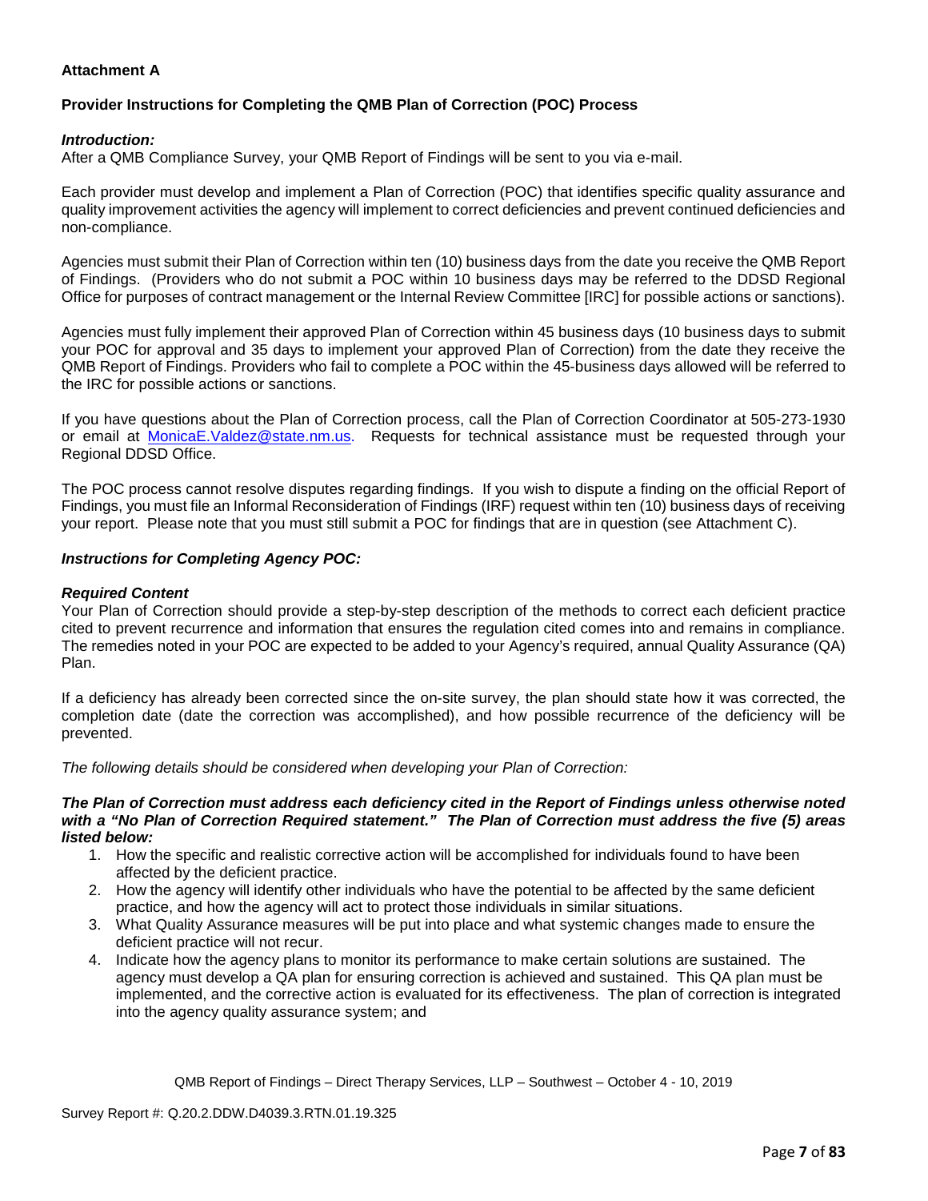**Attachment A**

**Provider Instructions for Completing the QMB Plan of Correction (POC) Process**

***Introduction:***
After a QMB Compliance Survey, your QMB Report of Findings will be sent to you via e-mail.

Each provider must develop and implement a Plan of Correction (POC) that identifies specific quality assurance and quality improvement activities the agency will implement to correct deficiencies and prevent continued deficiencies and non-compliance.

Agencies must submit their Plan of Correction within ten (10) business days from the date you receive the QMB Report of Findings. (Providers who do not submit a POC within 10 business days may be referred to the DDSD Regional Office for purposes of contract management or the Internal Review Committee [IRC] for possible actions or sanctions).

Agencies must fully implement their approved Plan of Correction within 45 business days (10 business days to submit your POC for approval and 35 days to implement your approved Plan of Correction) from the date they receive the QMB Report of Findings. Providers who fail to complete a POC within the 45-business days allowed will be referred to the IRC for possible actions or sanctions.

If you have questions about the Plan of Correction process, call the Plan of Correction Coordinator at 505-273-1930 or email at MonicaE.Valdez@state.nm.us. Requests for technical assistance must be requested through your Regional DDSD Office.

The POC process cannot resolve disputes regarding findings. If you wish to dispute a finding on the official Report of Findings, you must file an Informal Reconsideration of Findings (IRF) request within ten (10) business days of receiving your report. Please note that you must still submit a POC for findings that are in question (see Attachment C).

***Instructions for Completing Agency POC:***

***Required Content***
Your Plan of Correction should provide a step-by-step description of the methods to correct each deficient practice cited to prevent recurrence and information that ensures the regulation cited comes into and remains in compliance. The remedies noted in your POC are expected to be added to your Agency's required, annual Quality Assurance (QA) Plan.

If a deficiency has already been corrected since the on-site survey, the plan should state how it was corrected, the completion date (date the correction was accomplished), and how possible recurrence of the deficiency will be prevented.

*The following details should be considered when developing your Plan of Correction:*

***The Plan of Correction must address each deficiency cited in the Report of Findings unless otherwise noted with a "No Plan of Correction Required statement." The Plan of Correction must address the five (5) areas listed below:***

1. How the specific and realistic corrective action will be accomplished for individuals found to have been affected by the deficient practice.
2. How the agency will identify other individuals who have the potential to be affected by the same deficient practice, and how the agency will act to protect those individuals in similar situations.
3. What Quality Assurance measures will be put into place and what systemic changes made to ensure the deficient practice will not recur.
4. Indicate how the agency plans to monitor its performance to make certain solutions are sustained. The agency must develop a QA plan for ensuring correction is achieved and sustained. This QA plan must be implemented, and the corrective action is evaluated for its effectiveness. The plan of correction is integrated into the agency quality assurance system; and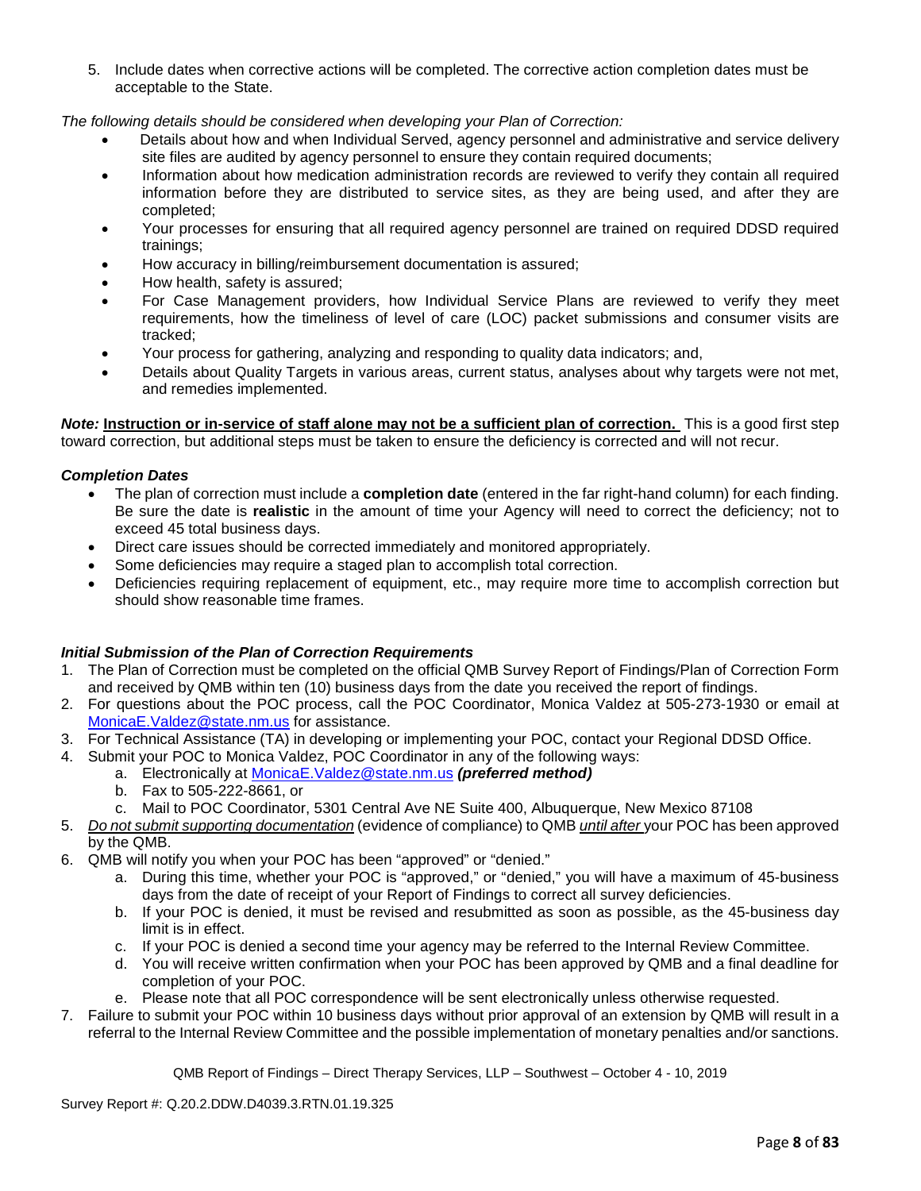5. Include dates when corrective actions will be completed. The corrective action completion dates must be acceptable to the State.

*The following details should be considered when developing your Plan of Correction:*

- Details about how and when Individual Served, agency personnel and administrative and service delivery site files are audited by agency personnel to ensure they contain required documents;
- Information about how medication administration records are reviewed to verify they contain all required information before they are distributed to service sites, as they are being used, and after they are completed;
- Your processes for ensuring that all required agency personnel are trained on required DDSD required trainings;
- How accuracy in billing/reimbursement documentation is assured;
- How health, safety is assured;
- For Case Management providers, how Individual Service Plans are reviewed to verify they meet requirements, how the timeliness of level of care (LOC) packet submissions and consumer visits are tracked;
- Your process for gathering, analyzing and responding to quality data indicators; and,
- Details about Quality Targets in various areas, current status, analyses about why targets were not met, and remedies implemented.

***Note:*** **<u>Instruction or in-service of staff alone may not be a sufficient plan of correction.</u>** This is a good first step toward correction, but additional steps must be taken to ensure the deficiency is corrected and will not recur.

***Completion Dates***

- The plan of correction must include a **completion date** (entered in the far right-hand column) for each finding. Be sure the date is **realistic** in the amount of time your Agency will need to correct the deficiency; not to exceed 45 total business days.
- Direct care issues should be corrected immediately and monitored appropriately.
- Some deficiencies may require a staged plan to accomplish total correction.
- Deficiencies requiring replacement of equipment, etc., may require more time to accomplish correction but should show reasonable time frames.

***Initial Submission of the Plan of Correction Requirements***

1. The Plan of Correction must be completed on the official QMB Survey Report of Findings/Plan of Correction Form and received by QMB within ten (10) business days from the date you received the report of findings.
2. For questions about the POC process, call the POC Coordinator, Monica Valdez at 505-273-1930 or email at MonicaE.Valdez@state.nm.us for assistance.
3. For Technical Assistance (TA) in developing or implementing your POC, contact your Regional DDSD Office.
4. Submit your POC to Monica Valdez, POC Coordinator in any of the following ways:
   a. Electronically at MonicaE.Valdez@state.nm.us ***(preferred method)***
   b. Fax to 505-222-8661, or
   c. Mail to POC Coordinator, 5301 Central Ave NE Suite 400, Albuquerque, New Mexico 87108
5. *<u>Do not submit supporting documentation</u>* (evidence of compliance) to QMB *<u>until after</u>* your POC has been approved by the QMB.
6. QMB will notify you when your POC has been "approved" or "denied."
   a. During this time, whether your POC is "approved," or "denied," you will have a maximum of 45-business days from the date of receipt of your Report of Findings to correct all survey deficiencies.
   b. If your POC is denied, it must be revised and resubmitted as soon as possible, as the 45-business day limit is in effect.
   c. If your POC is denied a second time your agency may be referred to the Internal Review Committee.
   d. You will receive written confirmation when your POC has been approved by QMB and a final deadline for completion of your POC.
   e. Please note that all POC correspondence will be sent electronically unless otherwise requested.
7. Failure to submit your POC within 10 business days without prior approval of an extension by QMB will result in a referral to the Internal Review Committee and the possible implementation of monetary penalties and/or sanctions.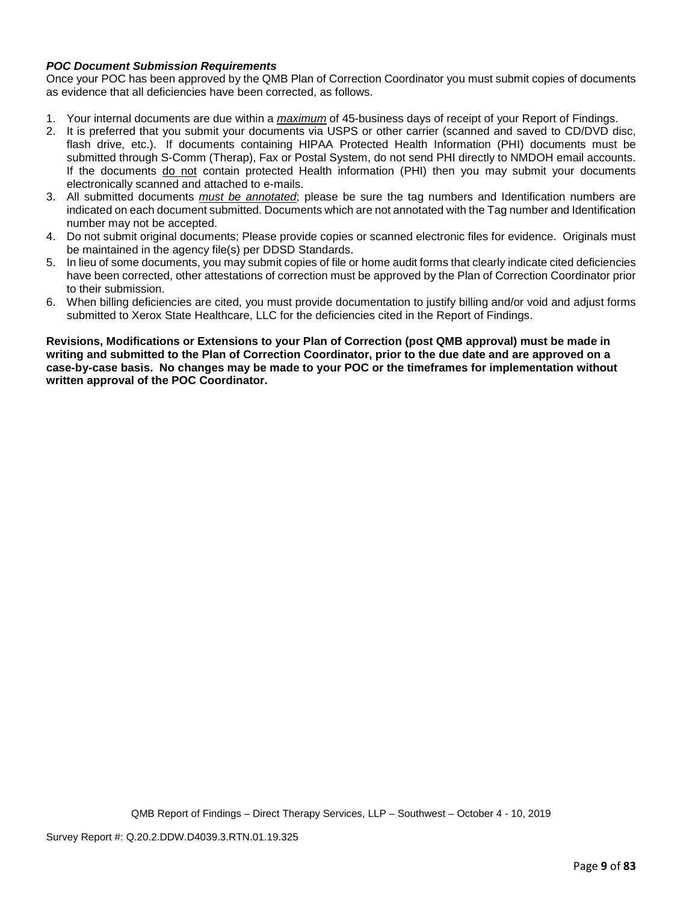***POC Document Submission Requirements***

Once your POC has been approved by the QMB Plan of Correction Coordinator you must submit copies of documents as evidence that all deficiencies have been corrected, as follows.

1. Your internal documents are due within a ***maximum*** of 45-business days of receipt of your Report of Findings.
2. It is preferred that you submit your documents via USPS or other carrier (scanned and saved to CD/DVD disc, flash drive, etc.). If documents containing HIPAA Protected Health Information (PHI) documents must be submitted through S-Comm (Therap), Fax or Postal System, do not send PHI directly to NMDOH email accounts. If the documents do not contain protected Health information (PHI) then you may submit your documents electronically scanned and attached to e-mails.
3. All submitted documents *must be annotated*; please be sure the tag numbers and Identification numbers are indicated on each document submitted. Documents which are not annotated with the Tag number and Identification number may not be accepted.
4. Do not submit original documents; Please provide copies or scanned electronic files for evidence. Originals must be maintained in the agency file(s) per DDSD Standards.
5. In lieu of some documents, you may submit copies of file or home audit forms that clearly indicate cited deficiencies have been corrected, other attestations of correction must be approved by the Plan of Correction Coordinator prior to their submission.
6. When billing deficiencies are cited, you must provide documentation to justify billing and/or void and adjust forms submitted to Xerox State Healthcare, LLC for the deficiencies cited in the Report of Findings.

**Revisions, Modifications or Extensions to your Plan of Correction (post QMB approval) must be made in writing and submitted to the Plan of Correction Coordinator, prior to the due date and are approved on a case-by-case basis. No changes may be made to your POC or the timeframes for implementation without written approval of the POC Coordinator.**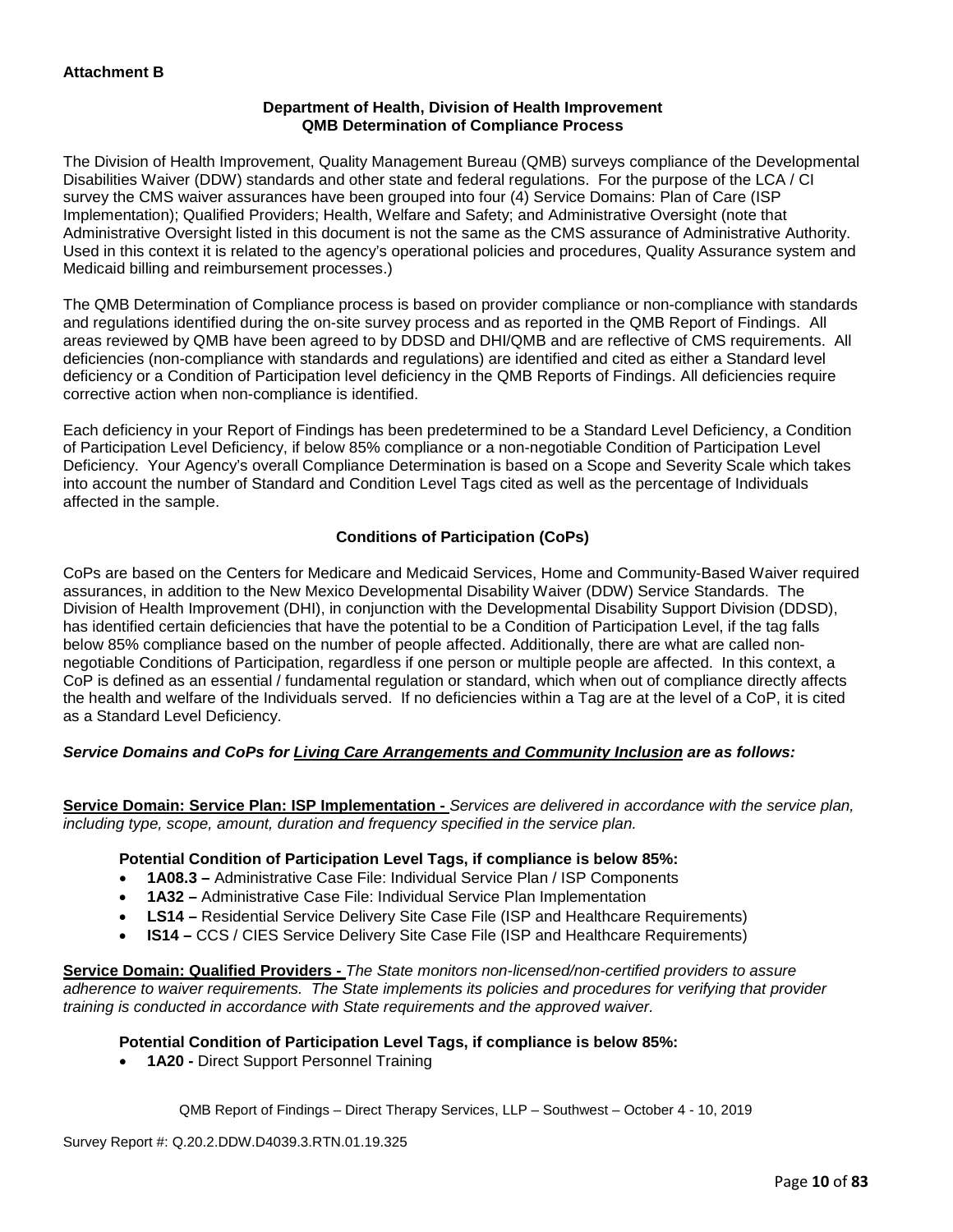**Attachment B**

**Department of Health, Division of Health Improvement**
**QMB Determination of Compliance Process**

The Division of Health Improvement, Quality Management Bureau (QMB) surveys compliance of the Developmental Disabilities Waiver (DDW) standards and other state and federal regulations. For the purpose of the LCA / CI survey the CMS waiver assurances have been grouped into four (4) Service Domains: Plan of Care (ISP Implementation); Qualified Providers; Health, Welfare and Safety; and Administrative Oversight (note that Administrative Oversight listed in this document is not the same as the CMS assurance of Administrative Authority. Used in this context it is related to the agency's operational policies and procedures, Quality Assurance system and Medicaid billing and reimbursement processes.)

The QMB Determination of Compliance process is based on provider compliance or non-compliance with standards and regulations identified during the on-site survey process and as reported in the QMB Report of Findings. All areas reviewed by QMB have been agreed to by DDSD and DHI/QMB and are reflective of CMS requirements. All deficiencies (non-compliance with standards and regulations) are identified and cited as either a Standard level deficiency or a Condition of Participation level deficiency in the QMB Reports of Findings. All deficiencies require corrective action when non-compliance is identified.

Each deficiency in your Report of Findings has been predetermined to be a Standard Level Deficiency, a Condition of Participation Level Deficiency, if below 85% compliance or a non-negotiable Condition of Participation Level Deficiency. Your Agency's overall Compliance Determination is based on a Scope and Severity Scale which takes into account the number of Standard and Condition Level Tags cited as well as the percentage of Individuals affected in the sample.

**Conditions of Participation (CoPs)**

CoPs are based on the Centers for Medicare and Medicaid Services, Home and Community-Based Waiver required assurances, in addition to the New Mexico Developmental Disability Waiver (DDW) Service Standards. The Division of Health Improvement (DHI), in conjunction with the Developmental Disability Support Division (DDSD), has identified certain deficiencies that have the potential to be a Condition of Participation Level, if the tag falls below 85% compliance based on the number of people affected. Additionally, there are what are called non-negotiable Conditions of Participation, regardless if one person or multiple people are affected. In this context, a CoP is defined as an essential / fundamental regulation or standard, which when out of compliance directly affects the health and welfare of the Individuals served. If no deficiencies within a Tag are at the level of a CoP, it is cited as a Standard Level Deficiency.

***Service Domains and CoPs for Living Care Arrangements and Community Inclusion are as follows:***

**Service Domain: Service Plan: ISP Implementation -** *Services are delivered in accordance with the service plan, including type, scope, amount, duration and frequency specified in the service plan.*

**Potential Condition of Participation Level Tags, if compliance is below 85%:**

- **1A08.3 –** Administrative Case File: Individual Service Plan / ISP Components
- **1A32 –** Administrative Case File: Individual Service Plan Implementation
- **LS14 –** Residential Service Delivery Site Case File (ISP and Healthcare Requirements)
- **IS14 –** CCS / CIES Service Delivery Site Case File (ISP and Healthcare Requirements)

**Service Domain: Qualified Providers -** *The State monitors non-licensed/non-certified providers to assure adherence to waiver requirements. The State implements its policies and procedures for verifying that provider training is conducted in accordance with State requirements and the approved waiver.*

**Potential Condition of Participation Level Tags, if compliance is below 85%:**

- **1A20 -** Direct Support Personnel Training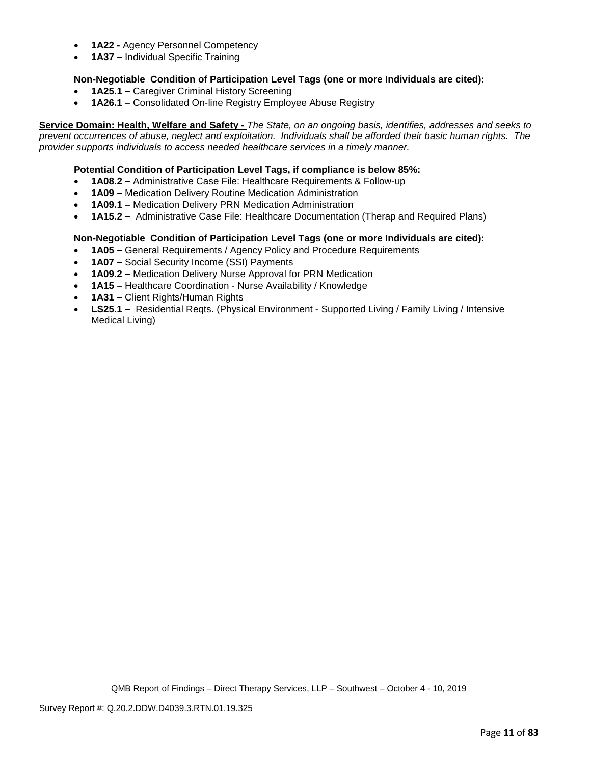- **1A22 -** Agency Personnel Competency
- **1A37 –** Individual Specific Training

**Non-Negotiable Condition of Participation Level Tags (one or more Individuals are cited):**

- **1A25.1 –** Caregiver Criminal History Screening
- **1A26.1 –** Consolidated On-line Registry Employee Abuse Registry

**Service Domain: Health, Welfare and Safety -** *The State, on an ongoing basis, identifies, addresses and seeks to prevent occurrences of abuse, neglect and exploitation. Individuals shall be afforded their basic human rights. The provider supports individuals to access needed healthcare services in a timely manner.*

**Potential Condition of Participation Level Tags, if compliance is below 85%:**

- **1A08.2 –** Administrative Case File: Healthcare Requirements & Follow-up
- **1A09 –** Medication Delivery Routine Medication Administration
- **1A09.1 –** Medication Delivery PRN Medication Administration
- **1A15.2 –** Administrative Case File: Healthcare Documentation (Therap and Required Plans)

**Non-Negotiable Condition of Participation Level Tags (one or more Individuals are cited):**

- **1A05 –** General Requirements / Agency Policy and Procedure Requirements
- **1A07 –** Social Security Income (SSI) Payments
- **1A09.2 –** Medication Delivery Nurse Approval for PRN Medication
- **1A15 –** Healthcare Coordination - Nurse Availability / Knowledge
- **1A31 –** Client Rights/Human Rights
- **LS25.1 –** Residential Reqts. (Physical Environment - Supported Living / Family Living / Intensive Medical Living)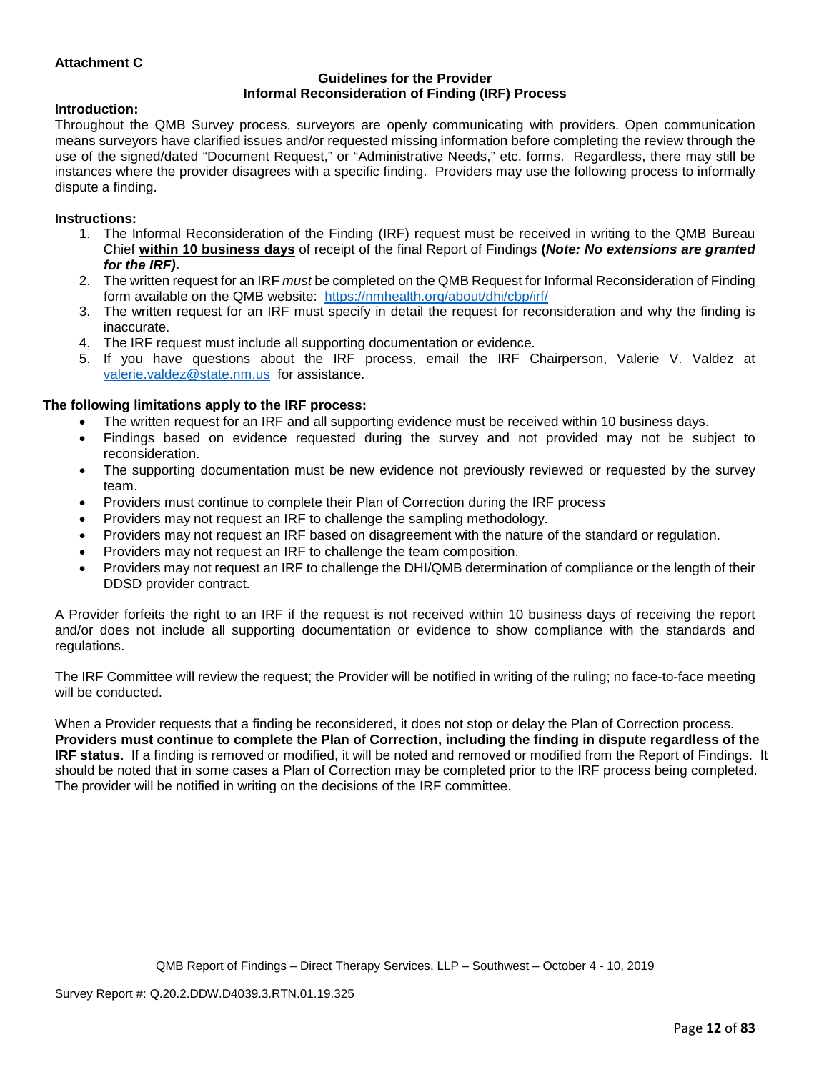**Attachment C**

### Guidelines for the Provider
### Informal Reconsideration of Finding (IRF) Process

**Introduction:**

Throughout the QMB Survey process, surveyors are openly communicating with providers. Open communication means surveyors have clarified issues and/or requested missing information before completing the review through the use of the signed/dated "Document Request," or "Administrative Needs," etc. forms. Regardless, there may still be instances where the provider disagrees with a specific finding. Providers may use the following process to informally dispute a finding.

**Instructions:**

1. The Informal Reconsideration of the Finding (IRF) request must be received in writing to the QMB Bureau Chief **within 10 business days** of receipt of the final Report of Findings **(*Note: No extensions are granted for the IRF).***
2. The written request for an IRF *must* be completed on the QMB Request for Informal Reconsideration of Finding form available on the QMB website: https://nmhealth.org/about/dhi/cbp/irf/
3. The written request for an IRF must specify in detail the request for reconsideration and why the finding is inaccurate.
4. The IRF request must include all supporting documentation or evidence.
5. If you have questions about the IRF process, email the IRF Chairperson, Valerie V. Valdez at valerie.valdez@state.nm.us for assistance.

**The following limitations apply to the IRF process:**

- The written request for an IRF and all supporting evidence must be received within 10 business days.
- Findings based on evidence requested during the survey and not provided may not be subject to reconsideration.
- The supporting documentation must be new evidence not previously reviewed or requested by the survey team.
- Providers must continue to complete their Plan of Correction during the IRF process
- Providers may not request an IRF to challenge the sampling methodology.
- Providers may not request an IRF based on disagreement with the nature of the standard or regulation.
- Providers may not request an IRF to challenge the team composition.
- Providers may not request an IRF to challenge the DHI/QMB determination of compliance or the length of their DDSD provider contract.

A Provider forfeits the right to an IRF if the request is not received within 10 business days of receiving the report and/or does not include all supporting documentation or evidence to show compliance with the standards and regulations.

The IRF Committee will review the request; the Provider will be notified in writing of the ruling; no face-to-face meeting will be conducted.

When a Provider requests that a finding be reconsidered, it does not stop or delay the Plan of Correction process. **Providers must continue to complete the Plan of Correction, including the finding in dispute regardless of the IRF status.** If a finding is removed or modified, it will be noted and removed or modified from the Report of Findings. It should be noted that in some cases a Plan of Correction may be completed prior to the IRF process being completed. The provider will be notified in writing on the decisions of the IRF committee.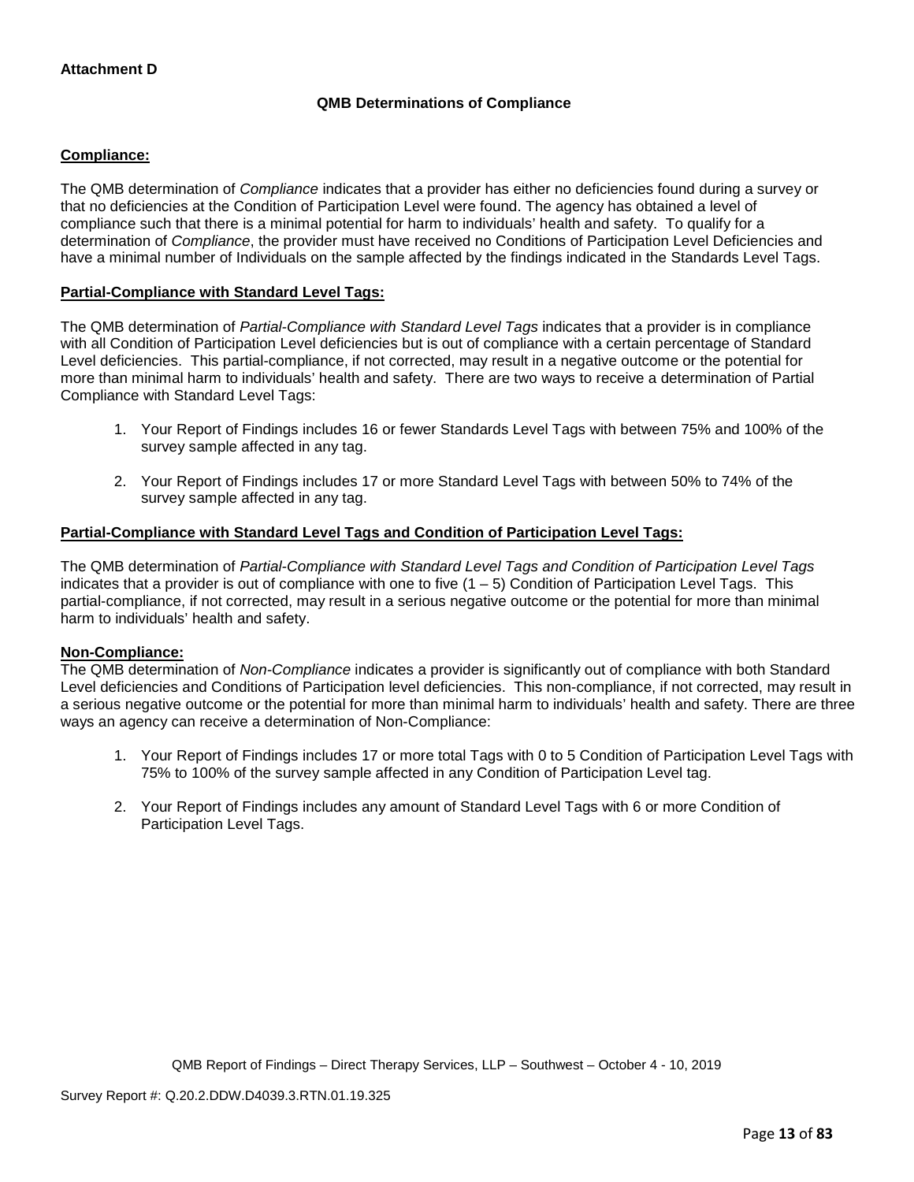**Attachment D**

## QMB Determinations of Compliance

### Compliance:

The QMB determination of *Compliance* indicates that a provider has either no deficiencies found during a survey or that no deficiencies at the Condition of Participation Level were found. The agency has obtained a level of compliance such that there is a minimal potential for harm to individuals' health and safety. To qualify for a determination of *Compliance*, the provider must have received no Conditions of Participation Level Deficiencies and have a minimal number of Individuals on the sample affected by the findings indicated in the Standards Level Tags.

### Partial-Compliance with Standard Level Tags:

The QMB determination of *Partial-Compliance with Standard Level Tags* indicates that a provider is in compliance with all Condition of Participation Level deficiencies but is out of compliance with a certain percentage of Standard Level deficiencies. This partial-compliance, if not corrected, may result in a negative outcome or the potential for more than minimal harm to individuals' health and safety. There are two ways to receive a determination of Partial Compliance with Standard Level Tags:

1. Your Report of Findings includes 16 or fewer Standards Level Tags with between 75% and 100% of the survey sample affected in any tag.
2. Your Report of Findings includes 17 or more Standard Level Tags with between 50% to 74% of the survey sample affected in any tag.

### Partial-Compliance with Standard Level Tags and Condition of Participation Level Tags:

The QMB determination of *Partial-Compliance with Standard Level Tags and Condition of Participation Level Tags* indicates that a provider is out of compliance with one to five (1 – 5) Condition of Participation Level Tags. This partial-compliance, if not corrected, may result in a serious negative outcome or the potential for more than minimal harm to individuals' health and safety.

### Non-Compliance:

The QMB determination of *Non-Compliance* indicates a provider is significantly out of compliance with both Standard Level deficiencies and Conditions of Participation level deficiencies. This non-compliance, if not corrected, may result in a serious negative outcome or the potential for more than minimal harm to individuals' health and safety. There are three ways an agency can receive a determination of Non-Compliance:

1. Your Report of Findings includes 17 or more total Tags with 0 to 5 Condition of Participation Level Tags with 75% to 100% of the survey sample affected in any Condition of Participation Level tag.
2. Your Report of Findings includes any amount of Standard Level Tags with 6 or more Condition of Participation Level Tags.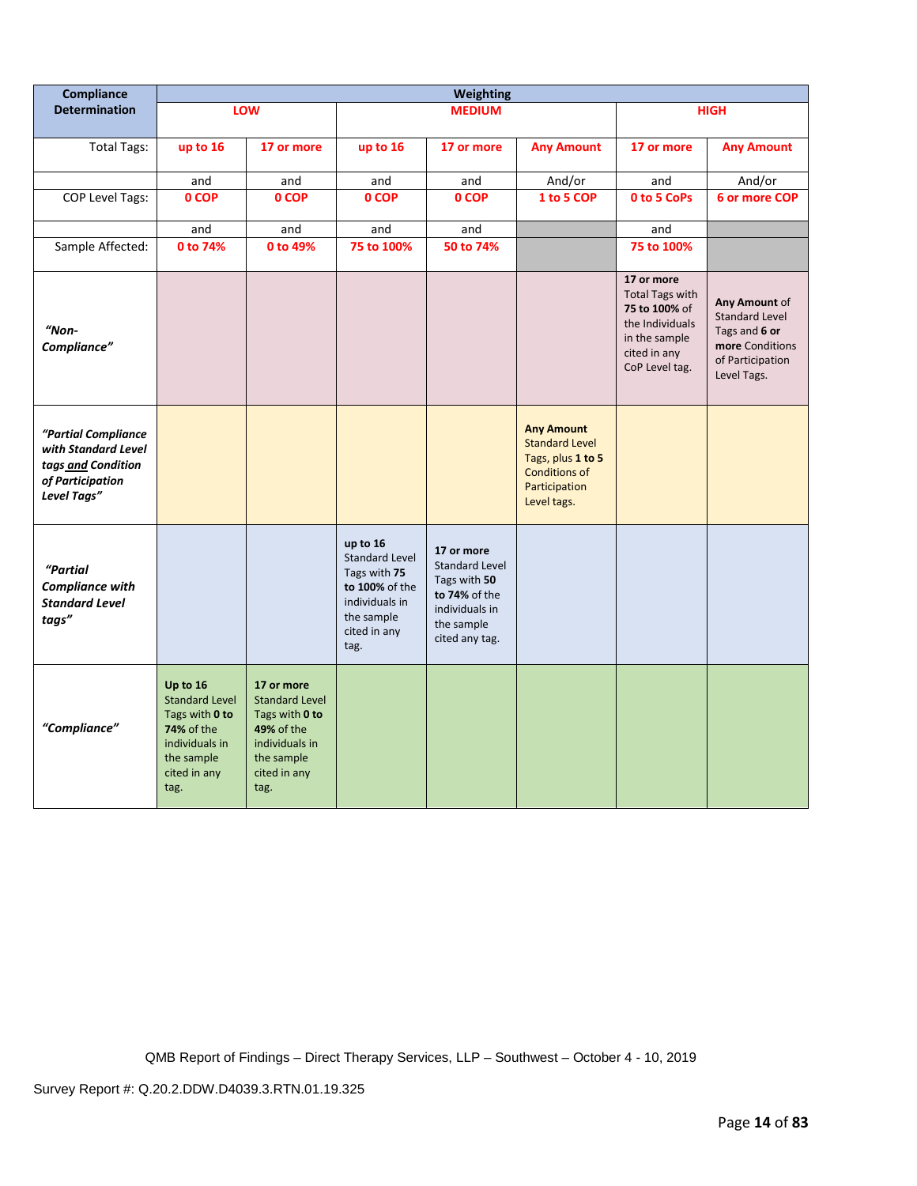| Compliance Determination | Weighting | | | | | | |
|---|---|---|---|---|---|---|---|
| | LOW | | MEDIUM | | | HIGH | |
| Total Tags: | up to 16 | 17 or more | up to 16 | 17 or more | Any Amount | 17 or more | Any Amount |
| | and | and | and | and | And/or | and | And/or |
| COP Level Tags: | 0 COP | 0 COP | 0 COP | 0 COP | 1 to 5 COP | 0 to 5 CoPs | 6 or more COP |
| | and | and | and | and | | and | |
| Sample Affected: | 0 to 74% | 0 to 49% | 75 to 100% | 50 to 74% | | 75 to 100% | |
| *"Non-Compliance"* | | | | | | **17 or more** Total Tags with **75 to 100%** of the Individuals in the sample cited in any CoP Level tag. | **Any Amount** of Standard Level Tags and **6 or more** Conditions of Participation Level Tags. |
| ***"Partial Compliance with Standard Level tags and Condition of Participation Level Tags"*** | | | | | **Any Amount** Standard Level Tags, plus **1 to 5** Conditions of Participation Level tags. | | |
| ***"Partial Compliance with Standard Level tags"*** | | | **up to 16** Standard Level Tags with **75 to 100%** of the individuals in the sample cited in any tag. | **17 or more** Standard Level Tags with **50 to 74%** of the individuals in the sample cited any tag. | | | |
| ***"Compliance"*** | **Up to 16** Standard Level Tags with **0 to 74%** of the individuals in the sample cited in any tag. | **17 or more** Standard Level Tags with **0 to 49%** of the individuals in the sample cited in any tag. | | | | | |

QMB Report of Findings – Direct Therapy Services, LLP – Southwest – October 4 - 10, 2019

Survey Report #: Q.20.2.DDW.D4039.3.RTN.01.19.325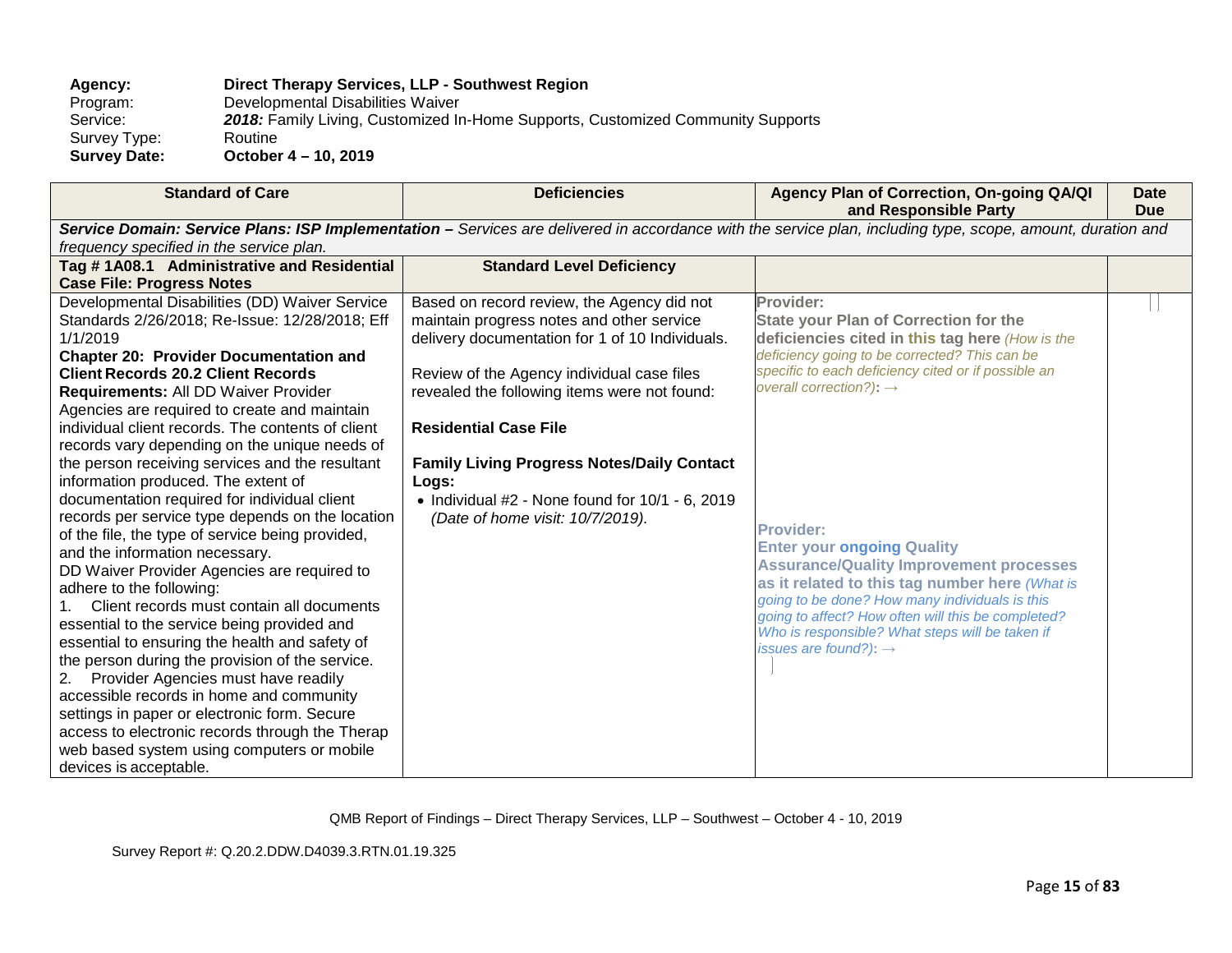**Agency:** **Direct Therapy Services, LLP - Southwest Region**
Program: Developmental Disabilities Waiver
Service: ***2018:*** Family Living, Customized In-Home Supports, Customized Community Supports
Survey Type: Routine
**Survey Date:** **October 4 – 10, 2019**

| Standard of Care | Deficiencies | Agency Plan of Correction, On-going QA/QI and Responsible Party | Date Due |
|---|---|---|---|
| ***Service Domain: Service Plans: ISP Implementation –*** *Services are delivered in accordance with the service plan, including type, scope, amount, duration and frequency specified in the service plan.* | | | |
| **Tag # 1A08.1 Administrative and Residential Case File: Progress Notes** | **Standard Level Deficiency** | | |
| Developmental Disabilities (DD) Waiver Service Standards 2/26/2018; Re-Issue: 12/28/2018; Eff 1/1/2019<br>**Chapter 20: Provider Documentation and Client Records 20.2 Client Records Requirements:** All DD Waiver Provider Agencies are required to create and maintain individual client records. The contents of client records vary depending on the unique needs of the person receiving services and the resultant information produced. The extent of documentation required for individual client records per service type depends on the location of the file, the type of service being provided, and the information necessary.<br>DD Waiver Provider Agencies are required to adhere to the following:<br>1. Client records must contain all documents essential to the service being provided and essential to ensuring the health and safety of the person during the provision of the service.<br>2. Provider Agencies must have readily accessible records in home and community settings in paper or electronic form. Secure access to electronic records through the Therap web based system using computers or mobile devices is acceptable. | Based on record review, the Agency did not maintain progress notes and other service delivery documentation for 1 of 10 Individuals.<br><br>Review of the Agency individual case files revealed the following items were not found:<br><br>**Residential Case File**<br><br>**Family Living Progress Notes/Daily Contact Logs:**<br>• Individual #2 - None found for 10/1 - 6, 2019 *(Date of home visit: 10/7/2019).* | **Provider:**<br>**State your Plan of Correction for the deficiencies cited in this tag here** *(How is the deficiency going to be corrected? This can be specific to each deficiency cited or if possible an overall correction?):* →<br><br>**Provider:**<br>**Enter your ongoing Quality Assurance/Quality Improvement processes as it related to this tag number here** *(What is going to be done? How many individuals is this going to affect? How often will this be completed? Who is responsible? What steps will be taken if issues are found?):* → | |

QMB Report of Findings – Direct Therapy Services, LLP – Southwest – October 4 - 10, 2019

Survey Report #: Q.20.2.DDW.D4039.3.RTN.01.19.325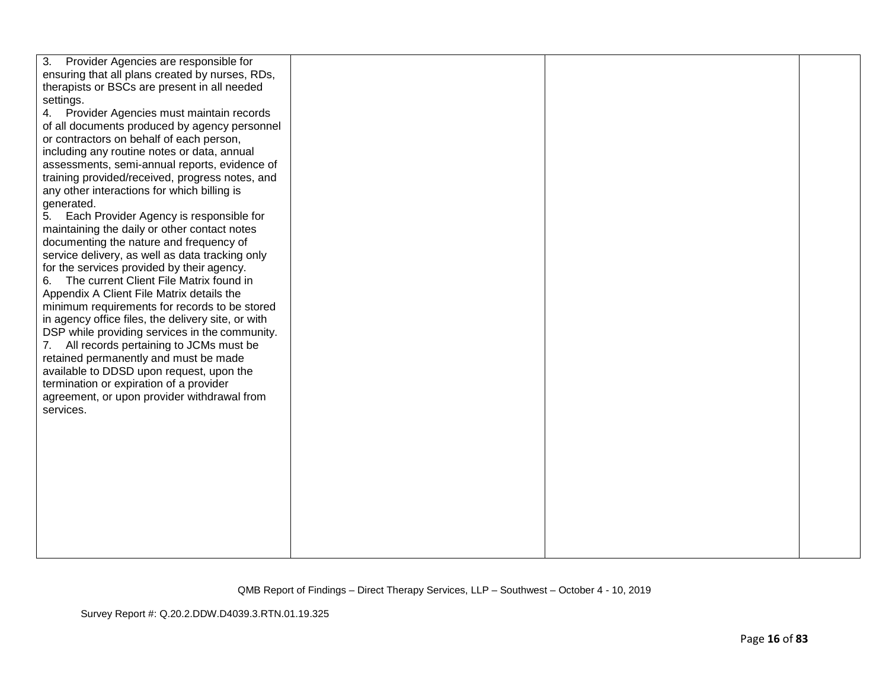| | | | |
|---|---|---|---|
| 3. Provider Agencies are responsible for ensuring that all plans created by nurses, RDs, therapists or BSCs are present in all needed settings.<br>4. Provider Agencies must maintain records of all documents produced by agency personnel or contractors on behalf of each person, including any routine notes or data, annual assessments, semi-annual reports, evidence of training provided/received, progress notes, and any other interactions for which billing is generated.<br>5. Each Provider Agency is responsible for maintaining the daily or other contact notes documenting the nature and frequency of service delivery, as well as data tracking only for the services provided by their agency.<br>6. The current Client File Matrix found in Appendix A Client File Matrix details the minimum requirements for records to be stored in agency office files, the delivery site, or with DSP while providing services in the community.<br>7. All records pertaining to JCMs must be retained permanently and must be made available to DDSD upon request, upon the termination or expiration of a provider agreement, or upon provider withdrawal from services. | | | |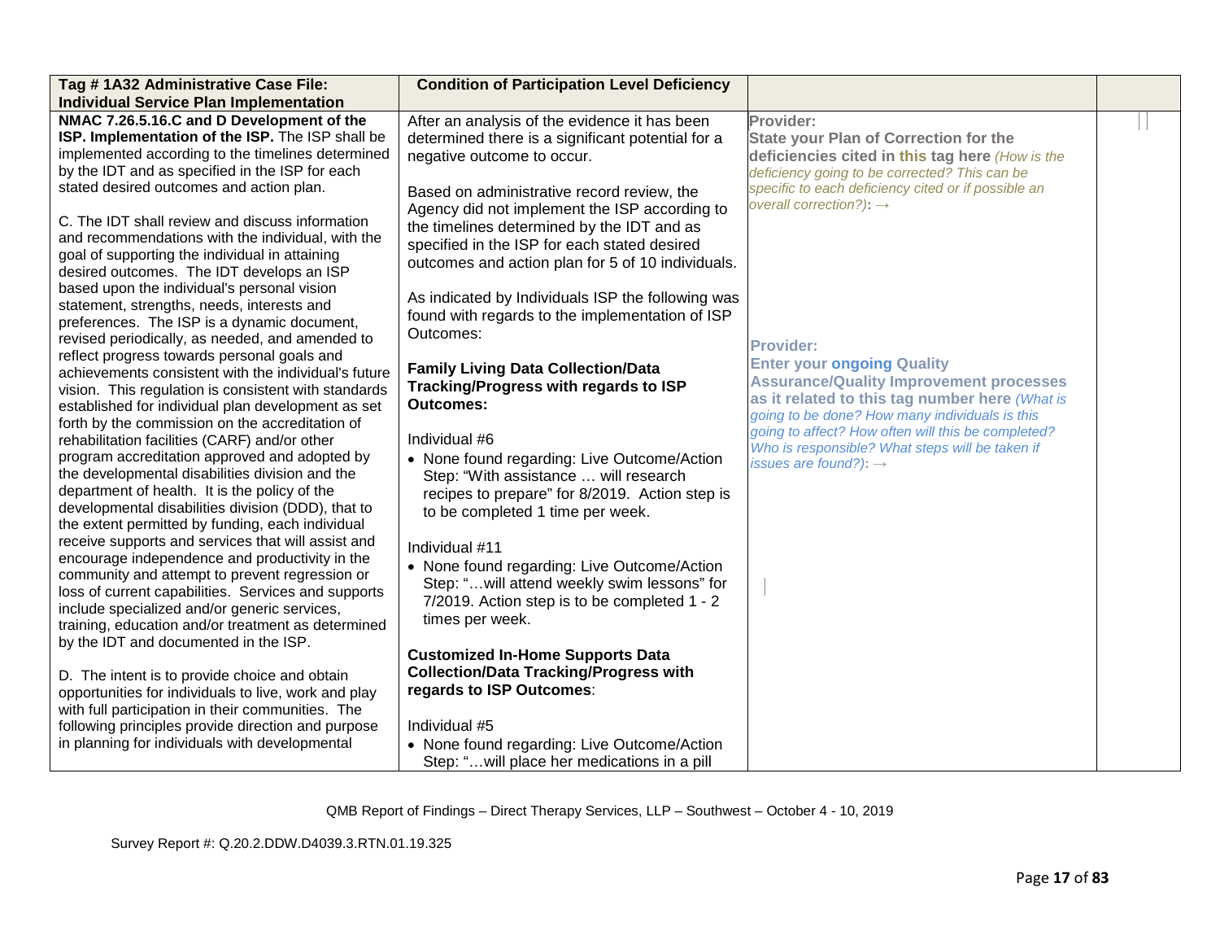| Tag # 1A32 Administrative Case File: Individual Service Plan Implementation | Condition of Participation Level Deficiency | | |
|---|---|---|---|
| **NMAC 7.26.5.16.C and D Development of the ISP. Implementation of the ISP.** The ISP shall be implemented according to the timelines determined by the IDT and as specified in the ISP for each stated desired outcomes and action plan.<br><br>C. The IDT shall review and discuss information and recommendations with the individual, with the goal of supporting the individual in attaining desired outcomes. The IDT develops an ISP based upon the individual's personal vision statement, strengths, needs, interests and preferences. The ISP is a dynamic document, revised periodically, as needed, and amended to reflect progress towards personal goals and achievements consistent with the individual's future vision. This regulation is consistent with standards established for individual plan development as set forth by the commission on the accreditation of rehabilitation facilities (CARF) and/or other program accreditation approved and adopted by the developmental disabilities division and the department of health. It is the policy of the developmental disabilities division (DDD), that to the extent permitted by funding, each individual receive supports and services that will assist and encourage independence and productivity in the community and attempt to prevent regression or loss of current capabilities. Services and supports include specialized and/or generic services, training, education and/or treatment as determined by the IDT and documented in the ISP.<br><br>D. The intent is to provide choice and obtain opportunities for individuals to live, work and play with full participation in their communities. The following principles provide direction and purpose in planning for individuals with developmental | After an analysis of the evidence it has been determined there is a significant potential for a negative outcome to occur.<br><br>Based on administrative record review, the Agency did not implement the ISP according to the timelines determined by the IDT and as specified in the ISP for each stated desired outcomes and action plan for 5 of 10 individuals.<br><br>As indicated by Individuals ISP the following was found with regards to the implementation of ISP Outcomes:<br><br>**Family Living Data Collection/Data Tracking/Progress with regards to ISP Outcomes:**<br><br>Individual #6<br>• None found regarding: Live Outcome/Action Step: "With assistance … will research recipes to prepare" for 8/2019. Action step is to be completed 1 time per week.<br><br>Individual #11<br>• None found regarding: Live Outcome/Action Step: "…will attend weekly swim lessons" for 7/2019. Action step is to be completed 1 - 2 times per week.<br><br>**Customized In-Home Supports Data Collection/Data Tracking/Progress with regards to ISP Outcomes**:<br><br>Individual #5<br>• None found regarding: Live Outcome/Action Step: "…will place her medications in a pill | **Provider:**<br>**State your Plan of Correction for the deficiencies cited in this tag here** *(How is the deficiency going to be corrected? This can be specific to each deficiency cited or if possible an overall correction?)*: →<br><br>**Provider:**<br>**Enter your ongoing Quality Assurance/Quality Improvement processes as it related to this tag number here** *(What is going to be done? How many individuals is this going to affect? How often will this be completed? Who is responsible? What steps will be taken if issues are found?)*: → | |

QMB Report of Findings – Direct Therapy Services, LLP – Southwest – October 4 - 10, 2019

Survey Report #: Q.20.2.DDW.D4039.3.RTN.01.19.325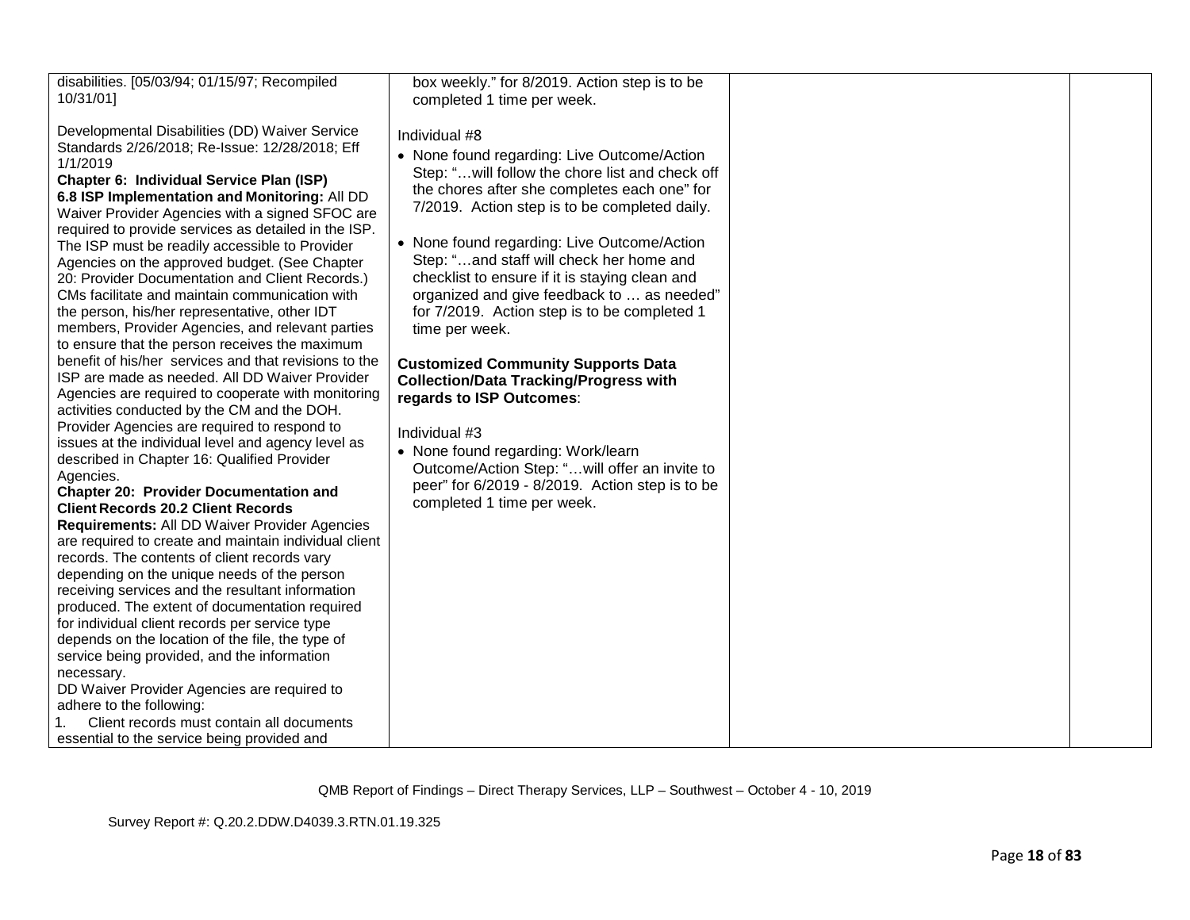| | | | |
|---|---|---|---|
| disabilities. [05/03/94; 01/15/97; Recompiled 10/31/01]<br><br>Developmental Disabilities (DD) Waiver Service Standards 2/26/2018; Re-Issue: 12/28/2018; Eff 1/1/2019<br>**Chapter 6: Individual Service Plan (ISP)**<br>**6.8 ISP Implementation and Monitoring:** All DD Waiver Provider Agencies with a signed SFOC are required to provide services as detailed in the ISP. The ISP must be readily accessible to Provider Agencies on the approved budget. (See Chapter 20: Provider Documentation and Client Records.) CMs facilitate and maintain communication with the person, his/her representative, other IDT members, Provider Agencies, and relevant parties to ensure that the person receives the maximum benefit of his/her services and that revisions to the ISP are made as needed. All DD Waiver Provider Agencies are required to cooperate with monitoring activities conducted by the CM and the DOH. Provider Agencies are required to respond to issues at the individual level and agency level as described in Chapter 16: Qualified Provider Agencies.<br>**Chapter 20: Provider Documentation and Client Records 20.2 Client Records Requirements:** All DD Waiver Provider Agencies are required to create and maintain individual client records. The contents of client records vary depending on the unique needs of the person receiving services and the resultant information produced. The extent of documentation required for individual client records per service type depends on the location of the file, the type of service being provided, and the information necessary.<br>DD Waiver Provider Agencies are required to adhere to the following:<br>1. Client records must contain all documents essential to the service being provided and | box weekly." for 8/2019. Action step is to be completed 1 time per week.<br><br>Individual #8<br>• None found regarding: Live Outcome/Action Step: "…will follow the chore list and check off the chores after she completes each one" for 7/2019. Action step is to be completed daily.<br><br>• None found regarding: Live Outcome/Action Step: "…and staff will check her home and checklist to ensure if it is staying clean and organized and give feedback to … as needed" for 7/2019. Action step is to be completed 1 time per week.<br><br>**Customized Community Supports Data Collection/Data Tracking/Progress with regards to ISP Outcomes**:<br><br>Individual #3<br>• None found regarding: Work/learn Outcome/Action Step: "…will offer an invite to peer" for 6/2019 - 8/2019. Action step is to be completed 1 time per week. | | |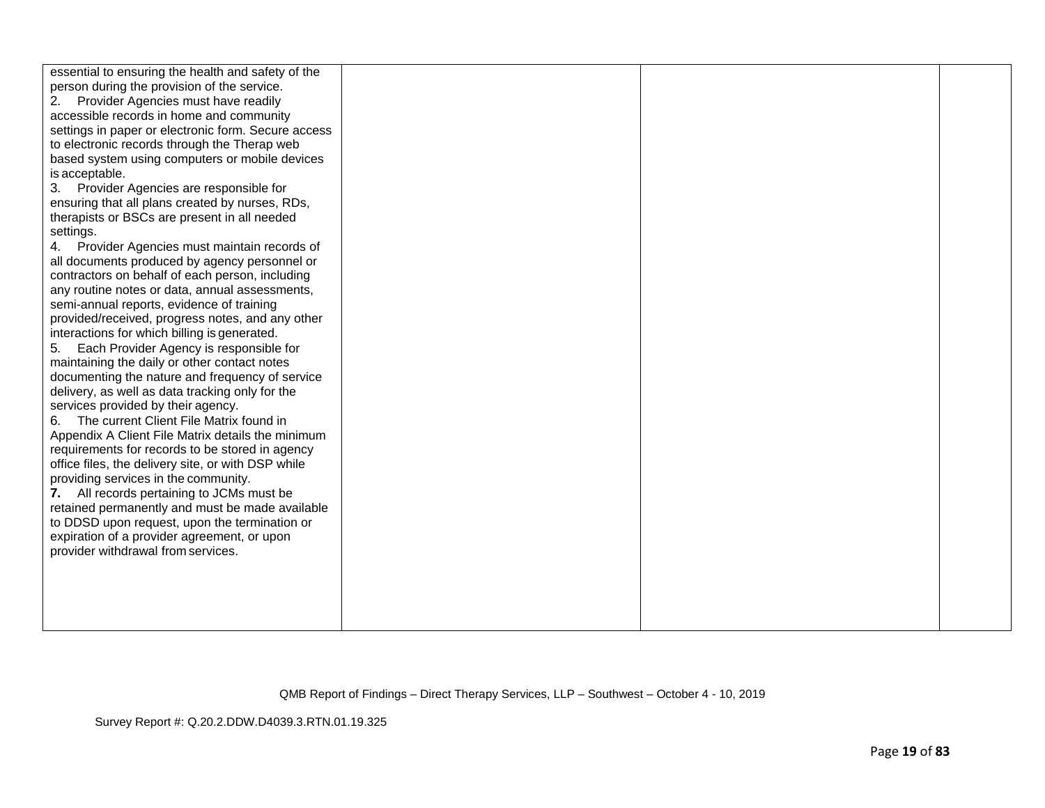| | | | |
|---|---|---|---|
| essential to ensuring the health and safety of the person during the provision of the service.<br>2. Provider Agencies must have readily accessible records in home and community settings in paper or electronic form. Secure access to electronic records through the Therap web based system using computers or mobile devices is acceptable.<br>3. Provider Agencies are responsible for ensuring that all plans created by nurses, RDs, therapists or BSCs are present in all needed settings.<br>4. Provider Agencies must maintain records of all documents produced by agency personnel or contractors on behalf of each person, including any routine notes or data, annual assessments, semi-annual reports, evidence of training provided/received, progress notes, and any other interactions for which billing is generated.<br>5. Each Provider Agency is responsible for maintaining the daily or other contact notes documenting the nature and frequency of service delivery, as well as data tracking only for the services provided by their agency.<br>6. The current Client File Matrix found in Appendix A Client File Matrix details the minimum requirements for records to be stored in agency office files, the delivery site, or with DSP while providing services in the community.<br>**7.** All records pertaining to JCMs must be retained permanently and must be made available to DDSD upon request, upon the termination or expiration of a provider agreement, or upon provider withdrawal from services. | | | |

QMB Report of Findings – Direct Therapy Services, LLP – Southwest – October 4 - 10, 2019

Survey Report #: Q.20.2.DDW.D4039.3.RTN.01.19.325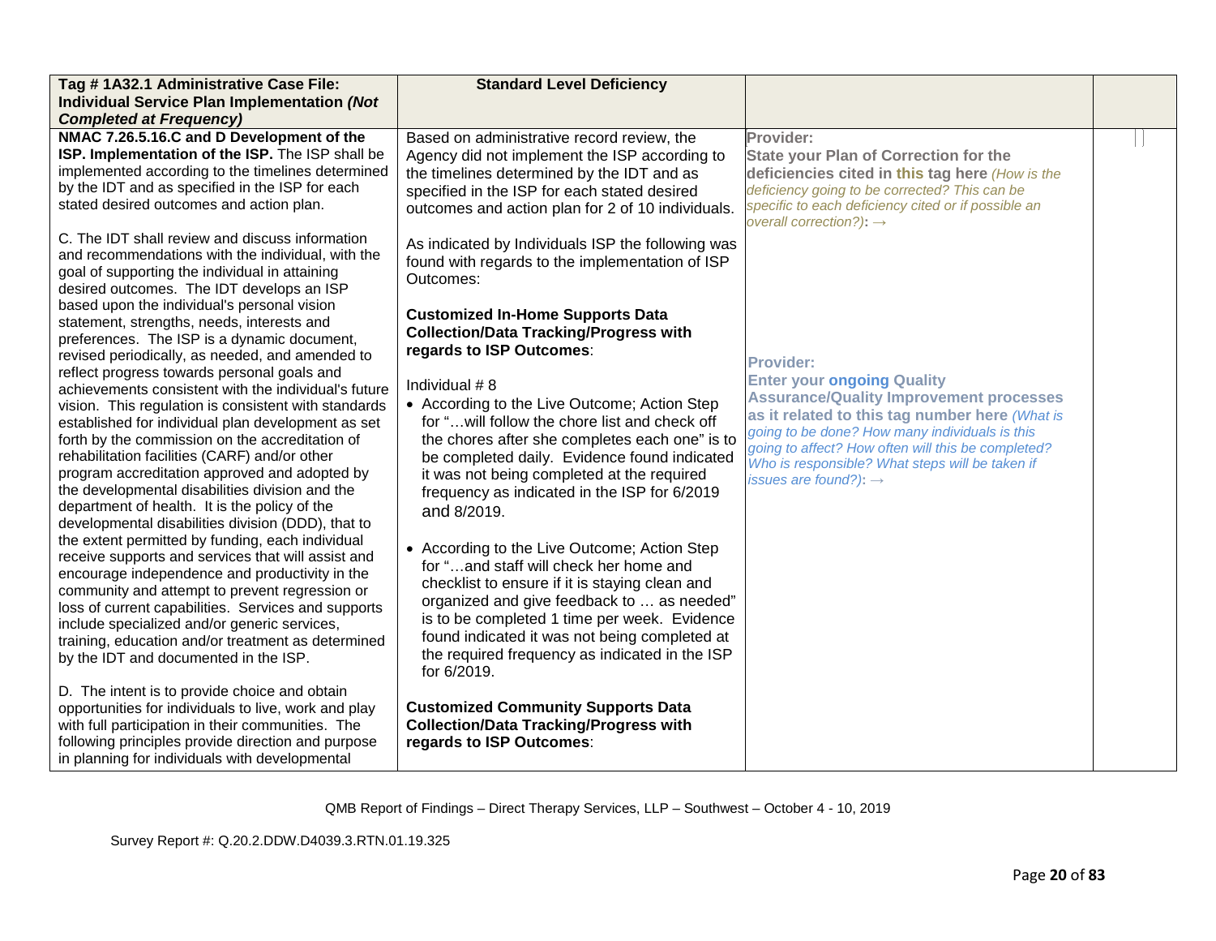| Tag # 1A32.1 Administrative Case File: Individual Service Plan Implementation *(Not Completed at Frequency)* | Standard Level Deficiency | | |
|---|---|---|---|
| **NMAC 7.26.5.16.C and D Development of the ISP. Implementation of the ISP.** The ISP shall be implemented according to the timelines determined by the IDT and as specified in the ISP for each stated desired outcomes and action plan.<br><br>C. The IDT shall review and discuss information and recommendations with the individual, with the goal of supporting the individual in attaining desired outcomes. The IDT develops an ISP based upon the individual's personal vision statement, strengths, needs, interests and preferences. The ISP is a dynamic document, revised periodically, as needed, and amended to reflect progress towards personal goals and achievements consistent with the individual's future vision. This regulation is consistent with standards established for individual plan development as set forth by the commission on the accreditation of rehabilitation facilities (CARF) and/or other program accreditation approved and adopted by the developmental disabilities division and the department of health. It is the policy of the developmental disabilities division (DDD), that to the extent permitted by funding, each individual receive supports and services that will assist and encourage independence and productivity in the community and attempt to prevent regression or loss of current capabilities. Services and supports include specialized and/or generic services, training, education and/or treatment as determined by the IDT and documented in the ISP.<br><br>D. The intent is to provide choice and obtain opportunities for individuals to live, work and play with full participation in their communities. The following principles provide direction and purpose in planning for individuals with developmental | Based on administrative record review, the Agency did not implement the ISP according to the timelines determined by the IDT and as specified in the ISP for each stated desired outcomes and action plan for 2 of 10 individuals.<br><br>As indicated by Individuals ISP the following was found with regards to the implementation of ISP Outcomes:<br><br>**Customized In-Home Supports Data Collection/Data Tracking/Progress with regards to ISP Outcomes**:<br><br>Individual # 8<br>• According to the Live Outcome; Action Step for "…will follow the chore list and check off the chores after she completes each one" is to be completed daily. Evidence found indicated it was not being completed at the required frequency as indicated in the ISP for 6/2019 and 8/2019.<br><br>• According to the Live Outcome; Action Step for "…and staff will check her home and checklist to ensure if it is staying clean and organized and give feedback to … as needed" is to be completed 1 time per week. Evidence found indicated it was not being completed at the required frequency as indicated in the ISP for 6/2019.<br><br>**Customized Community Supports Data Collection/Data Tracking/Progress with regards to ISP Outcomes**: | **Provider:**<br>**State your Plan of Correction for the deficiencies cited in this tag here** *(How is the deficiency going to be corrected? This can be specific to each deficiency cited or if possible an overall correction?)*: →<br><br>**Provider:**<br>**Enter your ongoing Quality Assurance/Quality Improvement processes as it related to this tag number here** *(What is going to be done? How many individuals is this going to affect? How often will this be completed? Who is responsible? What steps will be taken if issues are found?)*: → | |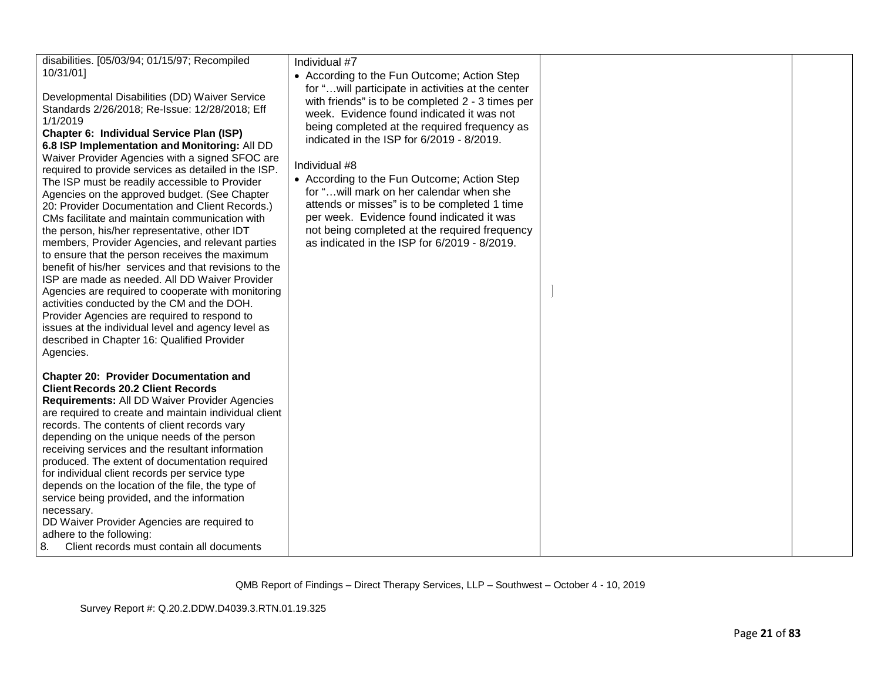| | | | |
|---|---|---|---|
| disabilities. [05/03/94; 01/15/97; Recompiled 10/31/01]<br><br>Developmental Disabilities (DD) Waiver Service Standards 2/26/2018; Re-Issue: 12/28/2018; Eff 1/1/2019<br>**Chapter 6: Individual Service Plan (ISP)**<br>**6.8 ISP Implementation and Monitoring:** All DD Waiver Provider Agencies with a signed SFOC are required to provide services as detailed in the ISP. The ISP must be readily accessible to Provider Agencies on the approved budget. (See Chapter 20: Provider Documentation and Client Records.) CMs facilitate and maintain communication with the person, his/her representative, other IDT members, Provider Agencies, and relevant parties to ensure that the person receives the maximum benefit of his/her services and that revisions to the ISP are made as needed. All DD Waiver Provider Agencies are required to cooperate with monitoring activities conducted by the CM and the DOH. Provider Agencies are required to respond to issues at the individual level and agency level as described in Chapter 16: Qualified Provider Agencies.<br><br>**Chapter 20: Provider Documentation and Client Records 20.2 Client Records Requirements:** All DD Waiver Provider Agencies are required to create and maintain individual client records. The contents of client records vary depending on the unique needs of the person receiving services and the resultant information produced. The extent of documentation required for individual client records per service type depends on the location of the file, the type of service being provided, and the information necessary.<br>DD Waiver Provider Agencies are required to adhere to the following:<br>8. Client records must contain all documents | Individual #7<br>• According to the Fun Outcome; Action Step for "…will participate in activities at the center with friends" is to be completed 2 - 3 times per week. Evidence found indicated it was not being completed at the required frequency as indicated in the ISP for 6/2019 - 8/2019.<br><br>Individual #8<br>• According to the Fun Outcome; Action Step for "…will mark on her calendar when she attends or misses" is to be completed 1 time per week. Evidence found indicated it was not being completed at the required frequency as indicated in the ISP for 6/2019 - 8/2019. | | |

QMB Report of Findings – Direct Therapy Services, LLP – Southwest – October 4 - 10, 2019

Survey Report #: Q.20.2.DDW.D4039.3.RTN.01.19.325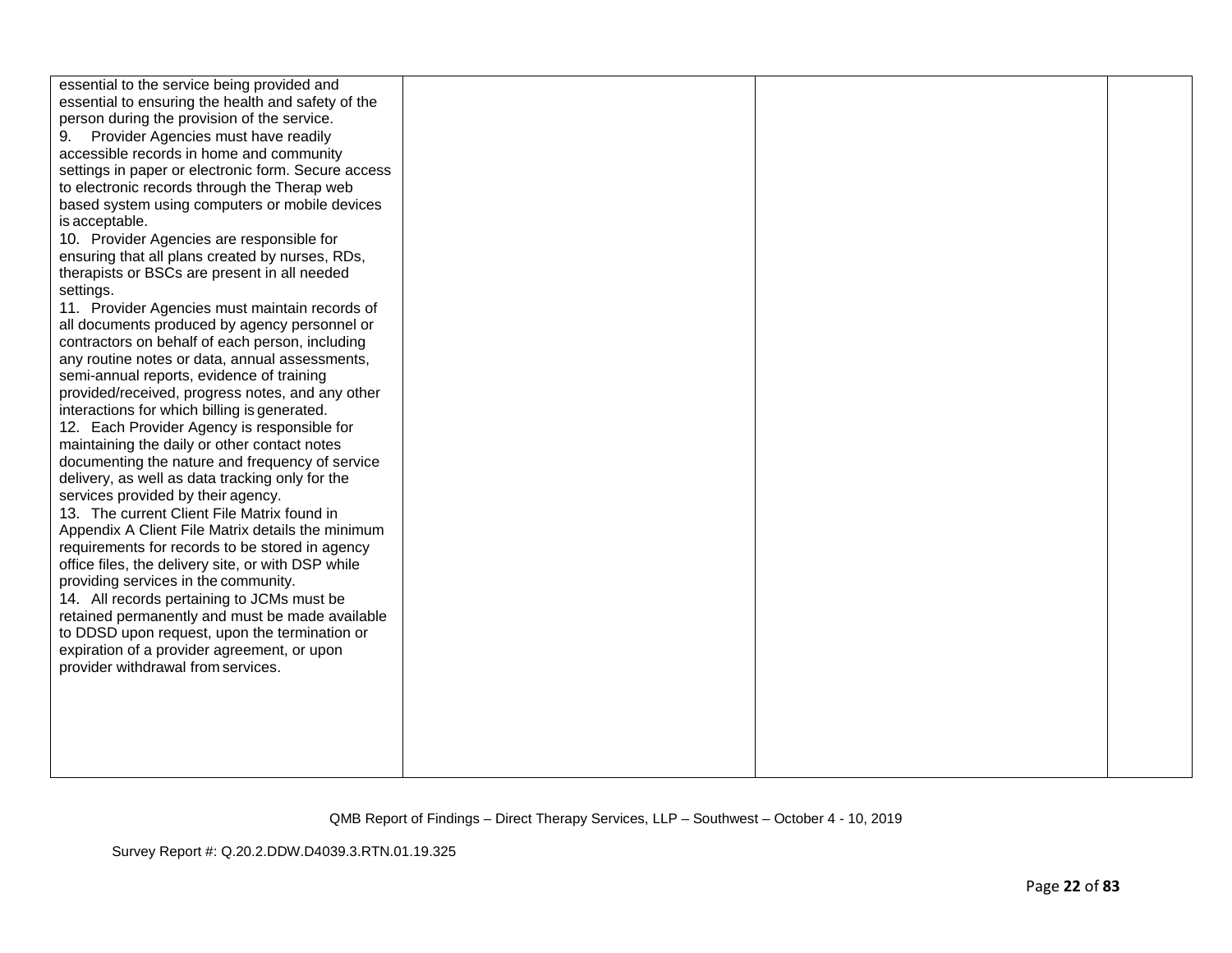| | | | |
|---|---|---|---|
| essential to the service being provided and essential to ensuring the health and safety of the person during the provision of the service.<br>9. Provider Agencies must have readily accessible records in home and community settings in paper or electronic form. Secure access to electronic records through the Therap web based system using computers or mobile devices is acceptable.<br>10. Provider Agencies are responsible for ensuring that all plans created by nurses, RDs, therapists or BSCs are present in all needed settings.<br>11. Provider Agencies must maintain records of all documents produced by agency personnel or contractors on behalf of each person, including any routine notes or data, annual assessments, semi-annual reports, evidence of training provided/received, progress notes, and any other interactions for which billing is generated.<br>12. Each Provider Agency is responsible for maintaining the daily or other contact notes documenting the nature and frequency of service delivery, as well as data tracking only for the services provided by their agency.<br>13. The current Client File Matrix found in Appendix A Client File Matrix details the minimum requirements for records to be stored in agency office files, the delivery site, or with DSP while providing services in the community.<br>14. All records pertaining to JCMs must be retained permanently and must be made available to DDSD upon request, upon the termination or expiration of a provider agreement, or upon provider withdrawal from services. | | | |

QMB Report of Findings – Direct Therapy Services, LLP – Southwest – October 4 - 10, 2019

Survey Report #: Q.20.2.DDW.D4039.3.RTN.01.19.325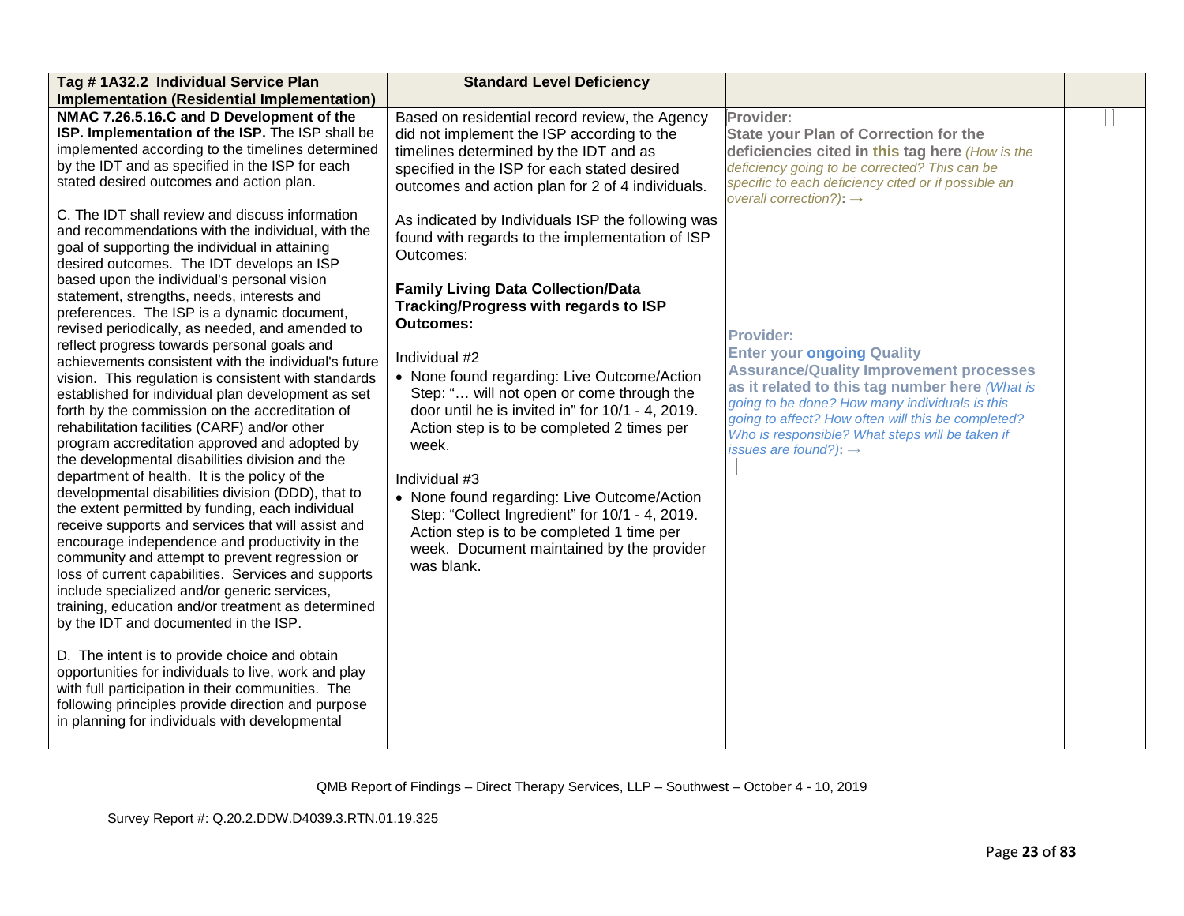| Tag # 1A32.2 Individual Service Plan Implementation (Residential Implementation) | Standard Level Deficiency | | |
|---|---|---|---|
| **NMAC 7.26.5.16.C and D Development of the ISP. Implementation of the ISP.** The ISP shall be implemented according to the timelines determined by the IDT and as specified in the ISP for each stated desired outcomes and action plan.<br><br>C. The IDT shall review and discuss information and recommendations with the individual, with the goal of supporting the individual in attaining desired outcomes. The IDT develops an ISP based upon the individual's personal vision statement, strengths, needs, interests and preferences. The ISP is a dynamic document, revised periodically, as needed, and amended to reflect progress towards personal goals and achievements consistent with the individual's future vision. This regulation is consistent with standards established for individual plan development as set forth by the commission on the accreditation of rehabilitation facilities (CARF) and/or other program accreditation approved and adopted by the developmental disabilities division and the department of health. It is the policy of the developmental disabilities division (DDD), that to the extent permitted by funding, each individual receive supports and services that will assist and encourage independence and productivity in the community and attempt to prevent regression or loss of current capabilities. Services and supports include specialized and/or generic services, training, education and/or treatment as determined by the IDT and documented in the ISP.<br><br>D. The intent is to provide choice and obtain opportunities for individuals to live, work and play with full participation in their communities. The following principles provide direction and purpose in planning for individuals with developmental | Based on residential record review, the Agency did not implement the ISP according to the timelines determined by the IDT and as specified in the ISP for each stated desired outcomes and action plan for 2 of 4 individuals.<br><br>As indicated by Individuals ISP the following was found with regards to the implementation of ISP Outcomes:<br><br>**Family Living Data Collection/Data Tracking/Progress with regards to ISP Outcomes:**<br><br>Individual #2<br>• None found regarding: Live Outcome/Action Step: "… will not open or come through the door until he is invited in" for 10/1 - 4, 2019. Action step is to be completed 2 times per week.<br><br>Individual #3<br>• None found regarding: Live Outcome/Action Step: "Collect Ingredient" for 10/1 - 4, 2019. Action step is to be completed 1 time per week. Document maintained by the provider was blank. | **Provider:**<br>**State your Plan of Correction for the deficiencies cited in this tag here** *(How is the deficiency going to be corrected? This can be specific to each deficiency cited or if possible an overall correction?)***:** →<br><br>**Provider:**<br>**Enter your ongoing Quality Assurance/Quality Improvement processes as it related to this tag number here** *(What is going to be done? How many individuals is this going to affect? How often will this be completed? Who is responsible? What steps will be taken if issues are found?)***:** → | |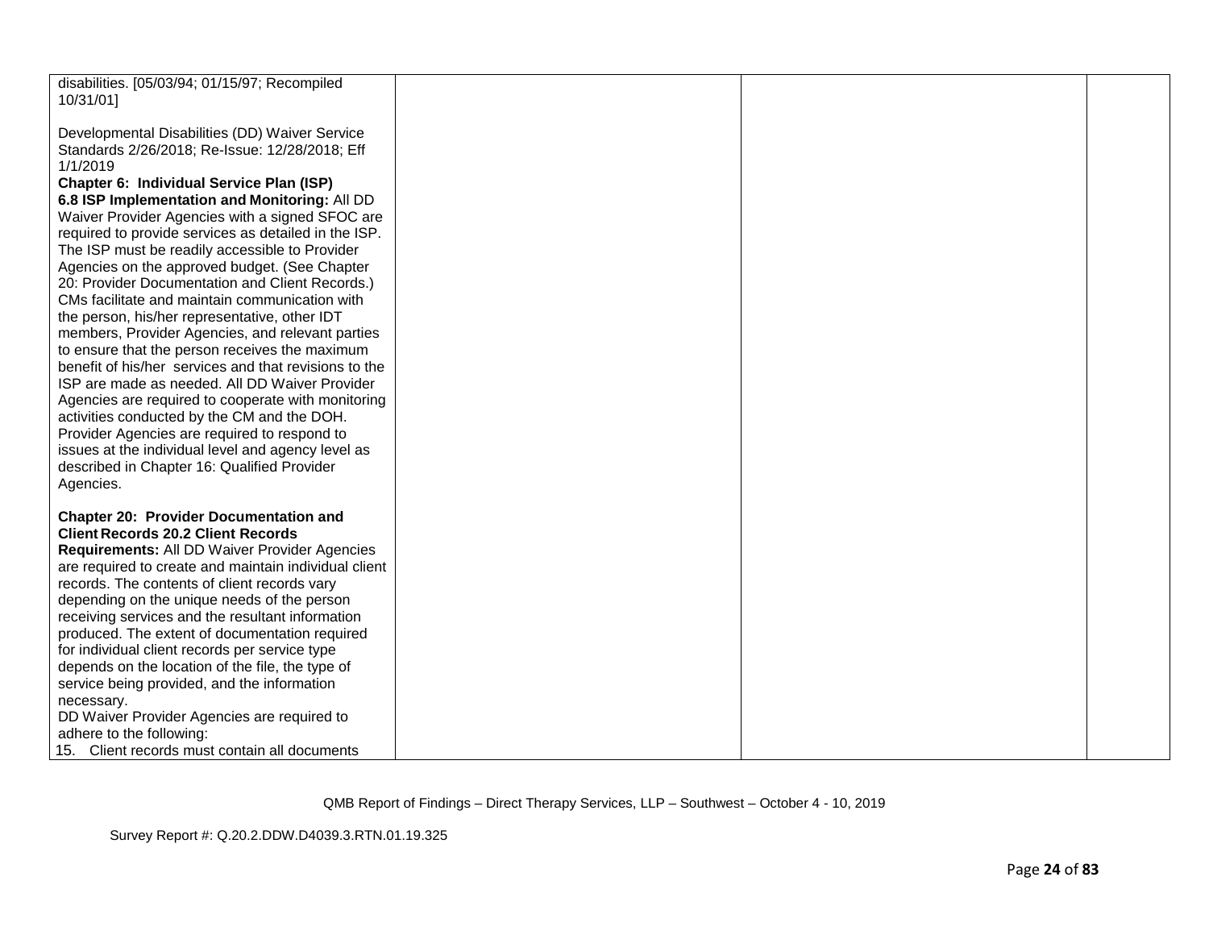| | | | |
|---|---|---|---|
| disabilities. [05/03/94; 01/15/97; Recompiled 10/31/01]<br><br>Developmental Disabilities (DD) Waiver Service Standards 2/26/2018; Re-Issue: 12/28/2018; Eff 1/1/2019<br>**Chapter 6: Individual Service Plan (ISP)**<br>**6.8 ISP Implementation and Monitoring:** All DD Waiver Provider Agencies with a signed SFOC are required to provide services as detailed in the ISP. The ISP must be readily accessible to Provider Agencies on the approved budget. (See Chapter 20: Provider Documentation and Client Records.) CMs facilitate and maintain communication with the person, his/her representative, other IDT members, Provider Agencies, and relevant parties to ensure that the person receives the maximum benefit of his/her services and that revisions to the ISP are made as needed. All DD Waiver Provider Agencies are required to cooperate with monitoring activities conducted by the CM and the DOH. Provider Agencies are required to respond to issues at the individual level and agency level as described in Chapter 16: Qualified Provider Agencies.<br><br>**Chapter 20: Provider Documentation and Client Records 20.2 Client Records Requirements:** All DD Waiver Provider Agencies are required to create and maintain individual client records. The contents of client records vary depending on the unique needs of the person receiving services and the resultant information produced. The extent of documentation required for individual client records per service type depends on the location of the file, the type of service being provided, and the information necessary.<br>DD Waiver Provider Agencies are required to adhere to the following:<br>15. Client records must contain all documents | | | |

QMB Report of Findings – Direct Therapy Services, LLP – Southwest – October 4 - 10, 2019

Survey Report #: Q.20.2.DDW.D4039.3.RTN.01.19.325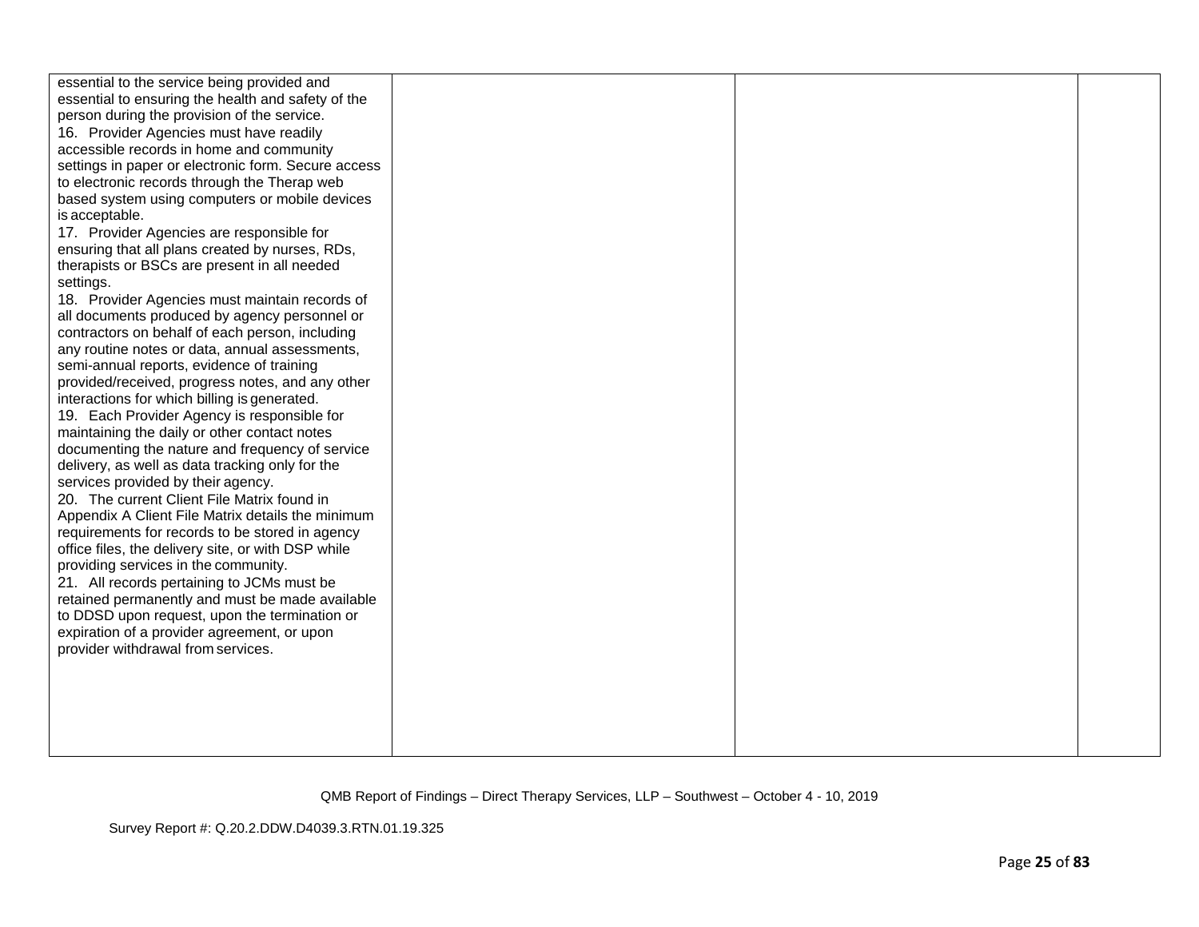| | | | |
|---|---|---|---|
| essential to the service being provided and essential to ensuring the health and safety of the person during the provision of the service.<br>16. Provider Agencies must have readily accessible records in home and community settings in paper or electronic form. Secure access to electronic records through the Therap web based system using computers or mobile devices is acceptable.<br>17. Provider Agencies are responsible for ensuring that all plans created by nurses, RDs, therapists or BSCs are present in all needed settings.<br>18. Provider Agencies must maintain records of all documents produced by agency personnel or contractors on behalf of each person, including any routine notes or data, annual assessments, semi-annual reports, evidence of training provided/received, progress notes, and any other interactions for which billing is generated.<br>19. Each Provider Agency is responsible for maintaining the daily or other contact notes documenting the nature and frequency of service delivery, as well as data tracking only for the services provided by their agency.<br>20. The current Client File Matrix found in Appendix A Client File Matrix details the minimum requirements for records to be stored in agency office files, the delivery site, or with DSP while providing services in the community.<br>21. All records pertaining to JCMs must be retained permanently and must be made available to DDSD upon request, upon the termination or expiration of a provider agreement, or upon provider withdrawal from services. | | | |

QMB Report of Findings – Direct Therapy Services, LLP – Southwest – October 4 - 10, 2019

Survey Report #: Q.20.2.DDW.D4039.3.RTN.01.19.325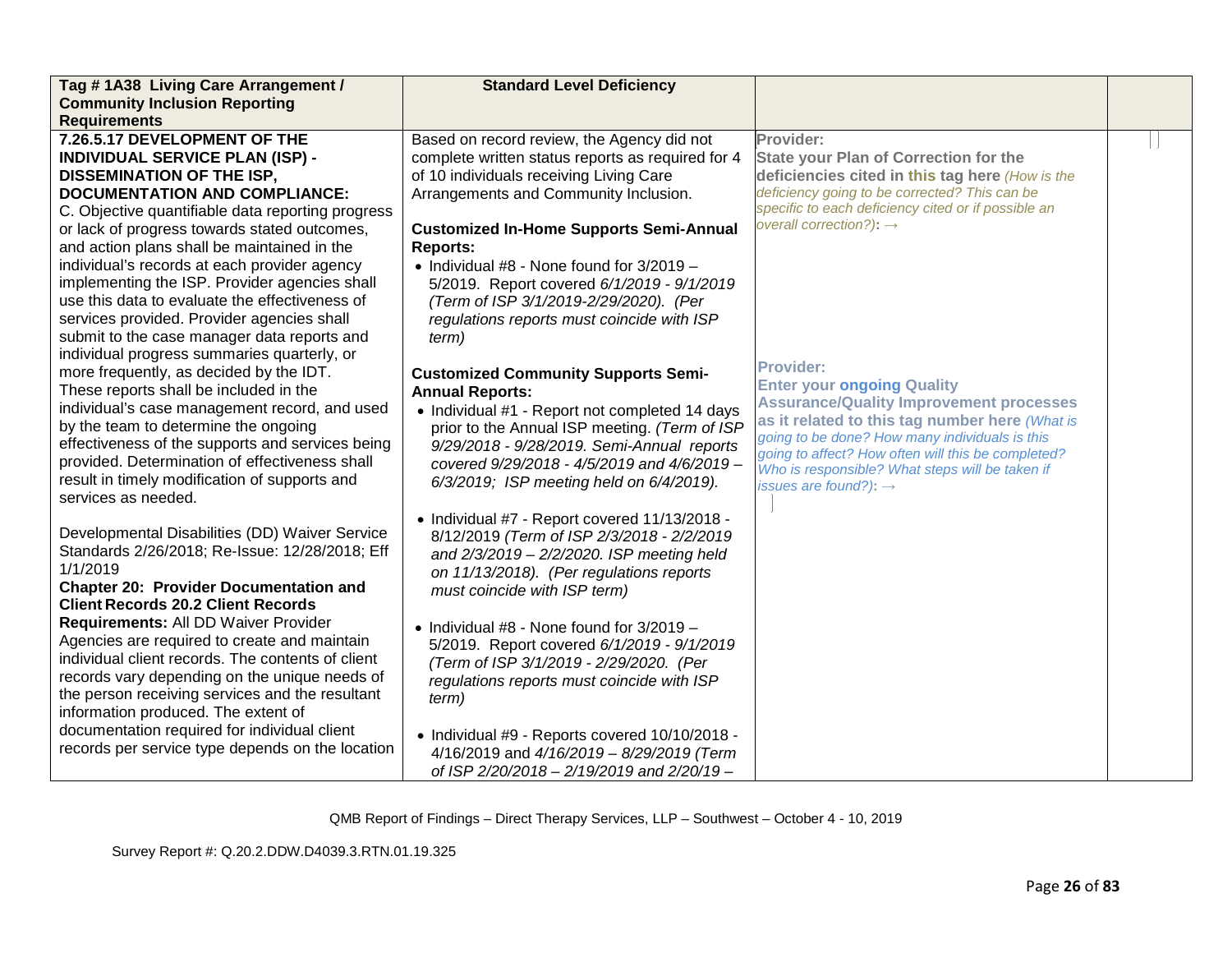| Tag # 1A38 Living Care Arrangement / Community Inclusion Reporting Requirements | Standard Level Deficiency | | |
|---|---|---|---|
| **7.26.5.17 DEVELOPMENT OF THE INDIVIDUAL SERVICE PLAN (ISP) - DISSEMINATION OF THE ISP, DOCUMENTATION AND COMPLIANCE:**<br>C. Objective quantifiable data reporting progress or lack of progress towards stated outcomes, and action plans shall be maintained in the individual's records at each provider agency implementing the ISP. Provider agencies shall use this data to evaluate the effectiveness of services provided. Provider agencies shall submit to the case manager data reports and individual progress summaries quarterly, or more frequently, as decided by the IDT. These reports shall be included in the individual's case management record, and used by the team to determine the ongoing effectiveness of the supports and services being provided. Determination of effectiveness shall result in timely modification of supports and services as needed.<br><br>Developmental Disabilities (DD) Waiver Service Standards 2/26/2018; Re-Issue: 12/28/2018; Eff 1/1/2019<br>**Chapter 20: Provider Documentation and Client Records 20.2 Client Records Requirements:** All DD Waiver Provider Agencies are required to create and maintain individual client records. The contents of client records vary depending on the unique needs of the person receiving services and the resultant information produced. The extent of documentation required for individual client records per service type depends on the location | Based on record review, the Agency did not complete written status reports as required for 4 of 10 individuals receiving Living Care Arrangements and Community Inclusion.<br><br>**Customized In-Home Supports Semi-Annual Reports:**<br>• Individual #8 - None found for 3/2019 – 5/2019. Report covered *6/1/2019 - 9/1/2019 (Term of ISP 3/1/2019-2/29/2020). (Per regulations reports must coincide with ISP term)*<br><br>**Customized Community Supports Semi-Annual Reports:**<br>• Individual #1 - Report not completed 14 days prior to the Annual ISP meeting. *(Term of ISP 9/29/2018 - 9/28/2019. Semi-Annual reports covered 9/29/2018 - 4/5/2019 and 4/6/2019 – 6/3/2019; ISP meeting held on 6/4/2019).*<br><br>• Individual #7 - Report covered 11/13/2018 - 8/12/2019 *(Term of ISP 2/3/2018 - 2/2/2019 and 2/3/2019 – 2/2/2020. ISP meeting held on 11/13/2018). (Per regulations reports must coincide with ISP term)*<br><br>• Individual #8 - None found for 3/2019 – 5/2019. Report covered *6/1/2019 - 9/1/2019 (Term of ISP 3/1/2019 - 2/29/2020. (Per regulations reports must coincide with ISP term)*<br><br>• Individual #9 - Reports covered 10/10/2018 - 4/16/2019 and *4/16/2019 – 8/29/2019 (Term of ISP 2/20/2018 – 2/19/2019 and 2/20/19 –* | **Provider:**<br>**State your Plan of Correction for the deficiencies cited in this tag here** *(How is the deficiency going to be corrected? This can be specific to each deficiency cited or if possible an overall correction?)*: →<br><br>**Provider:**<br>**Enter your ongoing Quality Assurance/Quality Improvement processes as it related to this tag number here** *(What is going to be done? How many individuals is this going to affect? How often will this be completed? Who is responsible? What steps will be taken if issues are found?)*: → | |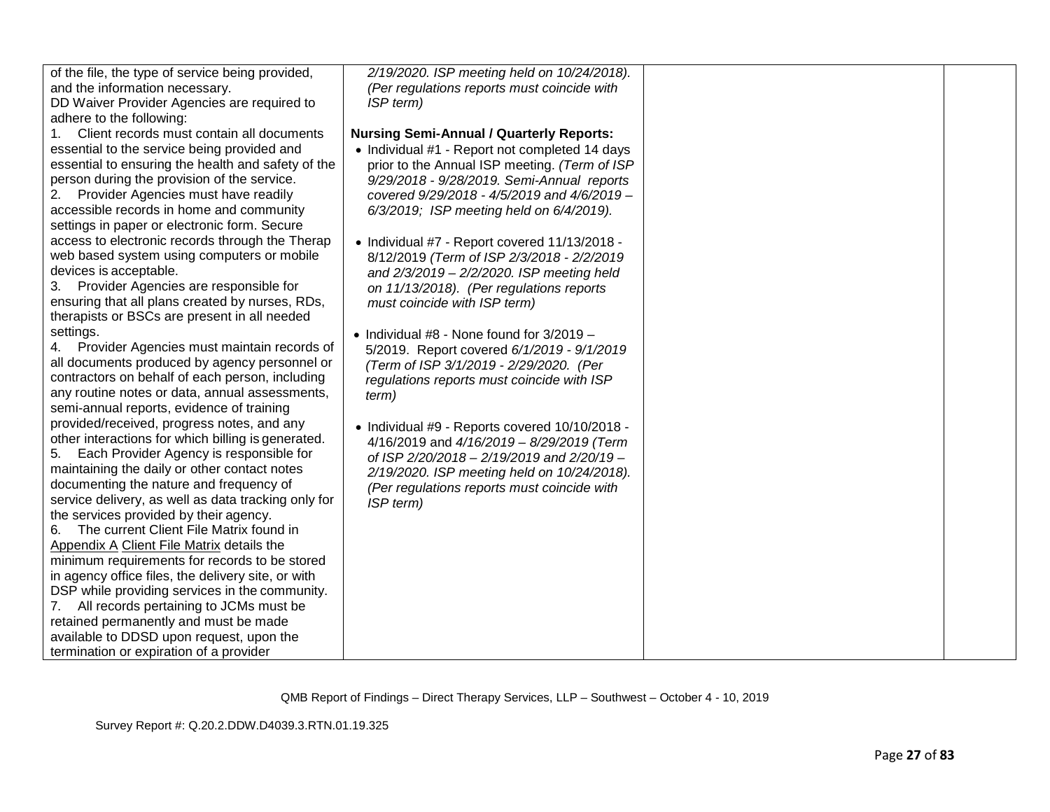| | | | |
|---|---|---|---|
| of the file, the type of service being provided, and the information necessary.<br>DD Waiver Provider Agencies are required to adhere to the following:<br>1. Client records must contain all documents essential to the service being provided and essential to ensuring the health and safety of the person during the provision of the service.<br>2. Provider Agencies must have readily accessible records in home and community settings in paper or electronic form. Secure access to electronic records through the Therap web based system using computers or mobile devices is acceptable.<br>3. Provider Agencies are responsible for ensuring that all plans created by nurses, RDs, therapists or BSCs are present in all needed settings.<br>4. Provider Agencies must maintain records of all documents produced by agency personnel or contractors on behalf of each person, including any routine notes or data, annual assessments, semi-annual reports, evidence of training provided/received, progress notes, and any other interactions for which billing is generated.<br>5. Each Provider Agency is responsible for maintaining the daily or other contact notes documenting the nature and frequency of service delivery, as well as data tracking only for the services provided by their agency.<br>6. The current Client File Matrix found in Appendix A Client File Matrix details the minimum requirements for records to be stored in agency office files, the delivery site, or with DSP while providing services in the community.<br>7. All records pertaining to JCMs must be retained permanently and must be made available to DDSD upon request, upon the termination or expiration of a provider | *2/19/2020. ISP meeting held on 10/24/2018). (Per regulations reports must coincide with ISP term)*<br><br>**Nursing Semi-Annual / Quarterly Reports:**<br>• Individual #1 - Report not completed 14 days prior to the Annual ISP meeting. *(Term of ISP 9/29/2018 - 9/28/2019. Semi-Annual reports covered 9/29/2018 - 4/5/2019 and 4/6/2019 – 6/3/2019; ISP meeting held on 6/4/2019).*<br><br>• Individual #7 - Report covered 11/13/2018 - 8/12/2019 *(Term of ISP 2/3/2018 - 2/2/2019 and 2/3/2019 – 2/2/2020. ISP meeting held on 11/13/2018). (Per regulations reports must coincide with ISP term)*<br><br>• Individual #8 - None found for 3/2019 – 5/2019. Report covered *6/1/2019 - 9/1/2019 (Term of ISP 3/1/2019 - 2/29/2020. (Per regulations reports must coincide with ISP term)*<br><br>• Individual #9 - Reports covered 10/10/2018 - 4/16/2019 and *4/16/2019 – 8/29/2019 (Term of ISP 2/20/2018 – 2/19/2019 and 2/20/19 – 2/19/2020. ISP meeting held on 10/24/2018). (Per regulations reports must coincide with ISP term)* | | |

QMB Report of Findings – Direct Therapy Services, LLP – Southwest – October 4 - 10, 2019

Survey Report #: Q.20.2.DDW.D4039.3.RTN.01.19.325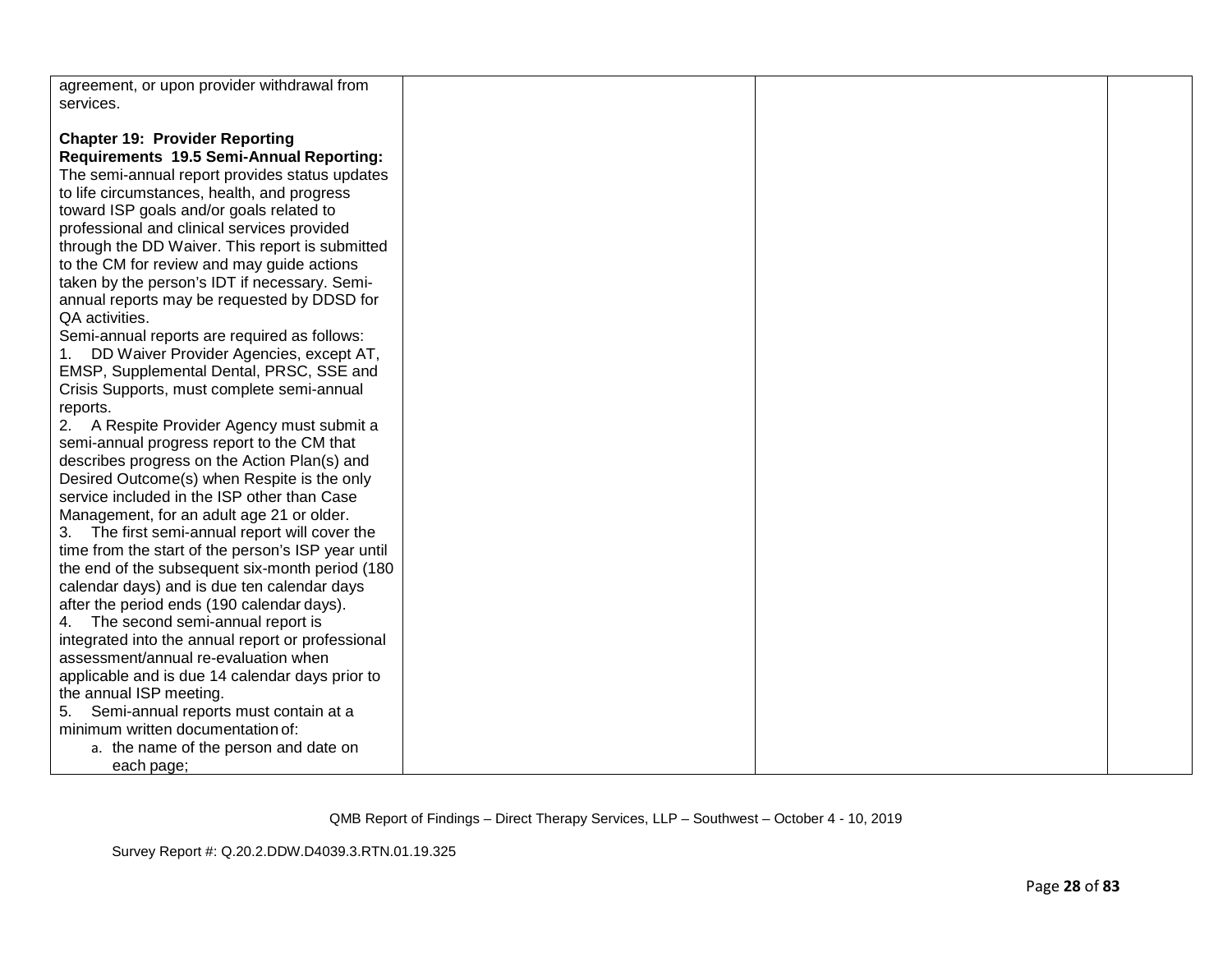| | | | |
|---|---|---|---|
| agreement, or upon provider withdrawal from services.<br><br>**Chapter 19: Provider Reporting Requirements 19.5 Semi-Annual Reporting:** The semi-annual report provides status updates to life circumstances, health, and progress toward ISP goals and/or goals related to professional and clinical services provided through the DD Waiver. This report is submitted to the CM for review and may guide actions taken by the person's IDT if necessary. Semi-annual reports may be requested by DDSD for QA activities.<br>Semi-annual reports are required as follows:<br>1. DD Waiver Provider Agencies, except AT, EMSP, Supplemental Dental, PRSC, SSE and Crisis Supports, must complete semi-annual reports.<br>2. A Respite Provider Agency must submit a semi-annual progress report to the CM that describes progress on the Action Plan(s) and Desired Outcome(s) when Respite is the only service included in the ISP other than Case Management, for an adult age 21 or older.<br>3. The first semi-annual report will cover the time from the start of the person's ISP year until the end of the subsequent six-month period (180 calendar days) and is due ten calendar days after the period ends (190 calendar days).<br>4. The second semi-annual report is integrated into the annual report or professional assessment/annual re-evaluation when applicable and is due 14 calendar days prior to the annual ISP meeting.<br>5. Semi-annual reports must contain at a minimum written documentation of:<br>a. the name of the person and date on each page; | | | |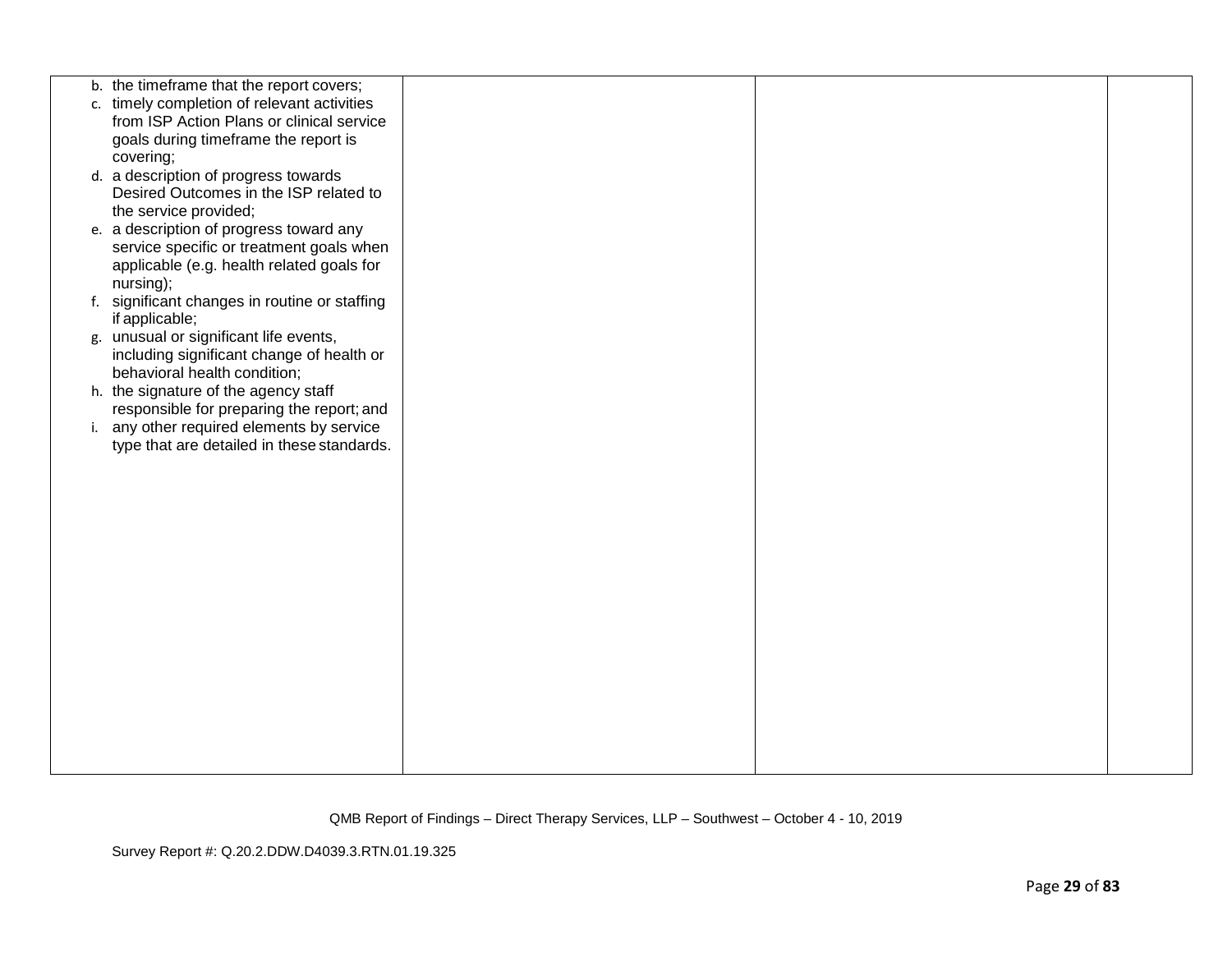| | | | |
|---|---|---|---|
| b. the timeframe that the report covers;<br>c. timely completion of relevant activities from ISP Action Plans or clinical service goals during timeframe the report is covering;<br>d. a description of progress towards Desired Outcomes in the ISP related to the service provided;<br>e. a description of progress toward any service specific or treatment goals when applicable (e.g. health related goals for nursing);<br>f. significant changes in routine or staffing if applicable;<br>g. unusual or significant life events, including significant change of health or behavioral health condition;<br>h. the signature of the agency staff responsible for preparing the report; and<br>i. any other required elements by service type that are detailed in these standards. | | | |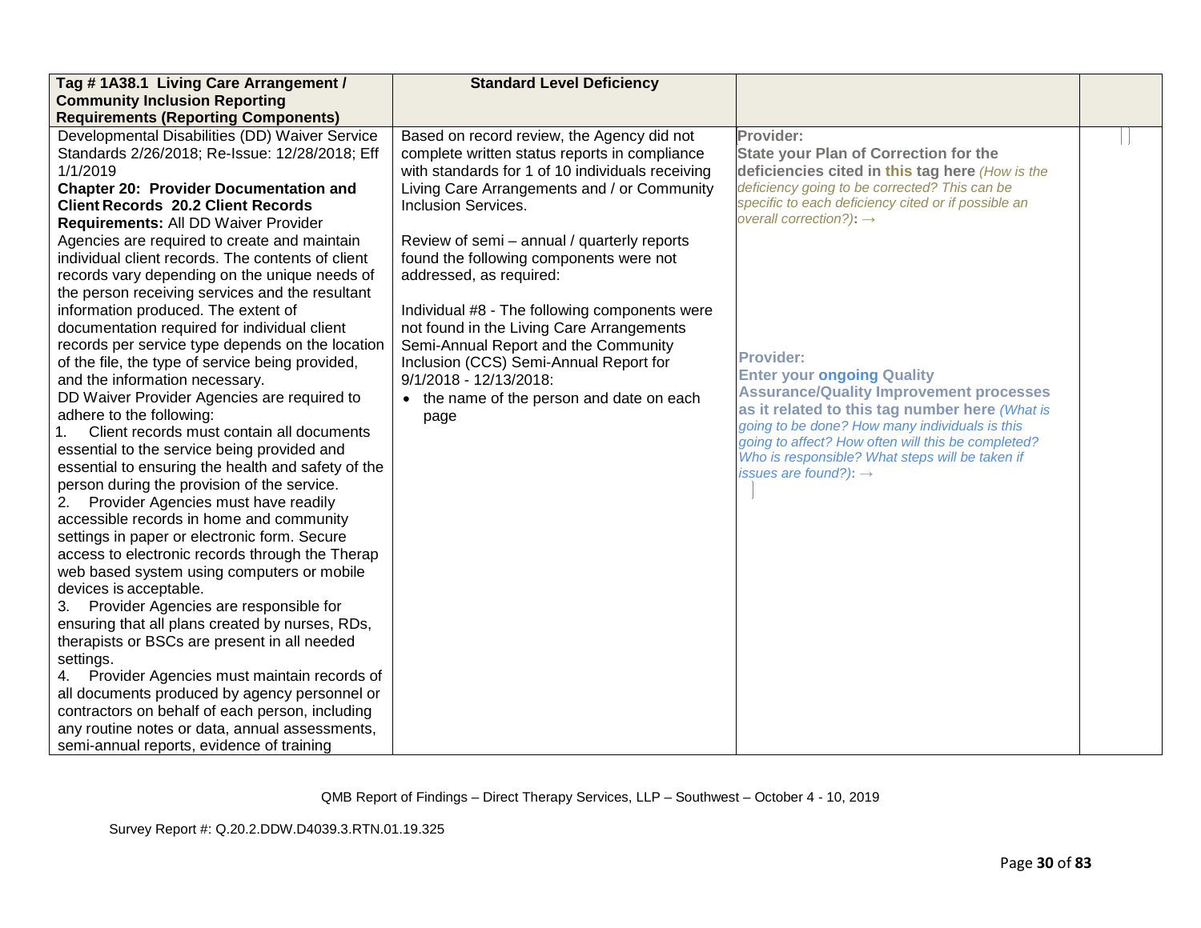| Tag # 1A38.1 Living Care Arrangement / Community Inclusion Reporting Requirements (Reporting Components) | Standard Level Deficiency | | |
|---|---|---|---|
| Developmental Disabilities (DD) Waiver Service Standards 2/26/2018; Re-Issue: 12/28/2018; Eff 1/1/2019<br>**Chapter 20: Provider Documentation and Client Records 20.2 Client Records Requirements:** All DD Waiver Provider Agencies are required to create and maintain individual client records. The contents of client records vary depending on the unique needs of the person receiving services and the resultant information produced. The extent of documentation required for individual client records per service type depends on the location of the file, the type of service being provided, and the information necessary.<br>DD Waiver Provider Agencies are required to adhere to the following:<br>1. Client records must contain all documents essential to the service being provided and essential to ensuring the health and safety of the person during the provision of the service.<br>2. Provider Agencies must have readily accessible records in home and community settings in paper or electronic form. Secure access to electronic records through the Therap web based system using computers or mobile devices is acceptable.<br>3. Provider Agencies are responsible for ensuring that all plans created by nurses, RDs, therapists or BSCs are present in all needed settings.<br>4. Provider Agencies must maintain records of all documents produced by agency personnel or contractors on behalf of each person, including any routine notes or data, annual assessments, semi-annual reports, evidence of training | Based on record review, the Agency did not complete written status reports in compliance with standards for 1 of 10 individuals receiving Living Care Arrangements and / or Community Inclusion Services.<br><br>Review of semi – annual / quarterly reports found the following components were not addressed, as required:<br><br>Individual #8 - The following components were not found in the Living Care Arrangements Semi-Annual Report and the Community Inclusion (CCS) Semi-Annual Report for 9/1/2018 - 12/13/2018:<br>• the name of the person and date on each page | **Provider:**<br>**State your Plan of Correction for the deficiencies cited in this tag here** *(How is the deficiency going to be corrected? This can be specific to each deficiency cited or if possible an overall correction?)*: →<br><br><br><br><br>**Provider:**<br>**Enter your ongoing Quality Assurance/Quality Improvement processes as it related to this tag number here** *(What is going to be done? How many individuals is this going to affect? How often will this be completed? Who is responsible? What steps will be taken if issues are found?)*: → | |

QMB Report of Findings – Direct Therapy Services, LLP – Southwest – October 4 - 10, 2019

Survey Report #: Q.20.2.DDW.D4039.3.RTN.01.19.325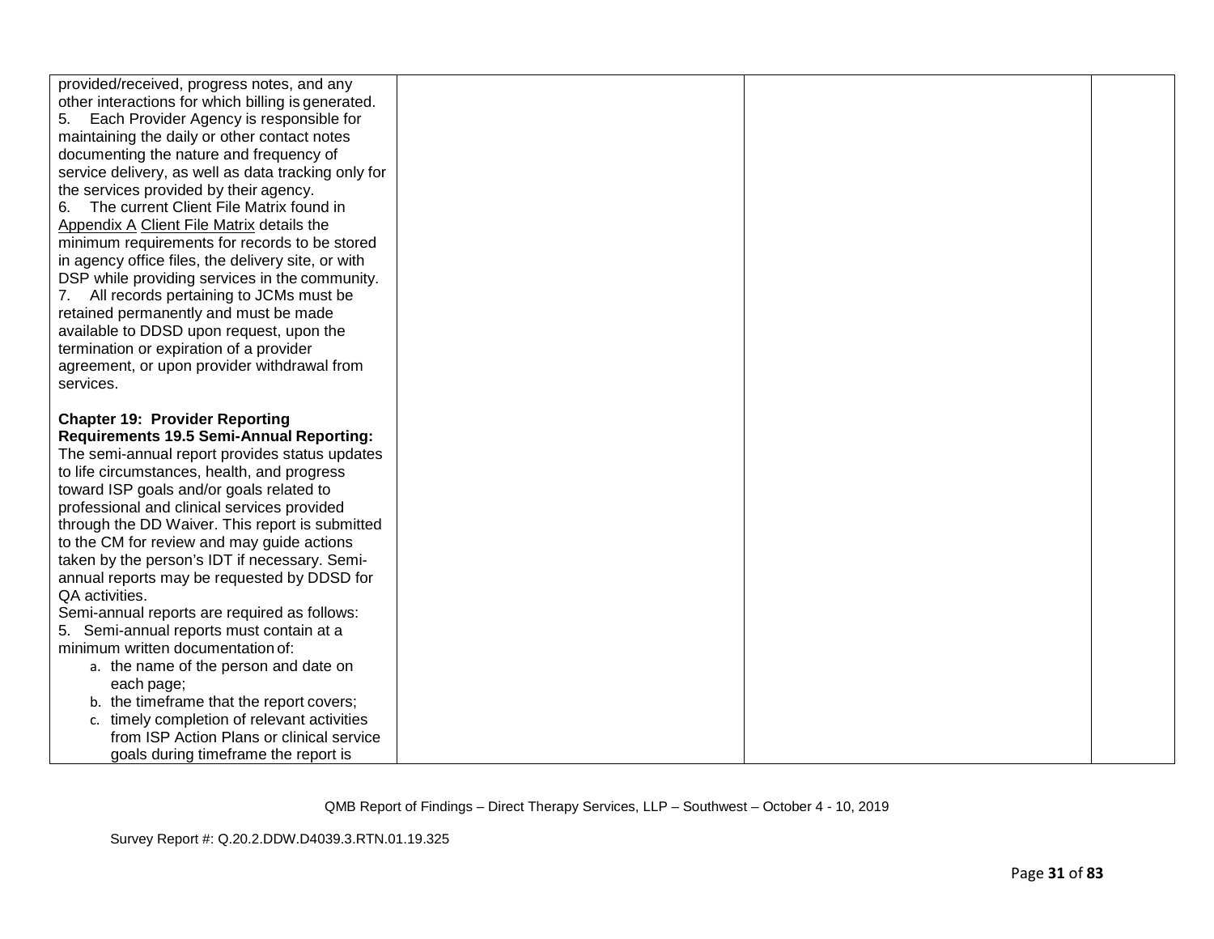| | | | |
|---|---|---|---|
| provided/received, progress notes, and any other interactions for which billing is generated.<br>5. Each Provider Agency is responsible for maintaining the daily or other contact notes documenting the nature and frequency of service delivery, as well as data tracking only for the services provided by their agency.<br>6. The current Client File Matrix found in Appendix A Client File Matrix details the minimum requirements for records to be stored in agency office files, the delivery site, or with DSP while providing services in the community.<br>7. All records pertaining to JCMs must be retained permanently and must be made available to DDSD upon request, upon the termination or expiration of a provider agreement, or upon provider withdrawal from services.<br><br>**Chapter 19: Provider Reporting Requirements 19.5 Semi-Annual Reporting:** The semi-annual report provides status updates to life circumstances, health, and progress toward ISP goals and/or goals related to professional and clinical services provided through the DD Waiver. This report is submitted to the CM for review and may guide actions taken by the person's IDT if necessary. Semi-annual reports may be requested by DDSD for QA activities.<br>Semi-annual reports are required as follows:<br>5. Semi-annual reports must contain at a minimum written documentation of:<br>a. the name of the person and date on each page;<br>b. the timeframe that the report covers;<br>c. timely completion of relevant activities from ISP Action Plans or clinical service goals during timeframe the report is | | | |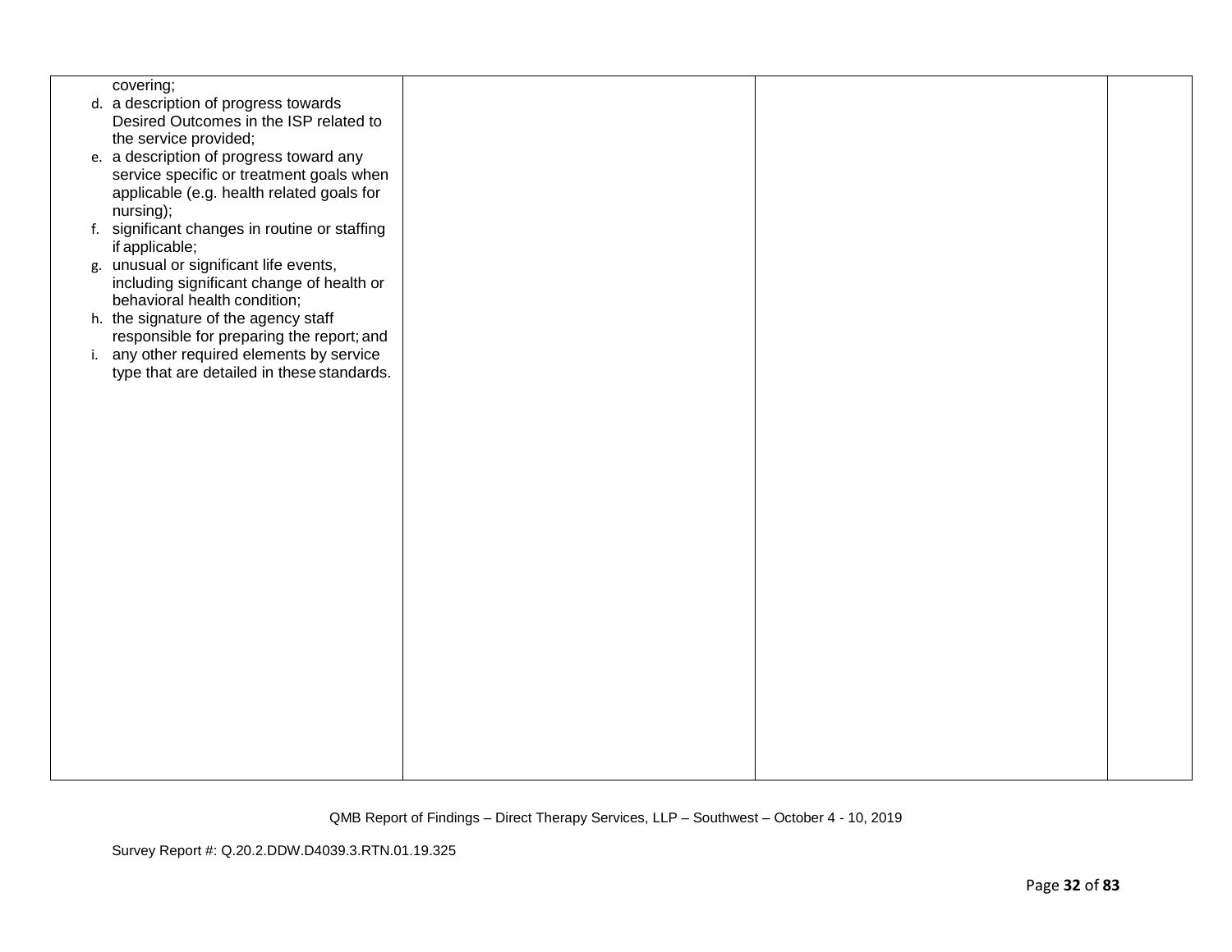| | | | |
|---|---|---|---|
| covering;<br>d. a description of progress towards Desired Outcomes in the ISP related to the service provided;<br>e. a description of progress toward any service specific or treatment goals when applicable (e.g. health related goals for nursing);<br>f. significant changes in routine or staffing if applicable;<br>g. unusual or significant life events, including significant change of health or behavioral health condition;<br>h. the signature of the agency staff responsible for preparing the report; and<br>i. any other required elements by service type that are detailed in these standards. | | | |

QMB Report of Findings – Direct Therapy Services, LLP – Southwest – October 4 - 10, 2019

Survey Report #: Q.20.2.DDW.D4039.3.RTN.01.19.325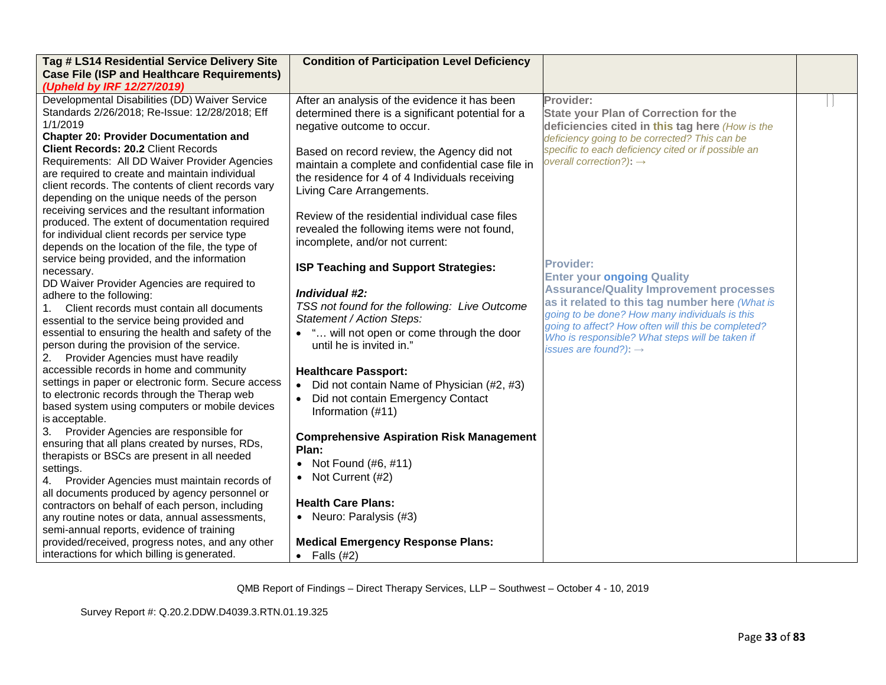| Tag # LS14 Residential Service Delivery Site Case File (ISP and Healthcare Requirements) *(Upheld by IRF 12/27/2019)* | Condition of Participation Level Deficiency | | |
|---|---|---|---|
| Developmental Disabilities (DD) Waiver Service Standards 2/26/2018; Re-Issue: 12/28/2018; Eff 1/1/2019<br>**Chapter 20: Provider Documentation and Client Records: 20.2** Client Records Requirements: All DD Waiver Provider Agencies are required to create and maintain individual client records. The contents of client records vary depending on the unique needs of the person receiving services and the resultant information produced. The extent of documentation required for individual client records per service type depends on the location of the file, the type of service being provided, and the information necessary.<br>DD Waiver Provider Agencies are required to adhere to the following:<br>1. Client records must contain all documents essential to the service being provided and essential to ensuring the health and safety of the person during the provision of the service.<br>2. Provider Agencies must have readily accessible records in home and community settings in paper or electronic form. Secure access to electronic records through the Therap web based system using computers or mobile devices is acceptable.<br>3. Provider Agencies are responsible for ensuring that all plans created by nurses, RDs, therapists or BSCs are present in all needed settings.<br>4. Provider Agencies must maintain records of all documents produced by agency personnel or contractors on behalf of each person, including any routine notes or data, annual assessments, semi-annual reports, evidence of training provided/received, progress notes, and any other interactions for which billing is generated. | After an analysis of the evidence it has been determined there is a significant potential for a negative outcome to occur.<br><br>Based on record review, the Agency did not maintain a complete and confidential case file in the residence for 4 of 4 Individuals receiving Living Care Arrangements.<br><br>Review of the residential individual case files revealed the following items were not found, incomplete, and/or not current:<br><br>**ISP Teaching and Support Strategies:**<br><br>***Individual #2:***<br>*TSS not found for the following: Live Outcome Statement / Action Steps:*<br>• "… will not open or come through the door until he is invited in."<br><br>**Healthcare Passport:**<br>• Did not contain Name of Physician (#2, #3)<br>• Did not contain Emergency Contact Information (#11)<br><br>**Comprehensive Aspiration Risk Management Plan:**<br>• Not Found (#6, #11)<br>• Not Current (#2)<br><br>**Health Care Plans:**<br>• Neuro: Paralysis (#3)<br><br>**Medical Emergency Response Plans:**<br>• Falls (#2) | **Provider:**<br>**State your Plan of Correction for the deficiencies cited in this tag here** *(How is the deficiency going to be corrected? This can be specific to each deficiency cited or if possible an overall correction?)*: →<br><br>**Provider:**<br>**Enter your ongoing Quality Assurance/Quality Improvement processes as it related to this tag number here** *(What is going to be done? How many individuals is this going to affect? How often will this be completed? Who is responsible? What steps will be taken if issues are found?)*: → | |

QMB Report of Findings – Direct Therapy Services, LLP – Southwest – October 4 - 10, 2019

Survey Report #: Q.20.2.DDW.D4039.3.RTN.01.19.325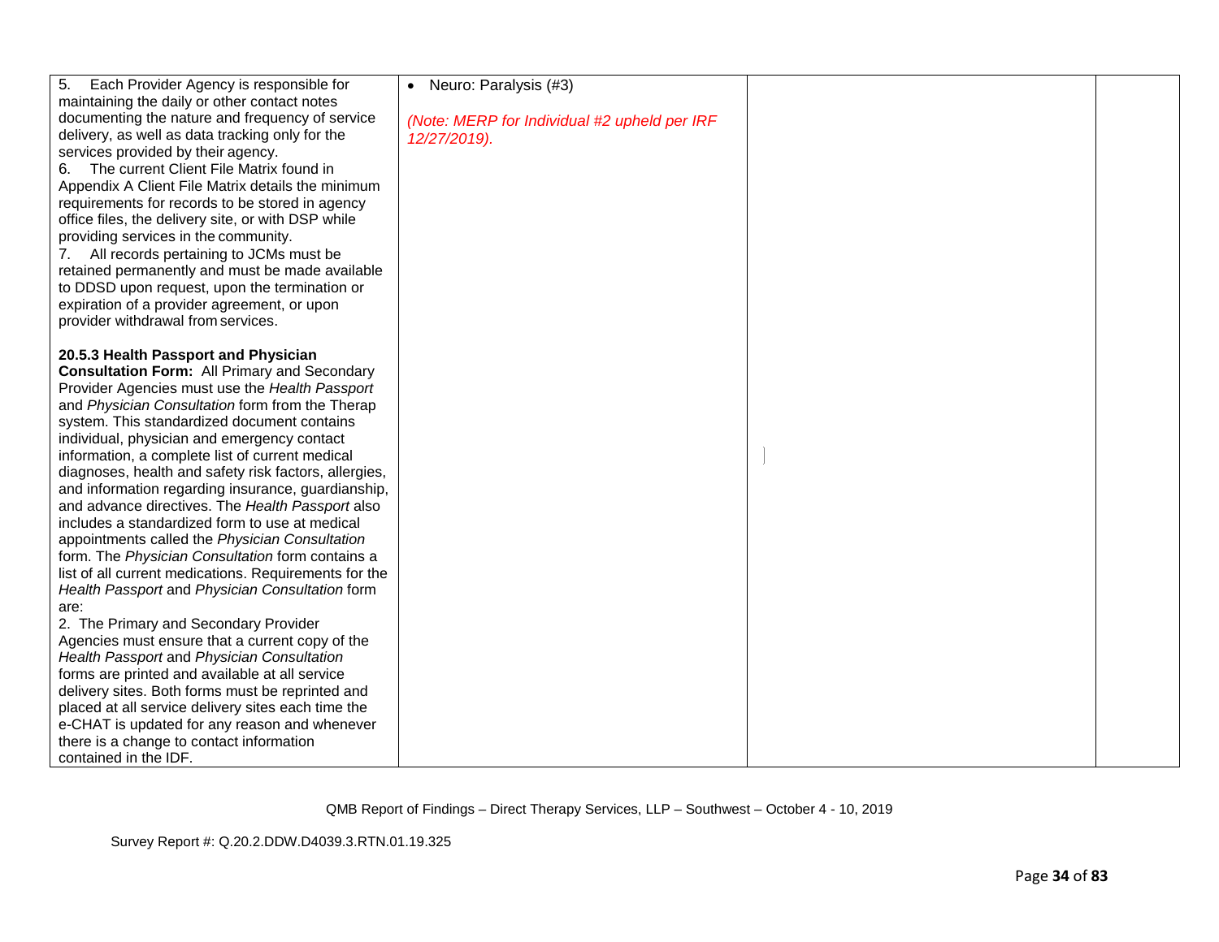| | | | |
|---|---|---|---|
| 5. Each Provider Agency is responsible for maintaining the daily or other contact notes documenting the nature and frequency of service delivery, as well as data tracking only for the services provided by their agency.<br>6. The current Client File Matrix found in Appendix A Client File Matrix details the minimum requirements for records to be stored in agency office files, the delivery site, or with DSP while providing services in the community.<br>7. All records pertaining to JCMs must be retained permanently and must be made available to DDSD upon request, upon the termination or expiration of a provider agreement, or upon provider withdrawal from services.<br><br>**20.5.3 Health Passport and Physician Consultation Form:** All Primary and Secondary Provider Agencies must use the *Health Passport* and *Physician Consultation* form from the Therap system. This standardized document contains individual, physician and emergency contact information, a complete list of current medical diagnoses, health and safety risk factors, allergies, and information regarding insurance, guardianship, and advance directives. The *Health Passport* also includes a standardized form to use at medical appointments called the *Physician Consultation* form. The *Physician Consultation* form contains a list of all current medications. Requirements for the *Health Passport* and *Physician Consultation* form are:<br>2. The Primary and Secondary Provider Agencies must ensure that a current copy of the *Health Passport* and *Physician Consultation* forms are printed and available at all service delivery sites. Both forms must be reprinted and placed at all service delivery sites each time the e-CHAT is updated for any reason and whenever there is a change to contact information contained in the IDF. | • Neuro: Paralysis (#3)<br><br>*(Note: MERP for Individual #2 upheld per IRF 12/27/2019).* | | |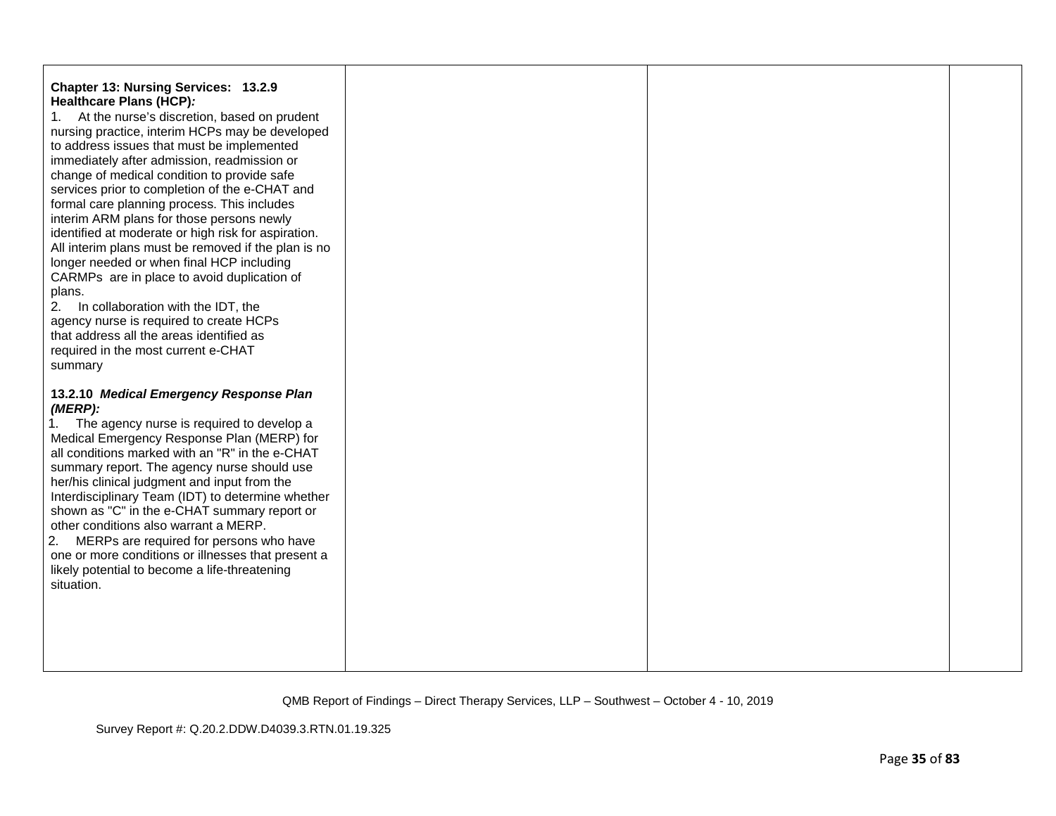| | | | |
|---|---|---|---|
| **Chapter 13: Nursing Services: 13.2.9 Healthcare Plans (HCP)*:*** <br>1. At the nurse's discretion, based on prudent nursing practice, interim HCPs may be developed to address issues that must be implemented immediately after admission, readmission or change of medical condition to provide safe services prior to completion of the e-CHAT and formal care planning process. This includes interim ARM plans for those persons newly identified at moderate or high risk for aspiration. All interim plans must be removed if the plan is no longer needed or when final HCP including CARMPs are in place to avoid duplication of plans.<br>2. In collaboration with the IDT, the agency nurse is required to create HCPs that address all the areas identified as required in the most current e-CHAT summary<br><br>**13.2.10 *Medical Emergency Response Plan (MERP):***<br>1. The agency nurse is required to develop a Medical Emergency Response Plan (MERP) for all conditions marked with an "R" in the e-CHAT summary report. The agency nurse should use her/his clinical judgment and input from the Interdisciplinary Team (IDT) to determine whether shown as "C" in the e-CHAT summary report or other conditions also warrant a MERP.<br>2. MERPs are required for persons who have one or more conditions or illnesses that present a likely potential to become a life-threatening situation. | | | |

QMB Report of Findings – Direct Therapy Services, LLP – Southwest – October 4 - 10, 2019

Survey Report #: Q.20.2.DDW.D4039.3.RTN.01.19.325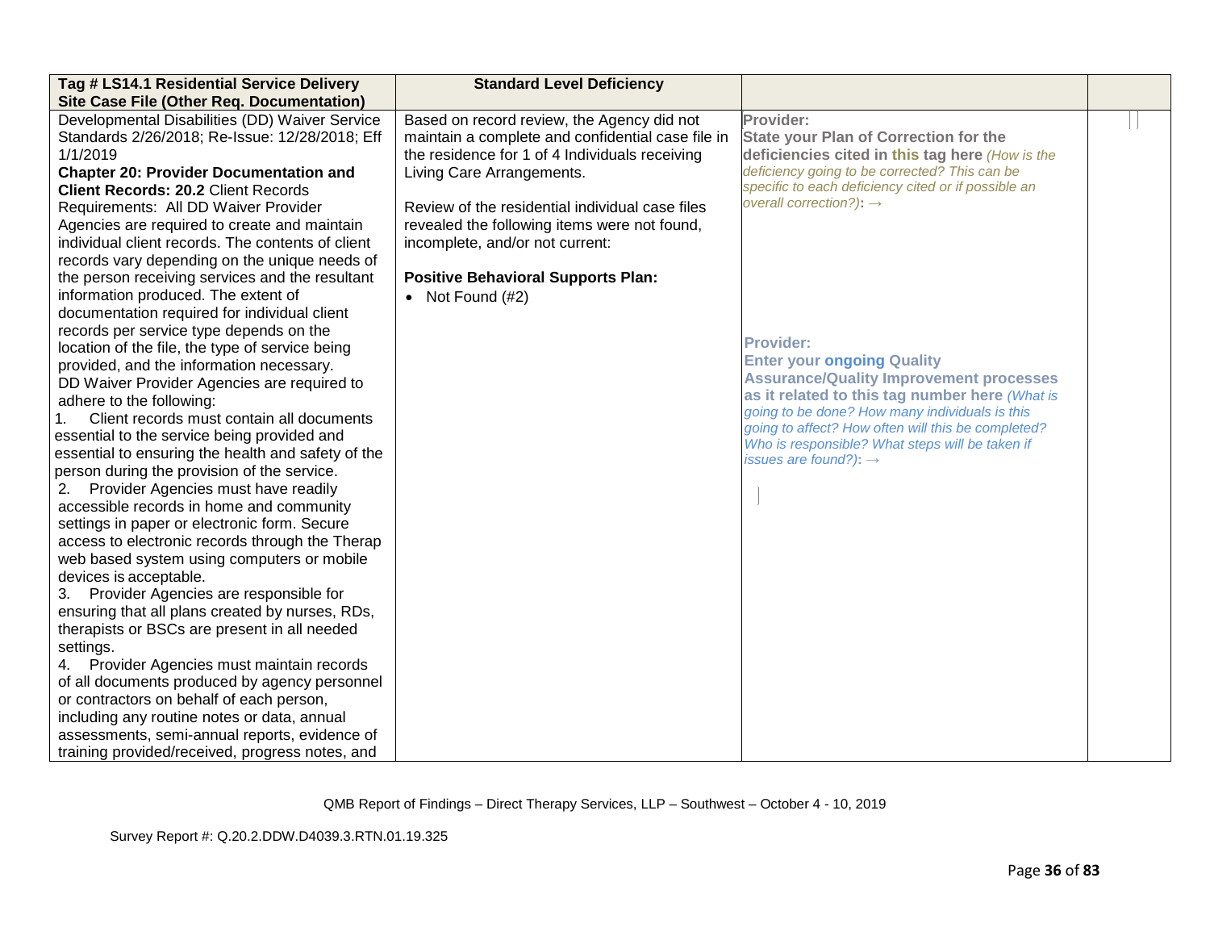| Tag # LS14.1 Residential Service Delivery Site Case File (Other Req. Documentation) | Standard Level Deficiency | | |
|---|---|---|---|
| Developmental Disabilities (DD) Waiver Service Standards 2/26/2018; Re-Issue: 12/28/2018; Eff 1/1/2019<br>**Chapter 20: Provider Documentation and Client Records: 20.2** Client Records Requirements: All DD Waiver Provider Agencies are required to create and maintain individual client records. The contents of client records vary depending on the unique needs of the person receiving services and the resultant information produced. The extent of documentation required for individual client records per service type depends on the location of the file, the type of service being provided, and the information necessary.<br>DD Waiver Provider Agencies are required to adhere to the following:<br>1. Client records must contain all documents essential to the service being provided and essential to ensuring the health and safety of the person during the provision of the service.<br>2. Provider Agencies must have readily accessible records in home and community settings in paper or electronic form. Secure access to electronic records through the Therap web based system using computers or mobile devices is acceptable.<br>3. Provider Agencies are responsible for ensuring that all plans created by nurses, RDs, therapists or BSCs are present in all needed settings.<br>4. Provider Agencies must maintain records of all documents produced by agency personnel or contractors on behalf of each person, including any routine notes or data, annual assessments, semi-annual reports, evidence of training provided/received, progress notes, and | Based on record review, the Agency did not maintain a complete and confidential case file in the residence for 1 of 4 Individuals receiving Living Care Arrangements.<br><br>Review of the residential individual case files revealed the following items were not found, incomplete, and/or not current:<br><br>**Positive Behavioral Supports Plan:**<br>• Not Found (#2) | **Provider:**<br>**State your Plan of Correction for the deficiencies cited in this tag here** *(How is the deficiency going to be corrected? This can be specific to each deficiency cited or if possible an overall correction?)*: →<br><br>**Provider:**<br>**Enter your ongoing Quality Assurance/Quality Improvement processes as it related to this tag number here** *(What is going to be done? How many individuals is this going to affect? How often will this be completed? Who is responsible? What steps will be taken if issues are found?)*: → | |

QMB Report of Findings – Direct Therapy Services, LLP – Southwest – October 4 - 10, 2019

Survey Report #: Q.20.2.DDW.D4039.3.RTN.01.19.325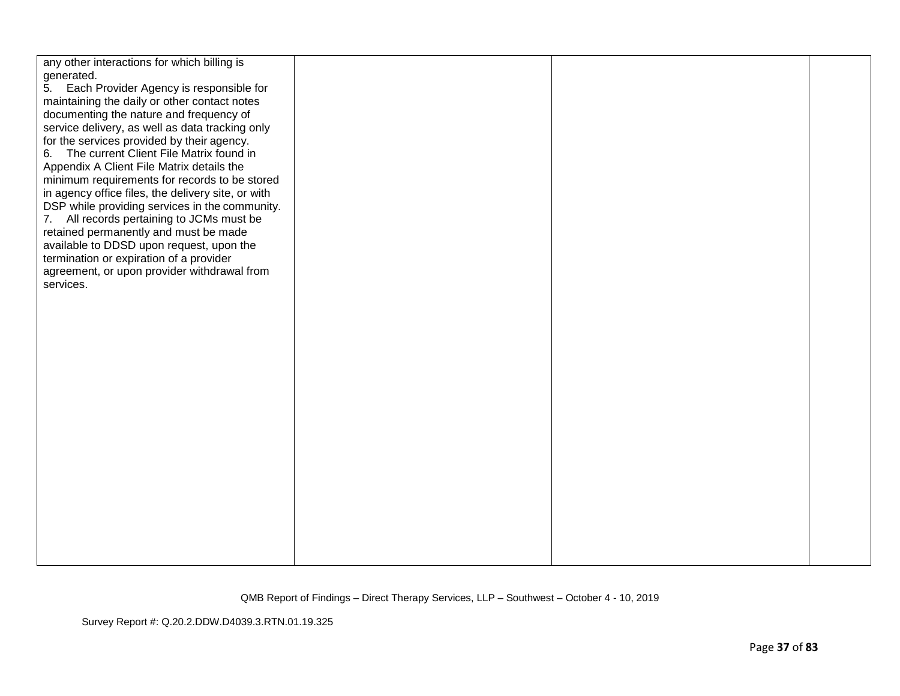| | | | |
|---|---|---|---|
| any other interactions for which billing is generated.<br>5. Each Provider Agency is responsible for maintaining the daily or other contact notes documenting the nature and frequency of service delivery, as well as data tracking only for the services provided by their agency.<br>6. The current Client File Matrix found in Appendix A Client File Matrix details the minimum requirements for records to be stored in agency office files, the delivery site, or with DSP while providing services in the community.<br>7. All records pertaining to JCMs must be retained permanently and must be made available to DDSD upon request, upon the termination or expiration of a provider agreement, or upon provider withdrawal from services. | | | |

QMB Report of Findings – Direct Therapy Services, LLP – Southwest – October 4 - 10, 2019

Survey Report #: Q.20.2.DDW.D4039.3.RTN.01.19.325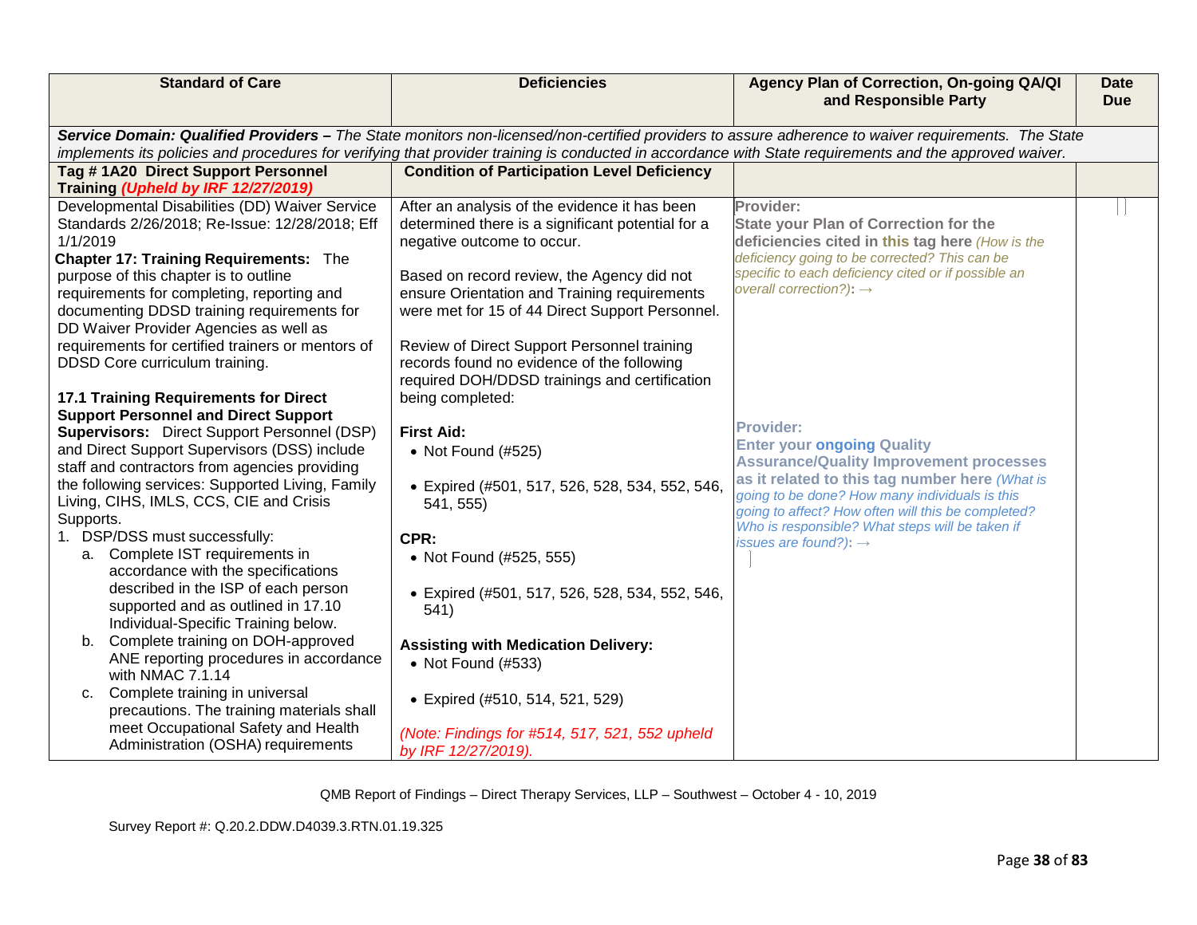| Standard of Care | Deficiencies | Agency Plan of Correction, On-going QA/QI and Responsible Party | Date Due |
|---|---|---|---|
| ***Service Domain: Qualified Providers –*** *The State monitors non-licensed/non-certified providers to assure adherence to waiver requirements. The State implements its policies and procedures for verifying that provider training is conducted in accordance with State requirements and the approved waiver.* | | | |
| **Tag # 1A20 Direct Support Personnel Training** ***(Upheld by IRF 12/27/2019)*** | **Condition of Participation Level Deficiency** | | |
| Developmental Disabilities (DD) Waiver Service Standards 2/26/2018; Re-Issue: 12/28/2018; Eff 1/1/2019<br>**Chapter 17: Training Requirements:** The purpose of this chapter is to outline requirements for completing, reporting and documenting DDSD training requirements for DD Waiver Provider Agencies as well as requirements for certified trainers or mentors of DDSD Core curriculum training.<br><br>**17.1 Training Requirements for Direct Support Personnel and Direct Support Supervisors:** Direct Support Personnel (DSP) and Direct Support Supervisors (DSS) include staff and contractors from agencies providing the following services: Supported Living, Family Living, CIHS, IMLS, CCS, CIE and Crisis Supports.<br>1. DSP/DSS must successfully:<br>a. Complete IST requirements in accordance with the specifications described in the ISP of each person supported and as outlined in 17.10 Individual-Specific Training below.<br>b. Complete training on DOH-approved ANE reporting procedures in accordance with NMAC 7.1.14<br>c. Complete training in universal precautions. The training materials shall meet Occupational Safety and Health Administration (OSHA) requirements | After an analysis of the evidence it has been determined there is a significant potential for a negative outcome to occur.<br><br>Based on record review, the Agency did not ensure Orientation and Training requirements were met for 15 of 44 Direct Support Personnel.<br><br>Review of Direct Support Personnel training records found no evidence of the following required DOH/DDSD trainings and certification being completed:<br><br>**First Aid:**<br>• Not Found (#525)<br>• Expired (#501, 517, 526, 528, 534, 552, 546, 541, 555)<br><br>**CPR:**<br>• Not Found (#525, 555)<br>• Expired (#501, 517, 526, 528, 534, 552, 546, 541)<br><br>**Assisting with Medication Delivery:**<br>• Not Found (#533)<br>• Expired (#510, 514, 521, 529)<br><br>*(Note: Findings for #514, 517, 521, 552 upheld by IRF 12/27/2019).* | **Provider:**<br>**State your Plan of Correction for the deficiencies cited in this tag here** *(How is the deficiency going to be corrected? This can be specific to each deficiency cited or if possible an overall correction?)*: →<br><br>**Provider:**<br>**Enter your ongoing Quality Assurance/Quality Improvement processes as it related to this tag number here** *(What is going to be done? How many individuals is this going to affect? How often will this be completed? Who is responsible? What steps will be taken if issues are found?)*: → | |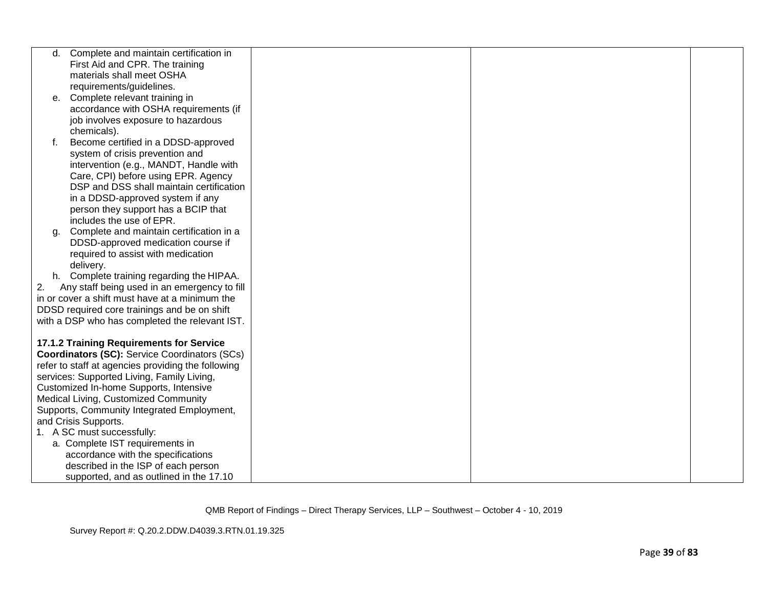| | | | |
|---|---|---|---|
| d. Complete and maintain certification in First Aid and CPR. The training materials shall meet OSHA requirements/guidelines.<br>e. Complete relevant training in accordance with OSHA requirements (if job involves exposure to hazardous chemicals).<br>f. Become certified in a DDSD-approved system of crisis prevention and intervention (e.g., MANDT, Handle with Care, CPI) before using EPR. Agency DSP and DSS shall maintain certification in a DDSD-approved system if any person they support has a BCIP that includes the use of EPR.<br>g. Complete and maintain certification in a DDSD-approved medication course if required to assist with medication delivery.<br>h. Complete training regarding the HIPAA.<br>2. Any staff being used in an emergency to fill in or cover a shift must have at a minimum the DDSD required core trainings and be on shift with a DSP who has completed the relevant IST.<br><br>**17.1.2 Training Requirements for Service Coordinators (SC):** Service Coordinators (SCs) refer to staff at agencies providing the following services: Supported Living, Family Living, Customized In-home Supports, Intensive Medical Living, Customized Community Supports, Community Integrated Employment, and Crisis Supports.<br>1. A SC must successfully:<br>a. Complete IST requirements in accordance with the specifications described in the ISP of each person supported, and as outlined in the 17.10 | | | |

QMB Report of Findings – Direct Therapy Services, LLP – Southwest – October 4 - 10, 2019

Survey Report #: Q.20.2.DDW.D4039.3.RTN.01.19.325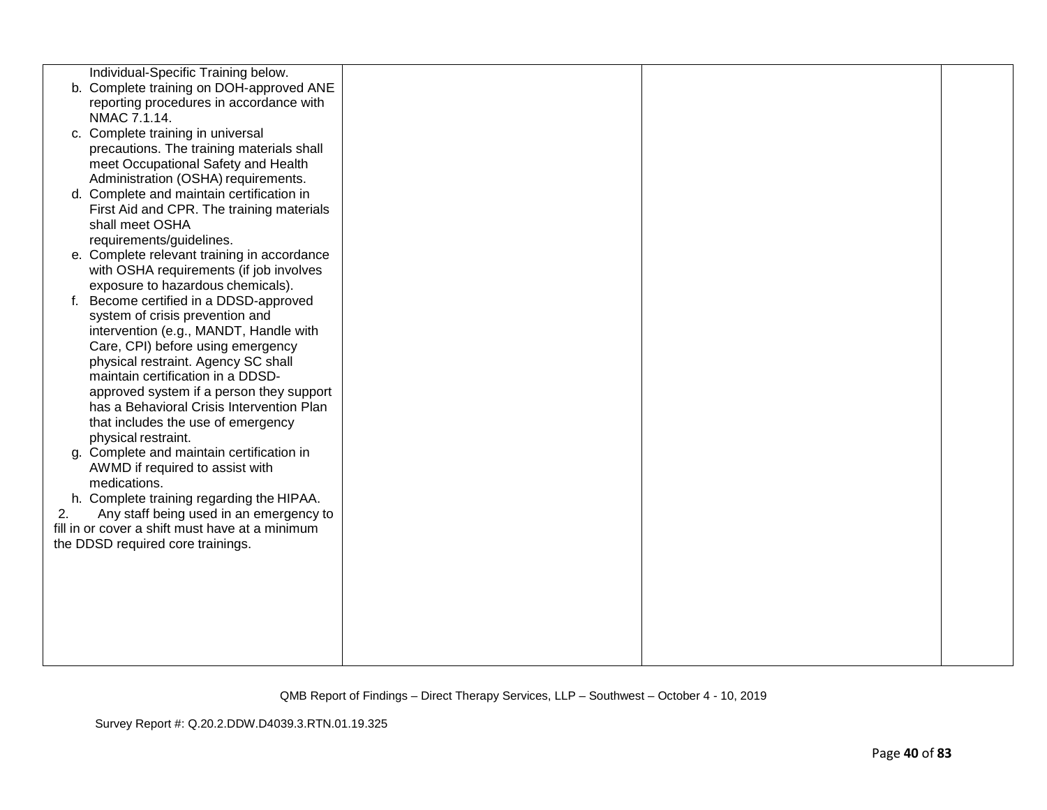| | | | |
|---|---|---|---|
| Individual-Specific Training below.<br>b. Complete training on DOH-approved ANE reporting procedures in accordance with NMAC 7.1.14.<br>c. Complete training in universal precautions. The training materials shall meet Occupational Safety and Health Administration (OSHA) requirements.<br>d. Complete and maintain certification in First Aid and CPR. The training materials shall meet OSHA requirements/guidelines.<br>e. Complete relevant training in accordance with OSHA requirements (if job involves exposure to hazardous chemicals).<br>f. Become certified in a DDSD-approved system of crisis prevention and intervention (e.g., MANDT, Handle with Care, CPI) before using emergency physical restraint. Agency SC shall maintain certification in a DDSD-approved system if a person they support has a Behavioral Crisis Intervention Plan that includes the use of emergency physical restraint.<br>g. Complete and maintain certification in AWMD if required to assist with medications.<br>h. Complete training regarding the HIPAA.<br>2. Any staff being used in an emergency to fill in or cover a shift must have at a minimum the DDSD required core trainings. | | | |

QMB Report of Findings – Direct Therapy Services, LLP – Southwest – October 4 - 10, 2019

Survey Report #: Q.20.2.DDW.D4039.3.RTN.01.19.325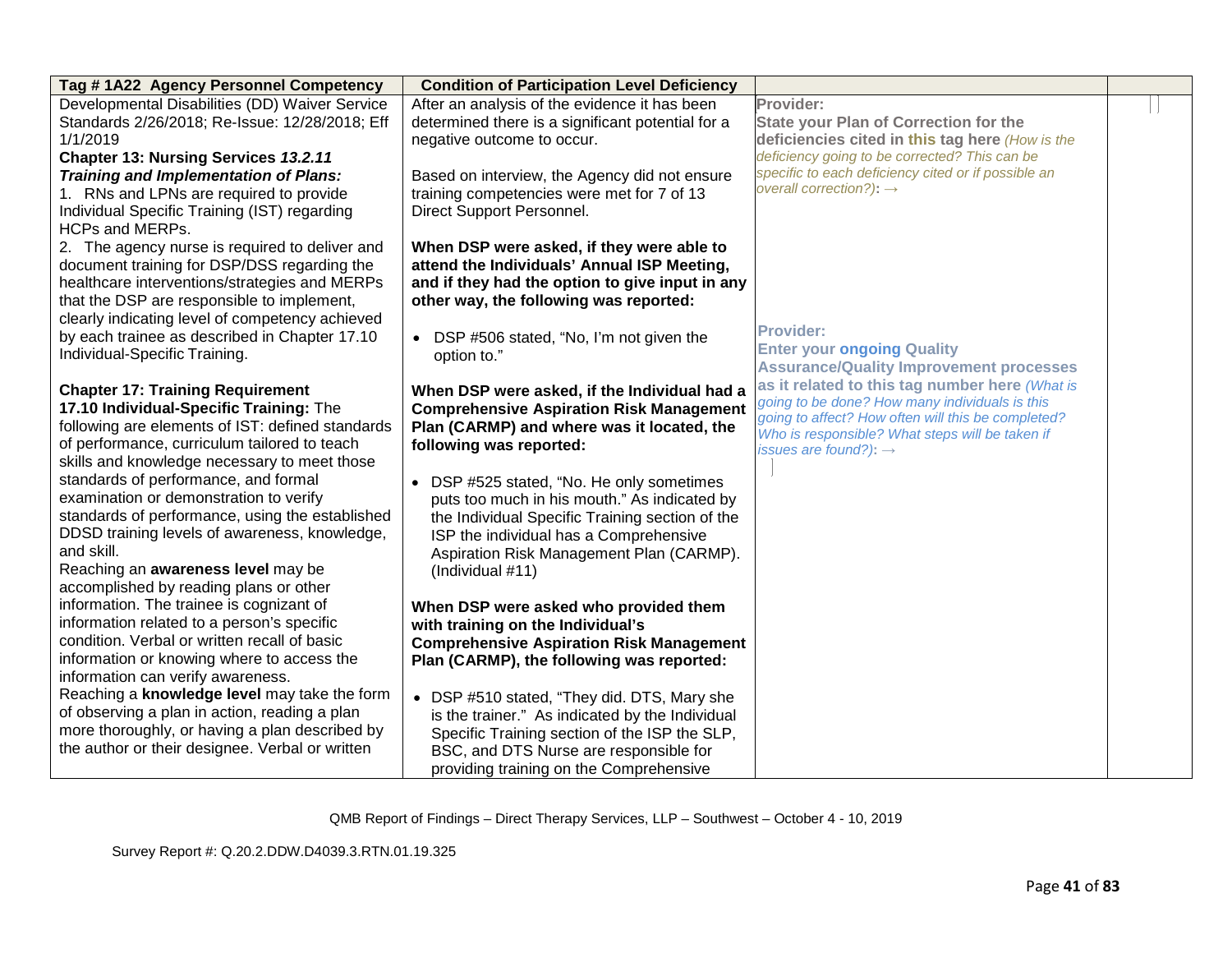| Tag # 1A22 Agency Personnel Competency | Condition of Participation Level Deficiency | | |
|---|---|---|---|
| Developmental Disabilities (DD) Waiver Service Standards 2/26/2018; Re-Issue: 12/28/2018; Eff 1/1/2019<br>**Chapter 13: Nursing Services *13.2.11 Training and Implementation of Plans:***<br>1. RNs and LPNs are required to provide Individual Specific Training (IST) regarding HCPs and MERPs.<br>2. The agency nurse is required to deliver and document training for DSP/DSS regarding the healthcare interventions/strategies and MERPs that the DSP are responsible to implement, clearly indicating level of competency achieved by each trainee as described in Chapter 17.10 Individual-Specific Training.<br><br>**Chapter 17: Training Requirement**<br>**17.10 Individual-Specific Training:** The following are elements of IST: defined standards of performance, curriculum tailored to teach skills and knowledge necessary to meet those standards of performance, and formal examination or demonstration to verify standards of performance, using the established DDSD training levels of awareness, knowledge, and skill.<br>Reaching an **awareness level** may be accomplished by reading plans or other information. The trainee is cognizant of information related to a person's specific condition. Verbal or written recall of basic information or knowing where to access the information can verify awareness.<br>Reaching a **knowledge level** may take the form of observing a plan in action, reading a plan more thoroughly, or having a plan described by the author or their designee. Verbal or written | After an analysis of the evidence it has been determined there is a significant potential for a negative outcome to occur.<br><br>Based on interview, the Agency did not ensure training competencies were met for 7 of 13 Direct Support Personnel.<br><br>**When DSP were asked, if they were able to attend the Individuals' Annual ISP Meeting, and if they had the option to give input in any other way, the following was reported:**<br><br>• DSP #506 stated, "No, I'm not given the option to."<br><br>**When DSP were asked, if the Individual had a Comprehensive Aspiration Risk Management Plan (CARMP) and where was it located, the following was reported:**<br><br>• DSP #525 stated, "No. He only sometimes puts too much in his mouth." As indicated by the Individual Specific Training section of the ISP the individual has a Comprehensive Aspiration Risk Management Plan (CARMP). (Individual #11)<br><br>**When DSP were asked who provided them with training on the Individual's Comprehensive Aspiration Risk Management Plan (CARMP), the following was reported:**<br><br>• DSP #510 stated, "They did. DTS, Mary she is the trainer." As indicated by the Individual Specific Training section of the ISP the SLP, BSC, and DTS Nurse are responsible for providing training on the Comprehensive | **Provider:**<br>**State your Plan of Correction for the deficiencies cited in this tag here** *(How is the deficiency going to be corrected? This can be specific to each deficiency cited or if possible an overall correction?)*: →<br><br>**Provider:**<br>**Enter your ongoing Quality Assurance/Quality Improvement processes as it related to this tag number here** *(What is going to be done? How many individuals is this going to affect? How often will this be completed? Who is responsible? What steps will be taken if issues are found?)*: → | |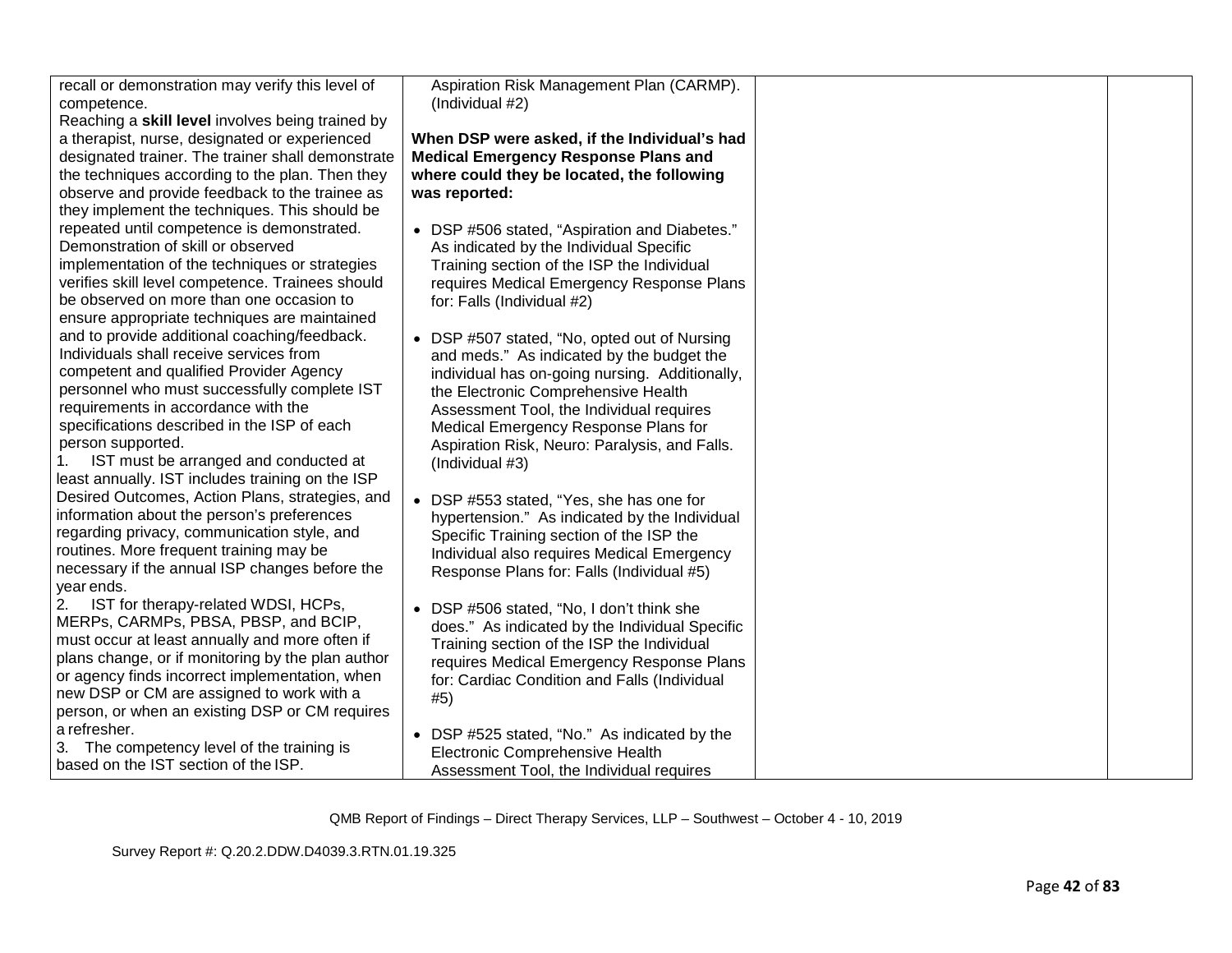| | | | |
|---|---|---|---|
| recall or demonstration may verify this level of competence.<br>Reaching a **skill level** involves being trained by a therapist, nurse, designated or experienced designated trainer. The trainer shall demonstrate the techniques according to the plan. Then they observe and provide feedback to the trainee as they implement the techniques. This should be repeated until competence is demonstrated. Demonstration of skill or observed implementation of the techniques or strategies verifies skill level competence. Trainees should be observed on more than one occasion to ensure appropriate techniques are maintained and to provide additional coaching/feedback.<br>Individuals shall receive services from competent and qualified Provider Agency personnel who must successfully complete IST requirements in accordance with the specifications described in the ISP of each person supported.<br>1. IST must be arranged and conducted at least annually. IST includes training on the ISP Desired Outcomes, Action Plans, strategies, and information about the person's preferences regarding privacy, communication style, and routines. More frequent training may be necessary if the annual ISP changes before the year ends.<br>2. IST for therapy-related WDSI, HCPs, MERPs, CARMPs, PBSA, PBSP, and BCIP, must occur at least annually and more often if plans change, or if monitoring by the plan author or agency finds incorrect implementation, when new DSP or CM are assigned to work with a person, or when an existing DSP or CM requires a refresher.<br>3. The competency level of the training is based on the IST section of the ISP. | Aspiration Risk Management Plan (CARMP). (Individual #2)<br><br>**When DSP were asked, if the Individual's had Medical Emergency Response Plans and where could they be located, the following was reported:**<br><br>• DSP #506 stated, "Aspiration and Diabetes." As indicated by the Individual Specific Training section of the ISP the Individual requires Medical Emergency Response Plans for: Falls (Individual #2)<br><br>• DSP #507 stated, "No, opted out of Nursing and meds." As indicated by the budget the individual has on-going nursing. Additionally, the Electronic Comprehensive Health Assessment Tool, the Individual requires Medical Emergency Response Plans for Aspiration Risk, Neuro: Paralysis, and Falls. (Individual #3)<br><br>• DSP #553 stated, "Yes, she has one for hypertension." As indicated by the Individual Specific Training section of the ISP the Individual also requires Medical Emergency Response Plans for: Falls (Individual #5)<br><br>• DSP #506 stated, "No, I don't think she does." As indicated by the Individual Specific Training section of the ISP the Individual requires Medical Emergency Response Plans for: Cardiac Condition and Falls (Individual #5)<br><br>• DSP #525 stated, "No." As indicated by the Electronic Comprehensive Health Assessment Tool, the Individual requires | | |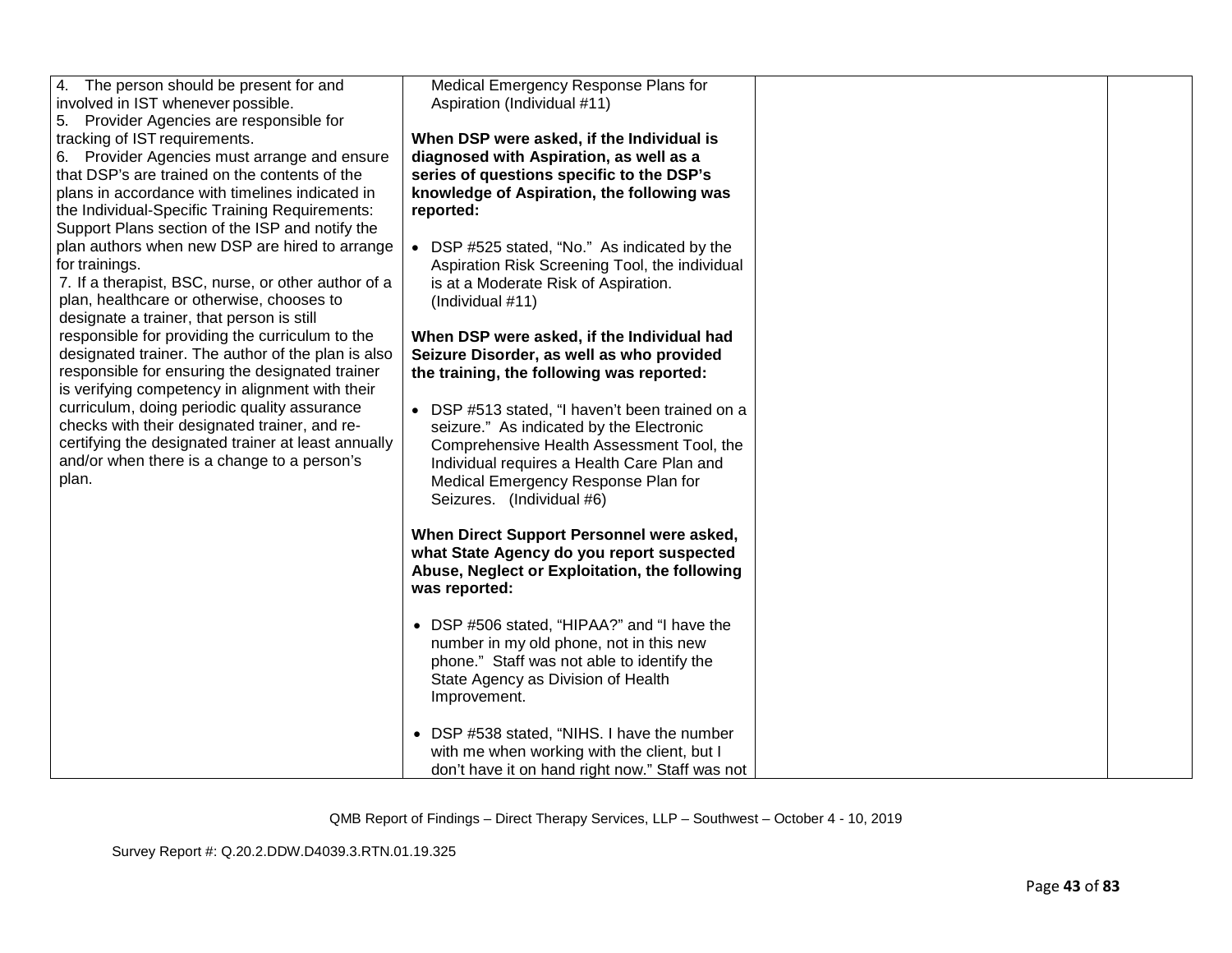| | | | |
|---|---|---|---|
| 4. The person should be present for and involved in IST whenever possible.<br>5. Provider Agencies are responsible for tracking of IST requirements.<br>6. Provider Agencies must arrange and ensure that DSP's are trained on the contents of the plans in accordance with timelines indicated in the Individual-Specific Training Requirements: Support Plans section of the ISP and notify the plan authors when new DSP are hired to arrange for trainings.<br>7. If a therapist, BSC, nurse, or other author of a plan, healthcare or otherwise, chooses to designate a trainer, that person is still responsible for providing the curriculum to the designated trainer. The author of the plan is also responsible for ensuring the designated trainer is verifying competency in alignment with their curriculum, doing periodic quality assurance checks with their designated trainer, and re-certifying the designated trainer at least annually and/or when there is a change to a person's plan. | Medical Emergency Response Plans for Aspiration (Individual #11)<br><br>**When DSP were asked, if the Individual is diagnosed with Aspiration, as well as a series of questions specific to the DSP's knowledge of Aspiration, the following was reported:**<br><br>• DSP #525 stated, "No." As indicated by the Aspiration Risk Screening Tool, the individual is at a Moderate Risk of Aspiration. (Individual #11)<br><br>**When DSP were asked, if the Individual had Seizure Disorder, as well as who provided the training, the following was reported:**<br><br>• DSP #513 stated, "I haven't been trained on a seizure." As indicated by the Electronic Comprehensive Health Assessment Tool, the Individual requires a Health Care Plan and Medical Emergency Response Plan for Seizures. (Individual #6)<br><br>**When Direct Support Personnel were asked, what State Agency do you report suspected Abuse, Neglect or Exploitation, the following was reported:**<br><br>• DSP #506 stated, "HIPAA?" and "I have the number in my old phone, not in this new phone." Staff was not able to identify the State Agency as Division of Health Improvement.<br><br>• DSP #538 stated, "NIHS. I have the number with me when working with the client, but I don't have it on hand right now." Staff was not | | |

QMB Report of Findings – Direct Therapy Services, LLP – Southwest – October 4 - 10, 2019

Survey Report #: Q.20.2.DDW.D4039.3.RTN.01.19.325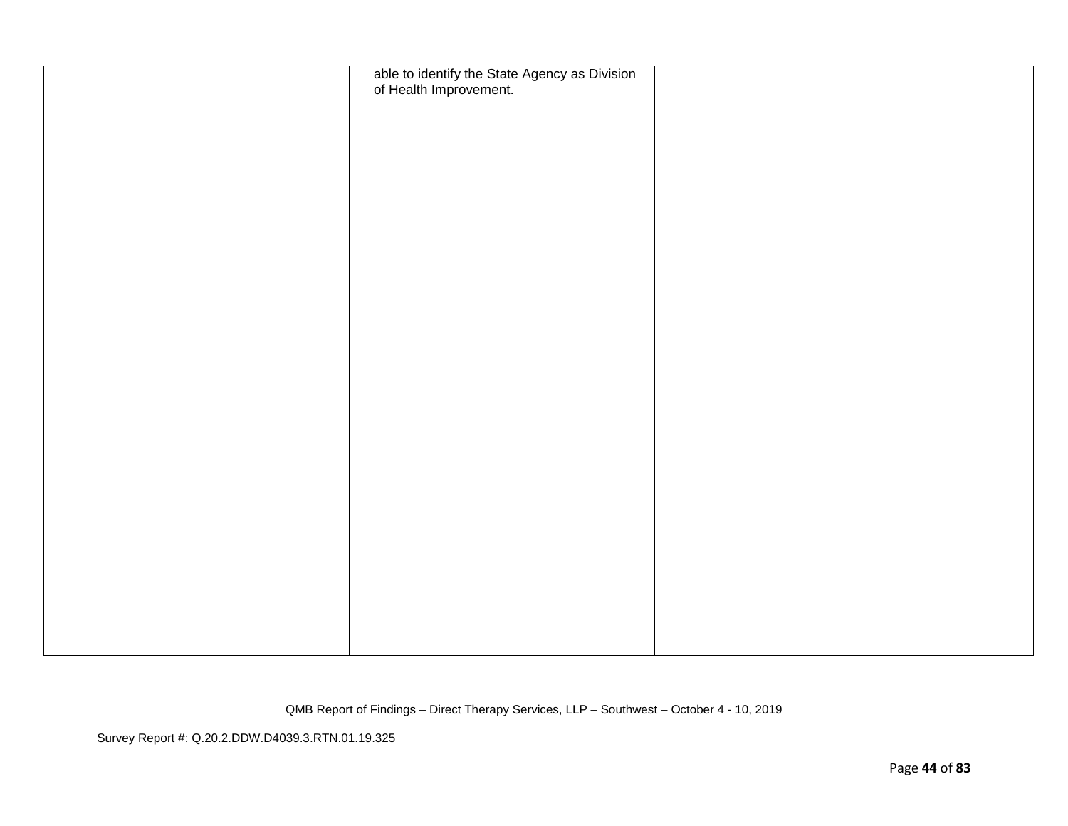|  |  |  |  |
|---|---|---|---|
|  | able to identify the State Agency as Division of Health Improvement. |  |  |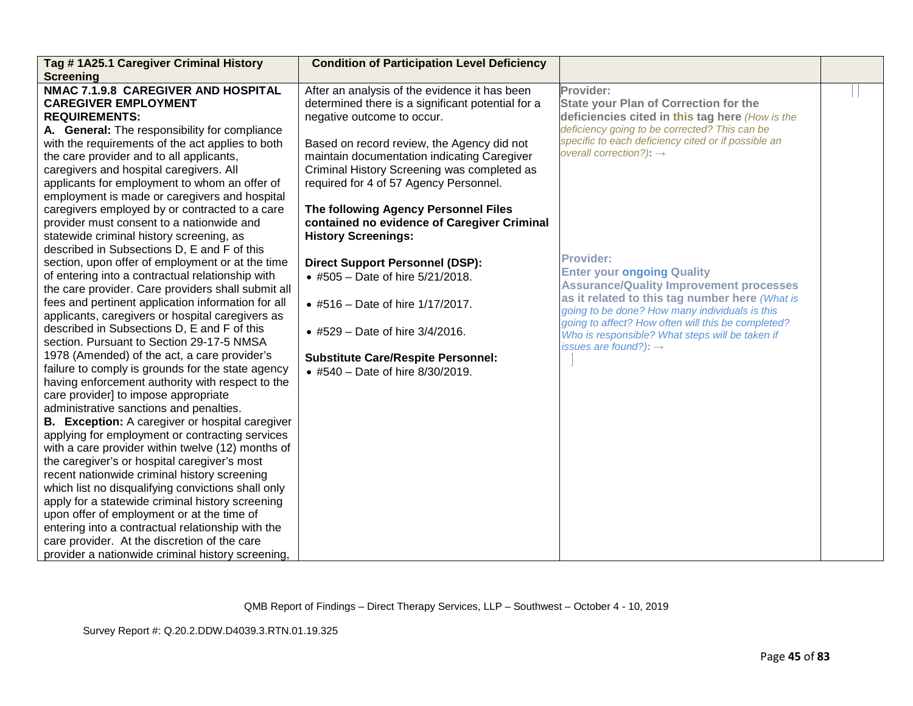| Tag # 1A25.1 Caregiver Criminal History Screening | Condition of Participation Level Deficiency | | |
|---|---|---|---|
| **NMAC 7.1.9.8 CAREGIVER AND HOSPITAL CAREGIVER EMPLOYMENT REQUIREMENTS:**<br>**A. General:** The responsibility for compliance with the requirements of the act applies to both the care provider and to all applicants, caregivers and hospital caregivers. All applicants for employment to whom an offer of employment is made or caregivers and hospital caregivers employed by or contracted to a care provider must consent to a nationwide and statewide criminal history screening, as described in Subsections D, E and F of this section, upon offer of employment or at the time of entering into a contractual relationship with the care provider. Care providers shall submit all fees and pertinent application information for all applicants, caregivers or hospital caregivers as described in Subsections D, E and F of this section. Pursuant to Section 29-17-5 NMSA 1978 (Amended) of the act, a care provider's failure to comply is grounds for the state agency having enforcement authority with respect to the care provider] to impose appropriate administrative sanctions and penalties.<br>**B. Exception:** A caregiver or hospital caregiver applying for employment or contracting services with a care provider within twelve (12) months of the caregiver's or hospital caregiver's most recent nationwide criminal history screening which list no disqualifying convictions shall only apply for a statewide criminal history screening upon offer of employment or at the time of entering into a contractual relationship with the care provider. At the discretion of the care provider a nationwide criminal history screening, | After an analysis of the evidence it has been determined there is a significant potential for a negative outcome to occur.<br><br>Based on record review, the Agency did not maintain documentation indicating Caregiver Criminal History Screening was completed as required for 4 of 57 Agency Personnel.<br><br>**The following Agency Personnel Files contained no evidence of Caregiver Criminal History Screenings:**<br><br>**Direct Support Personnel (DSP):**<br>• #505 – Date of hire 5/21/2018.<br><br>• #516 – Date of hire 1/17/2017.<br><br>• #529 – Date of hire 3/4/2016.<br><br>**Substitute Care/Respite Personnel:**<br>• #540 – Date of hire 8/30/2019. | **Provider:**<br>**State your Plan of Correction for the deficiencies cited in this tag here** *(How is the deficiency going to be corrected? This can be specific to each deficiency cited or if possible an overall correction?)*: →<br><br>**Provider:**<br>**Enter your ongoing Quality Assurance/Quality Improvement processes as it related to this tag number here** *(What is going to be done? How many individuals is this going to affect? How often will this be completed? Who is responsible? What steps will be taken if issues are found?)*: → | |

QMB Report of Findings – Direct Therapy Services, LLP – Southwest – October 4 - 10, 2019

Survey Report #: Q.20.2.DDW.D4039.3.RTN.01.19.325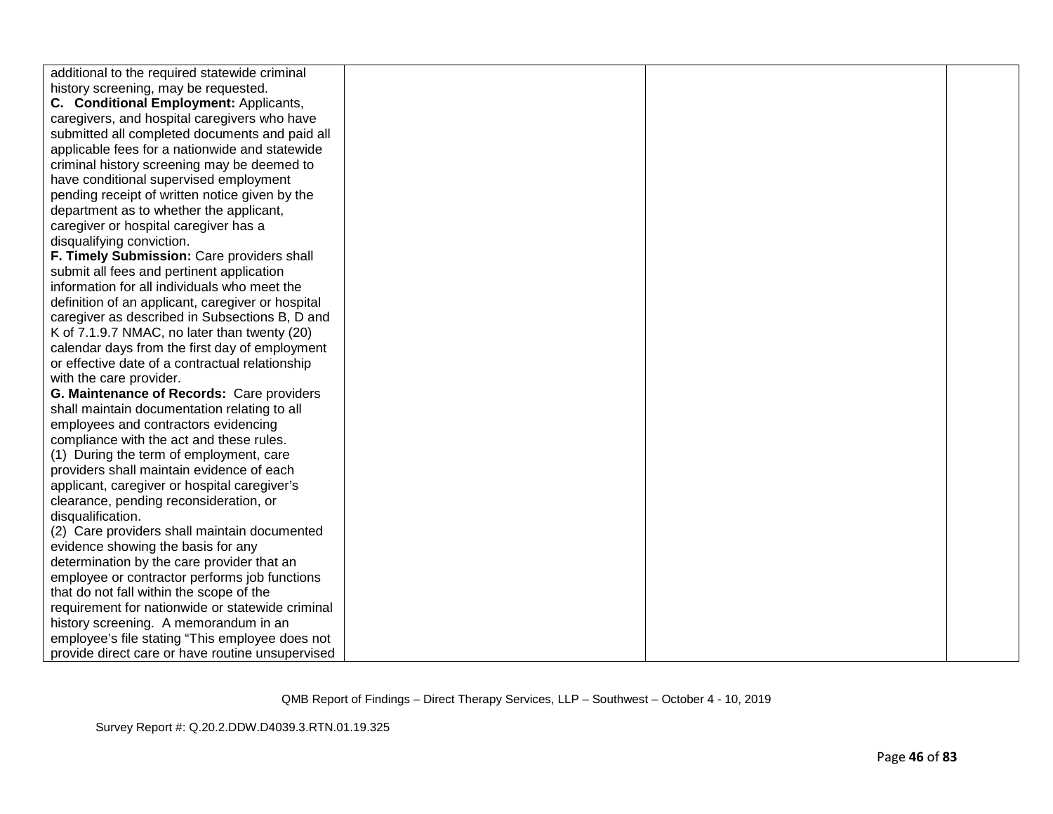| | | | |
|---|---|---|---|
| additional to the required statewide criminal history screening, may be requested.<br>**C. Conditional Employment:** Applicants, caregivers, and hospital caregivers who have submitted all completed documents and paid all applicable fees for a nationwide and statewide criminal history screening may be deemed to have conditional supervised employment pending receipt of written notice given by the department as to whether the applicant, caregiver or hospital caregiver has a disqualifying conviction.<br>**F. Timely Submission:** Care providers shall submit all fees and pertinent application information for all individuals who meet the definition of an applicant, caregiver or hospital caregiver as described in Subsections B, D and K of 7.1.9.7 NMAC, no later than twenty (20) calendar days from the first day of employment or effective date of a contractual relationship with the care provider.<br>**G. Maintenance of Records:** Care providers shall maintain documentation relating to all employees and contractors evidencing compliance with the act and these rules.<br>(1) During the term of employment, care providers shall maintain evidence of each applicant, caregiver or hospital caregiver's clearance, pending reconsideration, or disqualification.<br>(2) Care providers shall maintain documented evidence showing the basis for any determination by the care provider that an employee or contractor performs job functions that do not fall within the scope of the requirement for nationwide or statewide criminal history screening. A memorandum in an employee's file stating "This employee does not provide direct care or have routine unsupervised | | | |

QMB Report of Findings – Direct Therapy Services, LLP – Southwest – October 4 - 10, 2019

Survey Report #: Q.20.2.DDW.D4039.3.RTN.01.19.325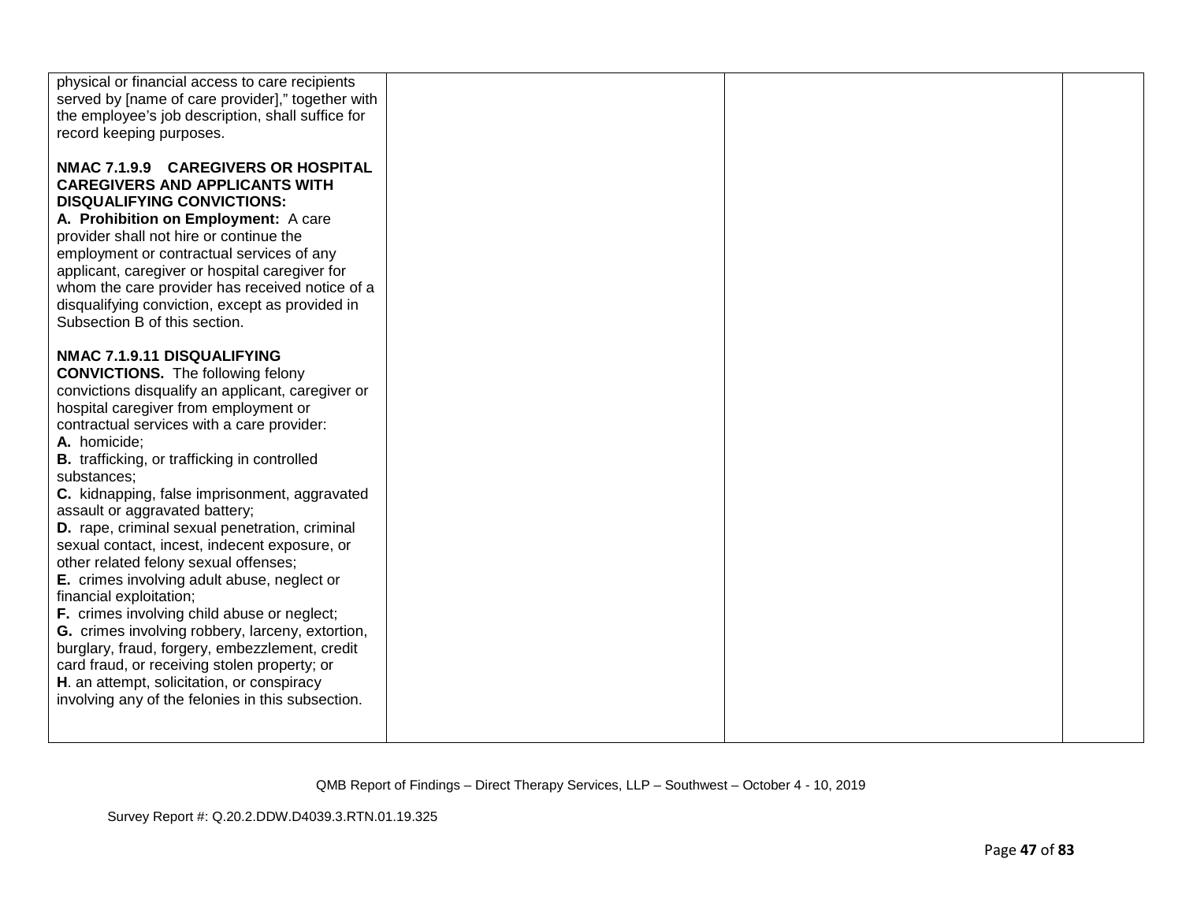| | | | |
|---|---|---|---|
| physical or financial access to care recipients served by [name of care provider]," together with the employee's job description, shall suffice for record keeping purposes.<br><br>**NMAC 7.1.9.9 CAREGIVERS OR HOSPITAL CAREGIVERS AND APPLICANTS WITH DISQUALIFYING CONVICTIONS:**<br>**A. Prohibition on Employment:** A care provider shall not hire or continue the employment or contractual services of any applicant, caregiver or hospital caregiver for whom the care provider has received notice of a disqualifying conviction, except as provided in Subsection B of this section.<br><br>**NMAC 7.1.9.11 DISQUALIFYING CONVICTIONS.** The following felony convictions disqualify an applicant, caregiver or hospital caregiver from employment or contractual services with a care provider:<br>**A.** homicide;<br>**B.** trafficking, or trafficking in controlled substances;<br>**C.** kidnapping, false imprisonment, aggravated assault or aggravated battery;<br>**D.** rape, criminal sexual penetration, criminal sexual contact, incest, indecent exposure, or other related felony sexual offenses;<br>**E.** crimes involving adult abuse, neglect or financial exploitation;<br>**F.** crimes involving child abuse or neglect;<br>**G.** crimes involving robbery, larceny, extortion, burglary, fraud, forgery, embezzlement, credit card fraud, or receiving stolen property; or<br>**H**. an attempt, solicitation, or conspiracy involving any of the felonies in this subsection. | | | |

QMB Report of Findings – Direct Therapy Services, LLP – Southwest – October 4 - 10, 2019

Survey Report #: Q.20.2.DDW.D4039.3.RTN.01.19.325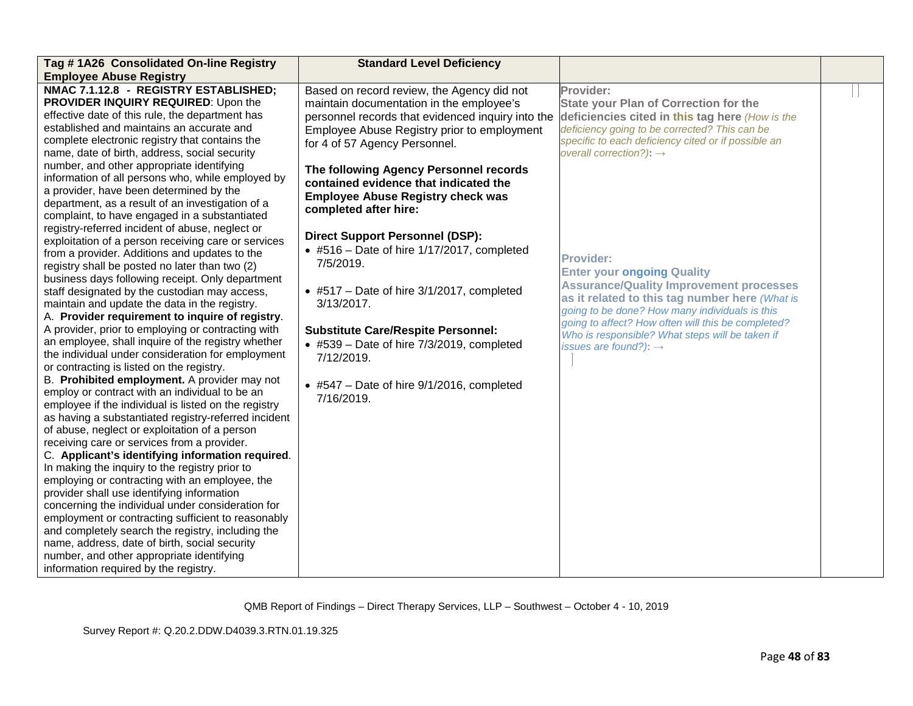| Tag # 1A26 Consolidated On-line Registry Employee Abuse Registry | Standard Level Deficiency | | |
|---|---|---|---|
| **NMAC 7.1.12.8 - REGISTRY ESTABLISHED; PROVIDER INQUIRY REQUIRED**: Upon the effective date of this rule, the department has established and maintains an accurate and complete electronic registry that contains the name, date of birth, address, social security number, and other appropriate identifying information of all persons who, while employed by a provider, have been determined by the department, as a result of an investigation of a complaint, to have engaged in a substantiated registry-referred incident of abuse, neglect or exploitation of a person receiving care or services from a provider. Additions and updates to the registry shall be posted no later than two (2) business days following receipt. Only department staff designated by the custodian may access, maintain and update the data in the registry.<br>A. **Provider requirement to inquire of registry**. A provider, prior to employing or contracting with an employee, shall inquire of the registry whether the individual under consideration for employment or contracting is listed on the registry.<br>B. **Prohibited employment.** A provider may not employ or contract with an individual to be an employee if the individual is listed on the registry as having a substantiated registry-referred incident of abuse, neglect or exploitation of a person receiving care or services from a provider.<br>C. **Applicant's identifying information required**. In making the inquiry to the registry prior to employing or contracting with an employee, the provider shall use identifying information concerning the individual under consideration for employment or contracting sufficient to reasonably and completely search the registry, including the name, address, date of birth, social security number, and other appropriate identifying information required by the registry. | Based on record review, the Agency did not maintain documentation in the employee's personnel records that evidenced inquiry into the Employee Abuse Registry prior to employment for 4 of 57 Agency Personnel.<br><br>**The following Agency Personnel records contained evidence that indicated the Employee Abuse Registry check was completed after hire:**<br><br>**Direct Support Personnel (DSP):**<br>• #516 – Date of hire 1/17/2017, completed 7/5/2019.<br><br>• #517 – Date of hire 3/1/2017, completed 3/13/2017.<br><br>**Substitute Care/Respite Personnel:**<br>• #539 – Date of hire 7/3/2019, completed 7/12/2019.<br><br>• #547 – Date of hire 9/1/2016, completed 7/16/2019. | **Provider:**<br>**State your Plan of Correction for the deficiencies cited in this tag here** *(How is the deficiency going to be corrected? This can be specific to each deficiency cited or if possible an overall correction?)*: →<br><br>**Provider:**<br>**Enter your ongoing Quality Assurance/Quality Improvement processes as it related to this tag number here** *(What is going to be done? How many individuals is this going to affect? How often will this be completed? Who is responsible? What steps will be taken if issues are found?)*: → | |

QMB Report of Findings – Direct Therapy Services, LLP – Southwest – October 4 - 10, 2019

Survey Report #: Q.20.2.DDW.D4039.3.RTN.01.19.325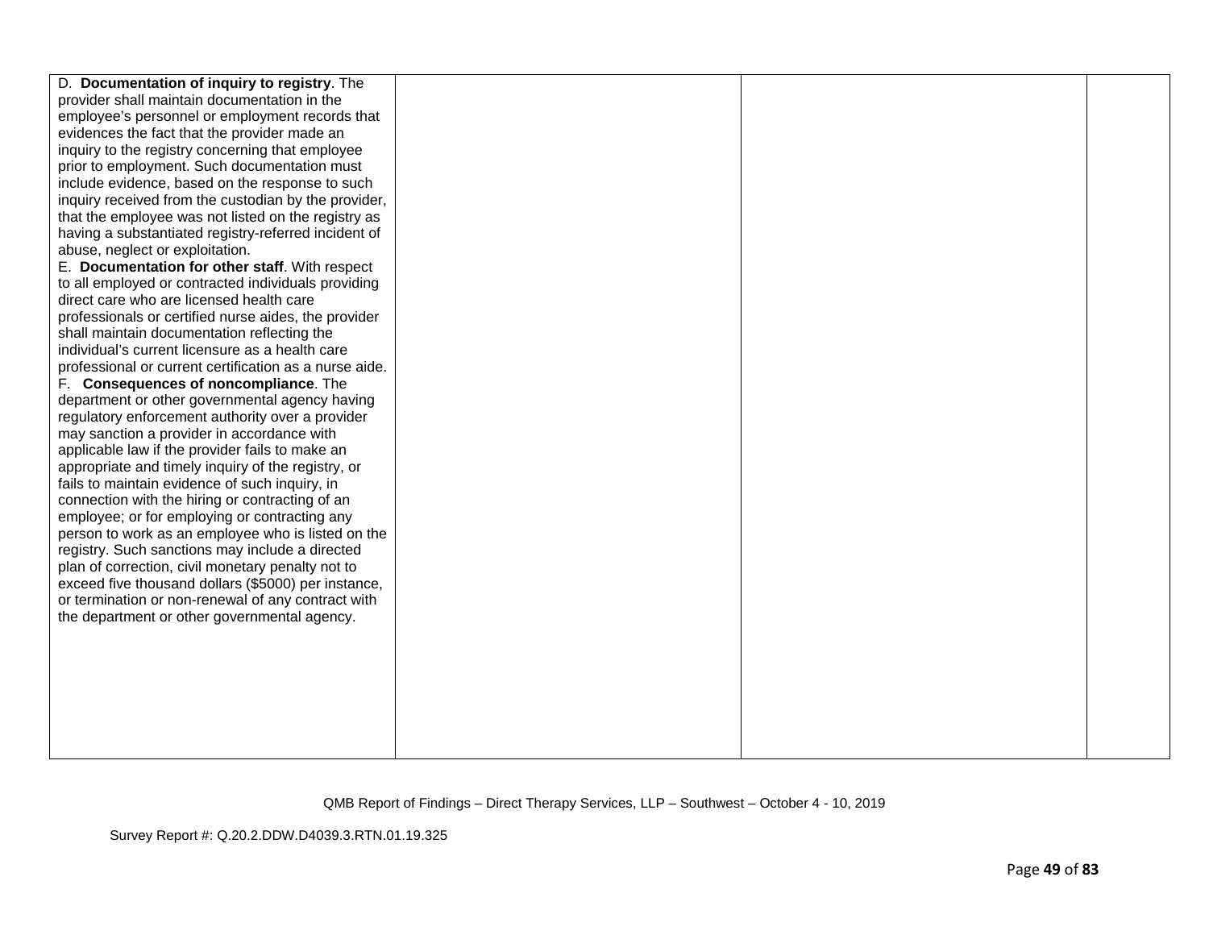| | | | |
|---|---|---|---|
| D. **Documentation of inquiry to registry**. The provider shall maintain documentation in the employee's personnel or employment records that evidences the fact that the provider made an inquiry to the registry concerning that employee prior to employment. Such documentation must include evidence, based on the response to such inquiry received from the custodian by the provider, that the employee was not listed on the registry as having a substantiated registry-referred incident of abuse, neglect or exploitation.<br>E. **Documentation for other staff**. With respect to all employed or contracted individuals providing direct care who are licensed health care professionals or certified nurse aides, the provider shall maintain documentation reflecting the individual's current licensure as a health care professional or current certification as a nurse aide.<br>F. **Consequences of noncompliance**. The department or other governmental agency having regulatory enforcement authority over a provider may sanction a provider in accordance with applicable law if the provider fails to make an appropriate and timely inquiry of the registry, or fails to maintain evidence of such inquiry, in connection with the hiring or contracting of an employee; or for employing or contracting any person to work as an employee who is listed on the registry. Such sanctions may include a directed plan of correction, civil monetary penalty not to exceed five thousand dollars ($5000) per instance, or termination or non-renewal of any contract with the department or other governmental agency. | | | |

QMB Report of Findings – Direct Therapy Services, LLP – Southwest – October 4 - 10, 2019

Survey Report #: Q.20.2.DDW.D4039.3.RTN.01.19.325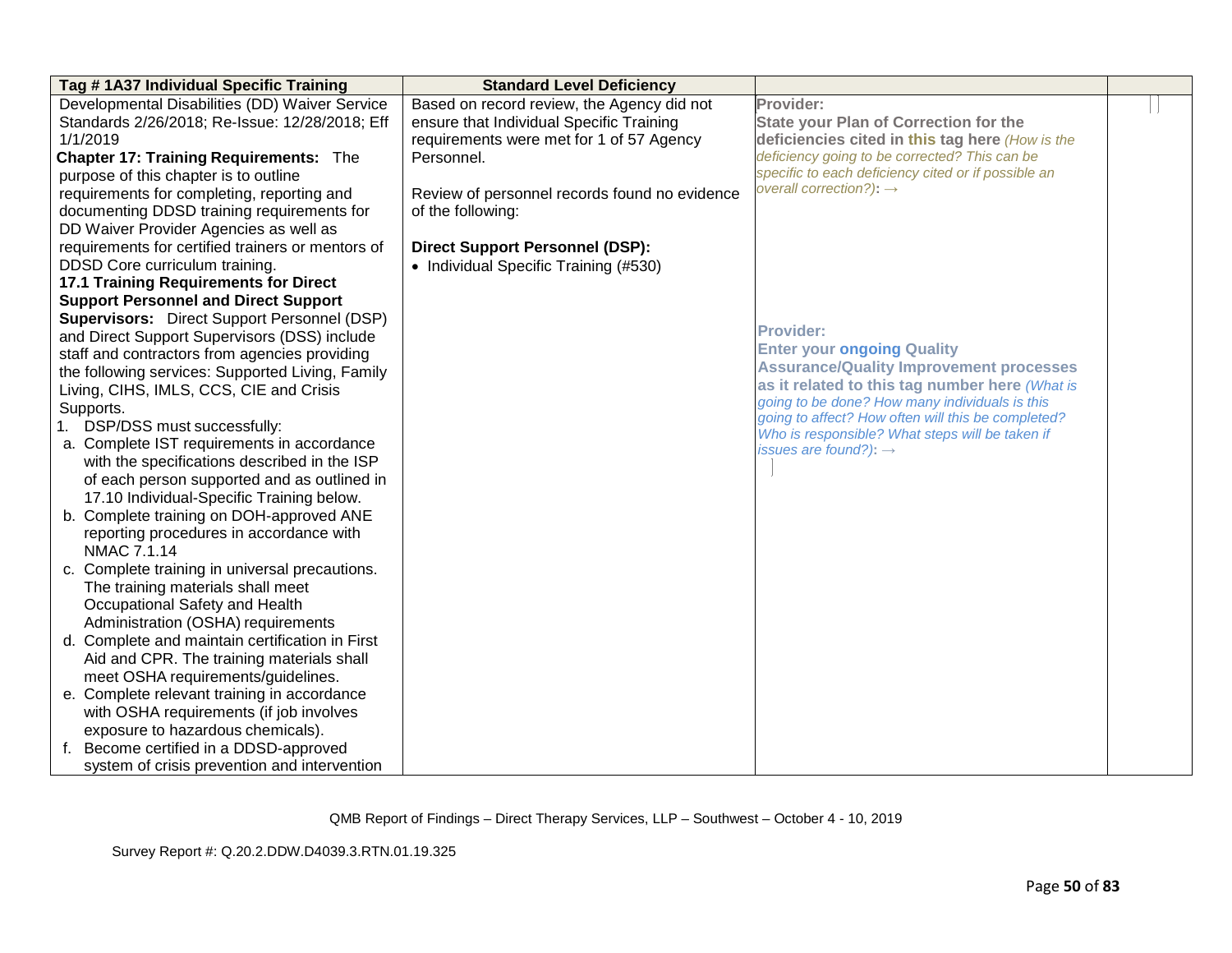| Tag # 1A37 Individual Specific Training | Standard Level Deficiency | | |
|---|---|---|---|
| Developmental Disabilities (DD) Waiver Service Standards 2/26/2018; Re-Issue: 12/28/2018; Eff 1/1/2019<br>**Chapter 17: Training Requirements:** The purpose of this chapter is to outline requirements for completing, reporting and documenting DDSD training requirements for DD Waiver Provider Agencies as well as requirements for certified trainers or mentors of DDSD Core curriculum training.<br>**17.1 Training Requirements for Direct Support Personnel and Direct Support Supervisors:** Direct Support Personnel (DSP) and Direct Support Supervisors (DSS) include staff and contractors from agencies providing the following services: Supported Living, Family Living, CIHS, IMLS, CCS, CIE and Crisis Supports.<br>1. DSP/DSS must successfully:<br>a. Complete IST requirements in accordance with the specifications described in the ISP of each person supported and as outlined in 17.10 Individual-Specific Training below.<br>b. Complete training on DOH-approved ANE reporting procedures in accordance with NMAC 7.1.14<br>c. Complete training in universal precautions. The training materials shall meet Occupational Safety and Health Administration (OSHA) requirements<br>d. Complete and maintain certification in First Aid and CPR. The training materials shall meet OSHA requirements/guidelines.<br>e. Complete relevant training in accordance with OSHA requirements (if job involves exposure to hazardous chemicals).<br>f. Become certified in a DDSD-approved system of crisis prevention and intervention | Based on record review, the Agency did not ensure that Individual Specific Training requirements were met for 1 of 57 Agency Personnel.<br><br>Review of personnel records found no evidence of the following:<br><br>**Direct Support Personnel (DSP):**<br>• Individual Specific Training (#530) | **Provider:**<br>**State your Plan of Correction for the deficiencies cited in this tag here** *(How is the deficiency going to be corrected? This can be specific to each deficiency cited or if possible an overall correction?):* →<br><br><br><br>**Provider:**<br>**Enter your ongoing Quality Assurance/Quality Improvement processes as it related to this tag number here** *(What is going to be done? How many individuals is this going to affect? How often will this be completed? Who is responsible? What steps will be taken if issues are found?):* → | |

QMB Report of Findings – Direct Therapy Services, LLP – Southwest – October 4 - 10, 2019

Survey Report #: Q.20.2.DDW.D4039.3.RTN.01.19.325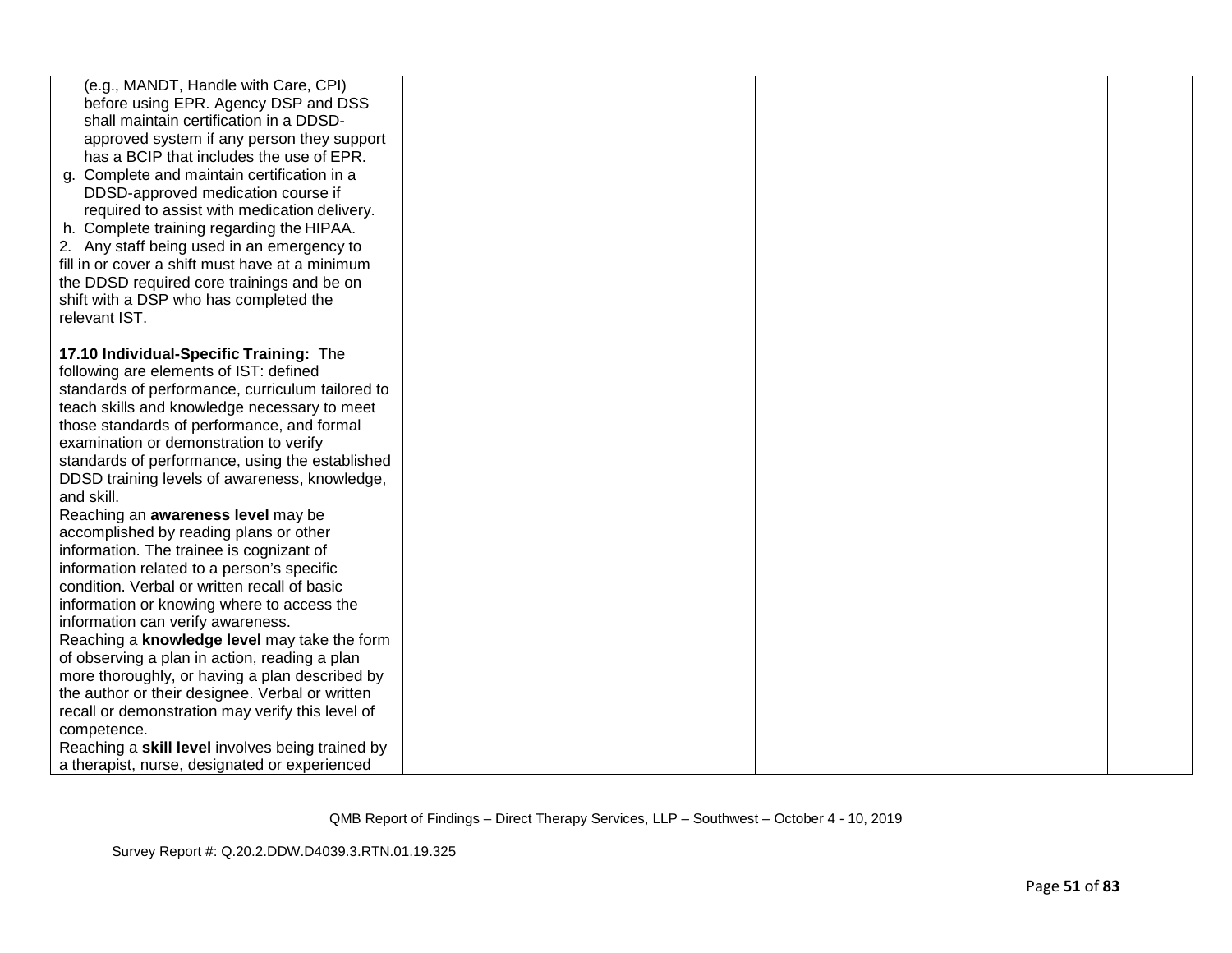| | | | |
|---|---|---|---|
| (e.g., MANDT, Handle with Care, CPI) before using EPR. Agency DSP and DSS shall maintain certification in a DDSD-approved system if any person they support has a BCIP that includes the use of EPR.<br>g. Complete and maintain certification in a DDSD-approved medication course if required to assist with medication delivery.<br>h. Complete training regarding the HIPAA.<br>2. Any staff being used in an emergency to fill in or cover a shift must have at a minimum the DDSD required core trainings and be on shift with a DSP who has completed the relevant IST.<br><br>**17.10 Individual-Specific Training:** The following are elements of IST: defined standards of performance, curriculum tailored to teach skills and knowledge necessary to meet those standards of performance, and formal examination or demonstration to verify standards of performance, using the established DDSD training levels of awareness, knowledge, and skill.<br>Reaching an **awareness level** may be accomplished by reading plans or other information. The trainee is cognizant of information related to a person's specific condition. Verbal or written recall of basic information or knowing where to access the information can verify awareness.<br>Reaching a **knowledge level** may take the form of observing a plan in action, reading a plan more thoroughly, or having a plan described by the author or their designee. Verbal or written recall or demonstration may verify this level of competence.<br>Reaching a **skill level** involves being trained by a therapist, nurse, designated or experienced | | | |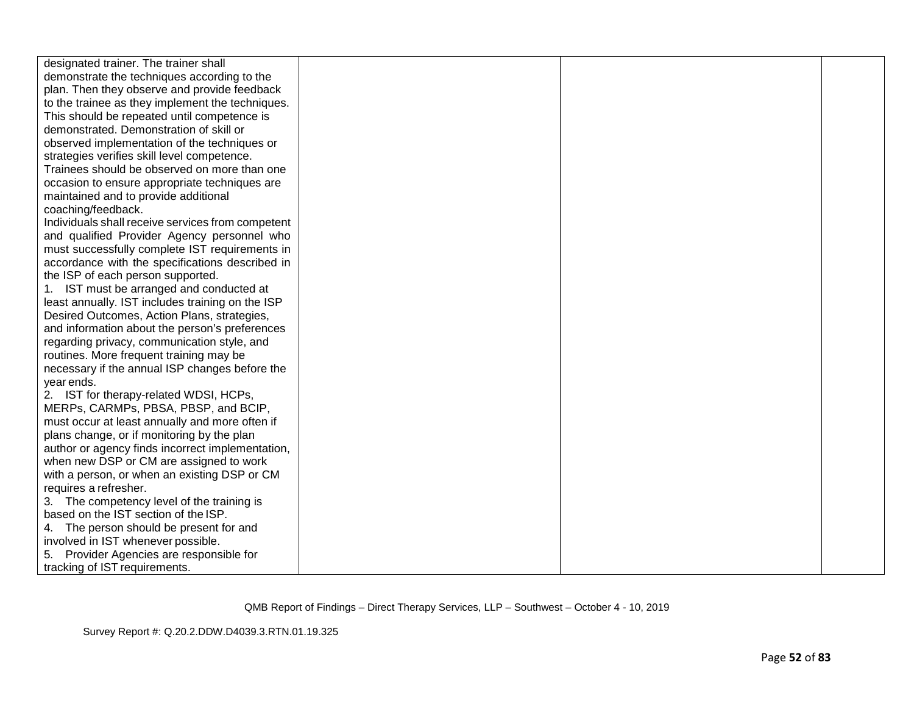| | | | |
|---|---|---|---|
| designated trainer. The trainer shall demonstrate the techniques according to the plan. Then they observe and provide feedback to the trainee as they implement the techniques. This should be repeated until competence is demonstrated. Demonstration of skill or observed implementation of the techniques or strategies verifies skill level competence. Trainees should be observed on more than one occasion to ensure appropriate techniques are maintained and to provide additional coaching/feedback.<br>Individuals shall receive services from competent and qualified Provider Agency personnel who must successfully complete IST requirements in accordance with the specifications described in the ISP of each person supported.<br>1. IST must be arranged and conducted at least annually. IST includes training on the ISP Desired Outcomes, Action Plans, strategies, and information about the person's preferences regarding privacy, communication style, and routines. More frequent training may be necessary if the annual ISP changes before the year ends.<br>2. IST for therapy-related WDSI, HCPs, MERPs, CARMPs, PBSA, PBSP, and BCIP, must occur at least annually and more often if plans change, or if monitoring by the plan author or agency finds incorrect implementation, when new DSP or CM are assigned to work with a person, or when an existing DSP or CM requires a refresher.<br>3. The competency level of the training is based on the IST section of the ISP.<br>4. The person should be present for and involved in IST whenever possible.<br>5. Provider Agencies are responsible for tracking of IST requirements. | | | |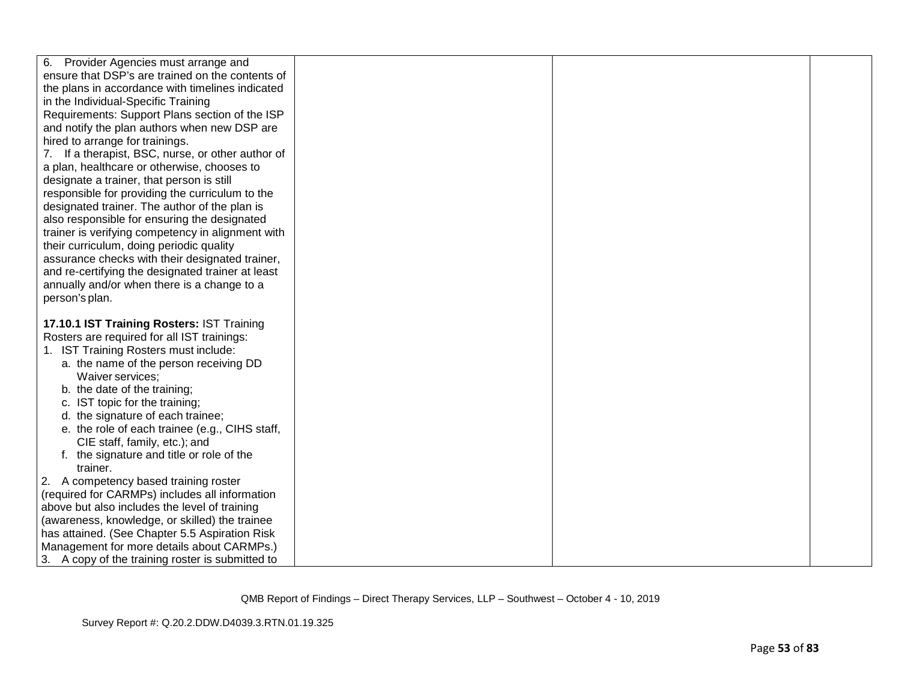| | | | |
|---|---|---|---|
| 6. Provider Agencies must arrange and ensure that DSP's are trained on the contents of the plans in accordance with timelines indicated in the Individual-Specific Training Requirements: Support Plans section of the ISP and notify the plan authors when new DSP are hired to arrange for trainings.<br>7. If a therapist, BSC, nurse, or other author of a plan, healthcare or otherwise, chooses to designate a trainer, that person is still responsible for providing the curriculum to the designated trainer. The author of the plan is also responsible for ensuring the designated trainer is verifying competency in alignment with their curriculum, doing periodic quality assurance checks with their designated trainer, and re-certifying the designated trainer at least annually and/or when there is a change to a person's plan.<br><br>**17.10.1 IST Training Rosters:** IST Training Rosters are required for all IST trainings:<br>1. IST Training Rosters must include:<br>a. the name of the person receiving DD Waiver services;<br>b. the date of the training;<br>c. IST topic for the training;<br>d. the signature of each trainee;<br>e. the role of each trainee (e.g., CIHS staff, CIE staff, family, etc.); and<br>f. the signature and title or role of the trainer.<br>2. A competency based training roster (required for CARMPs) includes all information above but also includes the level of training (awareness, knowledge, or skilled) the trainee has attained. (See Chapter 5.5 Aspiration Risk Management for more details about CARMPs.)<br>3. A copy of the training roster is submitted to | | | |

QMB Report of Findings – Direct Therapy Services, LLP – Southwest – October 4 - 10, 2019

Survey Report #: Q.20.2.DDW.D4039.3.RTN.01.19.325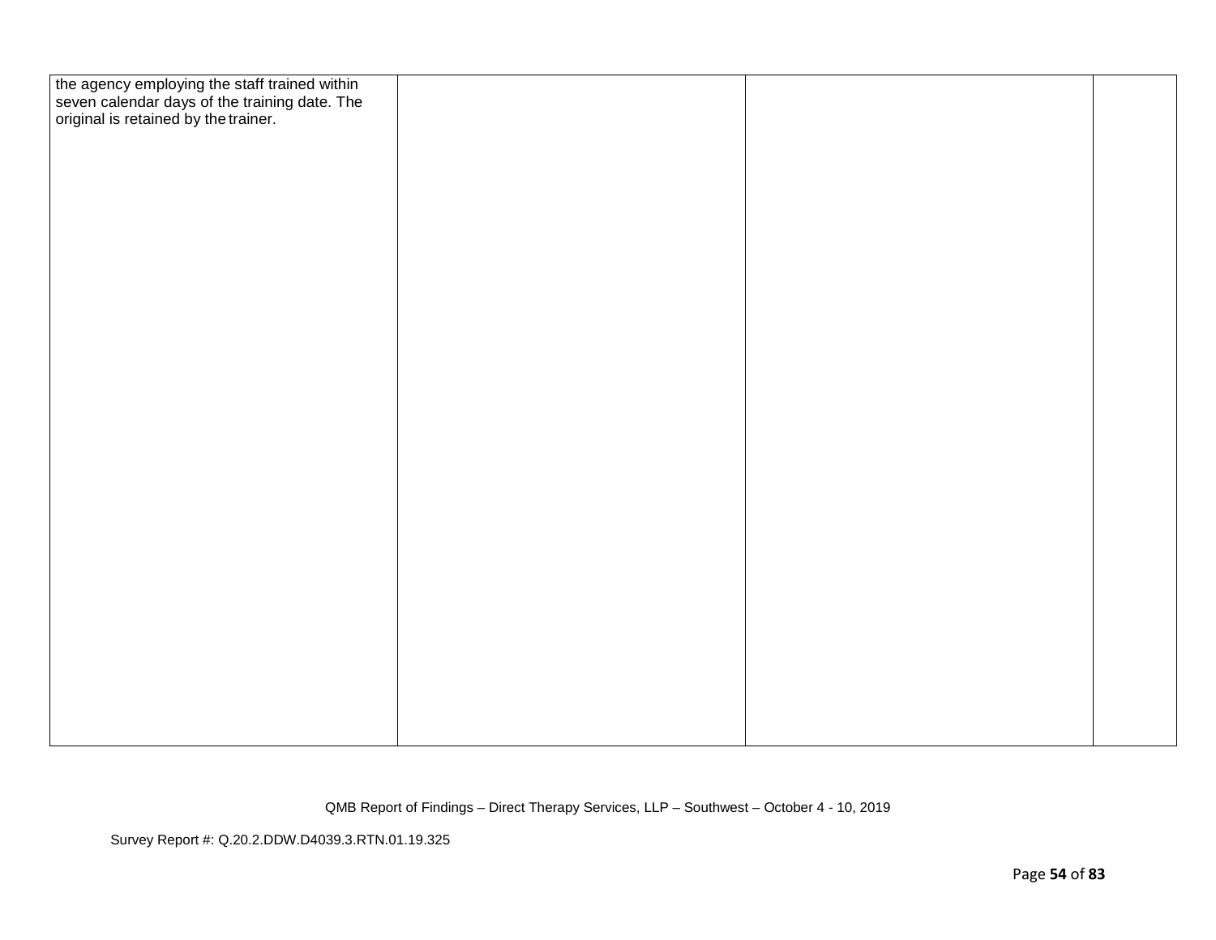| | | | |
|---|---|---|---|
| the agency employing the staff trained within seven calendar days of the training date. The original is retained by the trainer. | | | |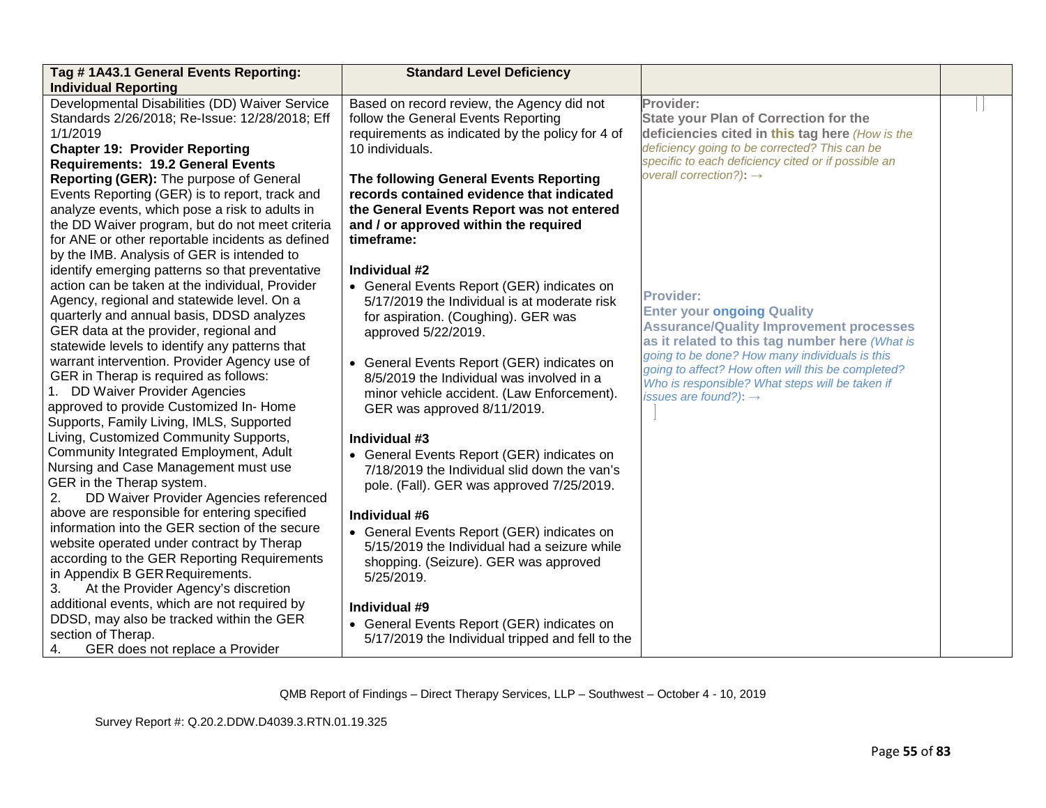| Tag # 1A43.1 General Events Reporting: Individual Reporting | Standard Level Deficiency | | |
|---|---|---|---|
| Developmental Disabilities (DD) Waiver Service Standards 2/26/2018; Re-Issue: 12/28/2018; Eff 1/1/2019<br>**Chapter 19: Provider Reporting Requirements: 19.2 General Events Reporting (GER):** The purpose of General Events Reporting (GER) is to report, track and analyze events, which pose a risk to adults in the DD Waiver program, but do not meet criteria for ANE or other reportable incidents as defined by the IMB. Analysis of GER is intended to identify emerging patterns so that preventative action can be taken at the individual, Provider Agency, regional and statewide level. On a quarterly and annual basis, DDSD analyzes GER data at the provider, regional and statewide levels to identify any patterns that warrant intervention. Provider Agency use of GER in Therap is required as follows:<br>1. DD Waiver Provider Agencies approved to provide Customized In- Home Supports, Family Living, IMLS, Supported Living, Customized Community Supports, Community Integrated Employment, Adult Nursing and Case Management must use GER in the Therap system.<br>2. DD Waiver Provider Agencies referenced above are responsible for entering specified information into the GER section of the secure website operated under contract by Therap according to the GER Reporting Requirements in Appendix B GER Requirements.<br>3. At the Provider Agency's discretion additional events, which are not required by DDSD, may also be tracked within the GER section of Therap.<br>4. GER does not replace a Provider | Based on record review, the Agency did not follow the General Events Reporting requirements as indicated by the policy for 4 of 10 individuals.<br><br>**The following General Events Reporting records contained evidence that indicated the General Events Report was not entered and / or approved within the required timeframe:**<br><br>**Individual #2**<br>• General Events Report (GER) indicates on 5/17/2019 the Individual is at moderate risk for aspiration. (Coughing). GER was approved 5/22/2019.<br><br>• General Events Report (GER) indicates on 8/5/2019 the Individual was involved in a minor vehicle accident. (Law Enforcement). GER was approved 8/11/2019.<br><br>**Individual #3**<br>• General Events Report (GER) indicates on 7/18/2019 the Individual slid down the van's pole. (Fall). GER was approved 7/25/2019.<br><br>**Individual #6**<br>• General Events Report (GER) indicates on 5/15/2019 the Individual had a seizure while shopping. (Seizure). GER was approved 5/25/2019.<br><br>**Individual #9**<br>• General Events Report (GER) indicates on 5/17/2019 the Individual tripped and fell to the | **Provider:**<br>**State your Plan of Correction for the deficiencies cited in this tag here** *(How is the deficiency going to be corrected? This can be specific to each deficiency cited or if possible an overall correction?)*: →<br><br><br><br>**Provider:**<br>**Enter your ongoing Quality Assurance/Quality Improvement processes as it related to this tag number here** *(What is going to be done? How many individuals is this going to affect? How often will this be completed? Who is responsible? What steps will be taken if issues are found?)*: → | |

QMB Report of Findings – Direct Therapy Services, LLP – Southwest – October 4 - 10, 2019

Survey Report #: Q.20.2.DDW.D4039.3.RTN.01.19.325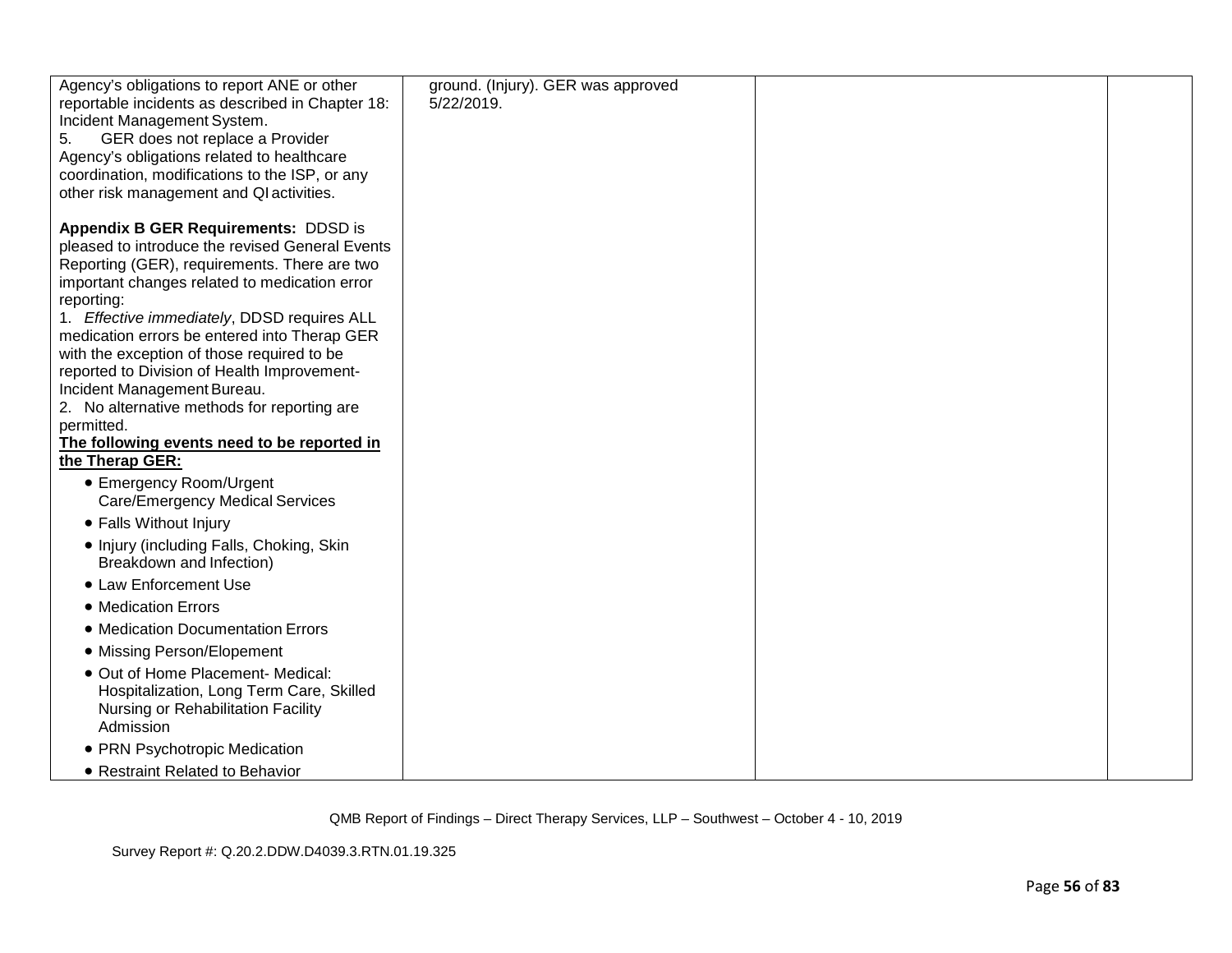| | | | |
|---|---|---|---|
| Agency's obligations to report ANE or other reportable incidents as described in Chapter 18: Incident Management System.<br>5. GER does not replace a Provider Agency's obligations related to healthcare coordination, modifications to the ISP, or any other risk management and QI activities.<br><br>**Appendix B GER Requirements:** DDSD is pleased to introduce the revised General Events Reporting (GER), requirements. There are two important changes related to medication error reporting:<br>1. *Effective immediately*, DDSD requires ALL medication errors be entered into Therap GER with the exception of those required to be reported to Division of Health Improvement-Incident Management Bureau.<br>2. No alternative methods for reporting are permitted.<br>**The following events need to be reported in the Therap GER:**<br>• Emergency Room/Urgent Care/Emergency Medical Services<br>• Falls Without Injury<br>• Injury (including Falls, Choking, Skin Breakdown and Infection)<br>• Law Enforcement Use<br>• Medication Errors<br>• Medication Documentation Errors<br>• Missing Person/Elopement<br>• Out of Home Placement- Medical: Hospitalization, Long Term Care, Skilled Nursing or Rehabilitation Facility Admission<br>• PRN Psychotropic Medication<br>• Restraint Related to Behavior | ground. (Injury). GER was approved 5/22/2019. | | |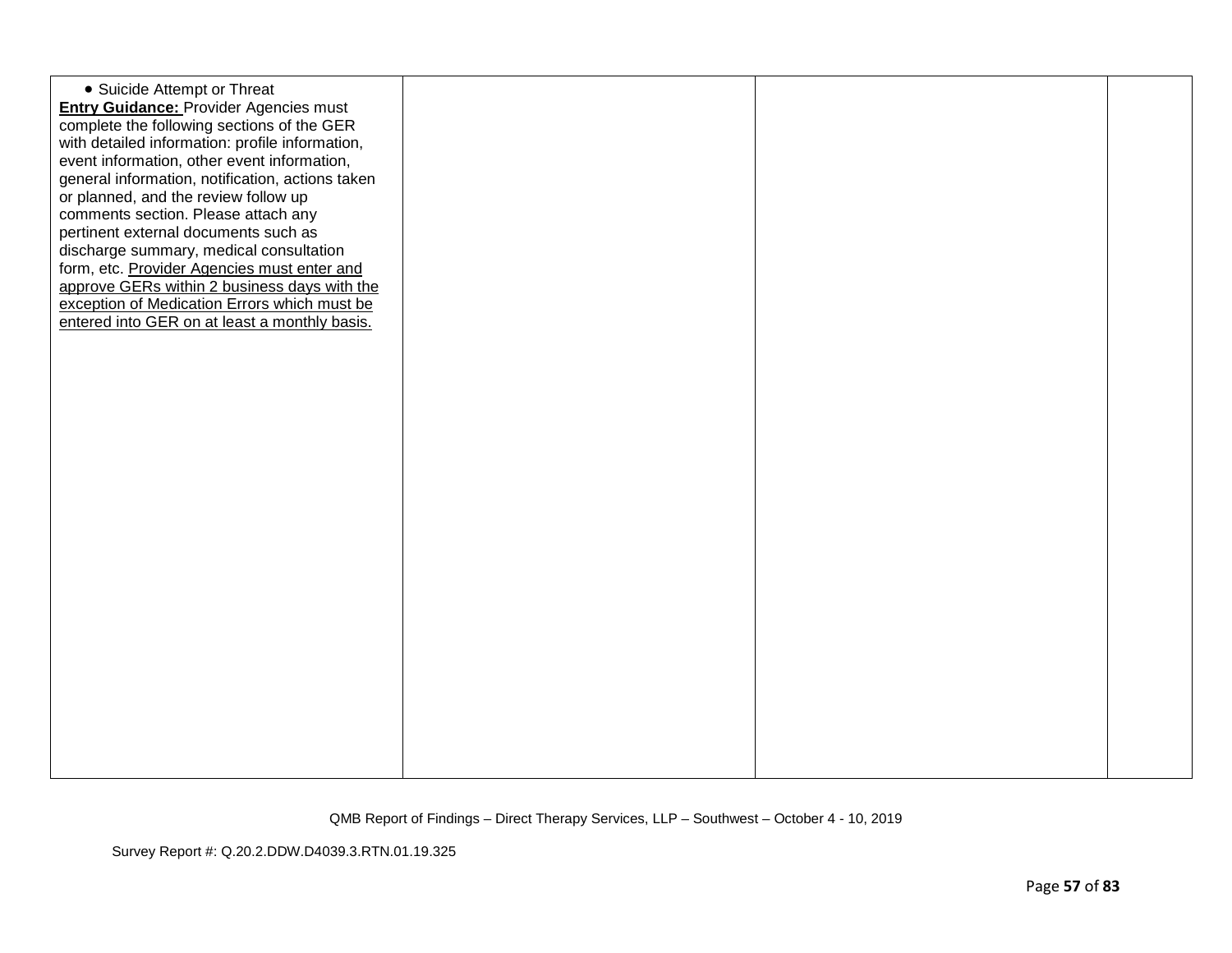| | | | |
|---|---|---|---|
| • Suicide Attempt or Threat<br>**Entry Guidance:** Provider Agencies must complete the following sections of the GER with detailed information: profile information, event information, other event information, general information, notification, actions taken or planned, and the review follow up comments section. Please attach any pertinent external documents such as discharge summary, medical consultation form, etc. <u>Provider Agencies must enter and approve GERs within 2 business days with the exception of Medication Errors which must be entered into GER on at least a monthly basis.</u> | | | |

QMB Report of Findings – Direct Therapy Services, LLP – Southwest – October 4 - 10, 2019

Survey Report #: Q.20.2.DDW.D4039.3.RTN.01.19.325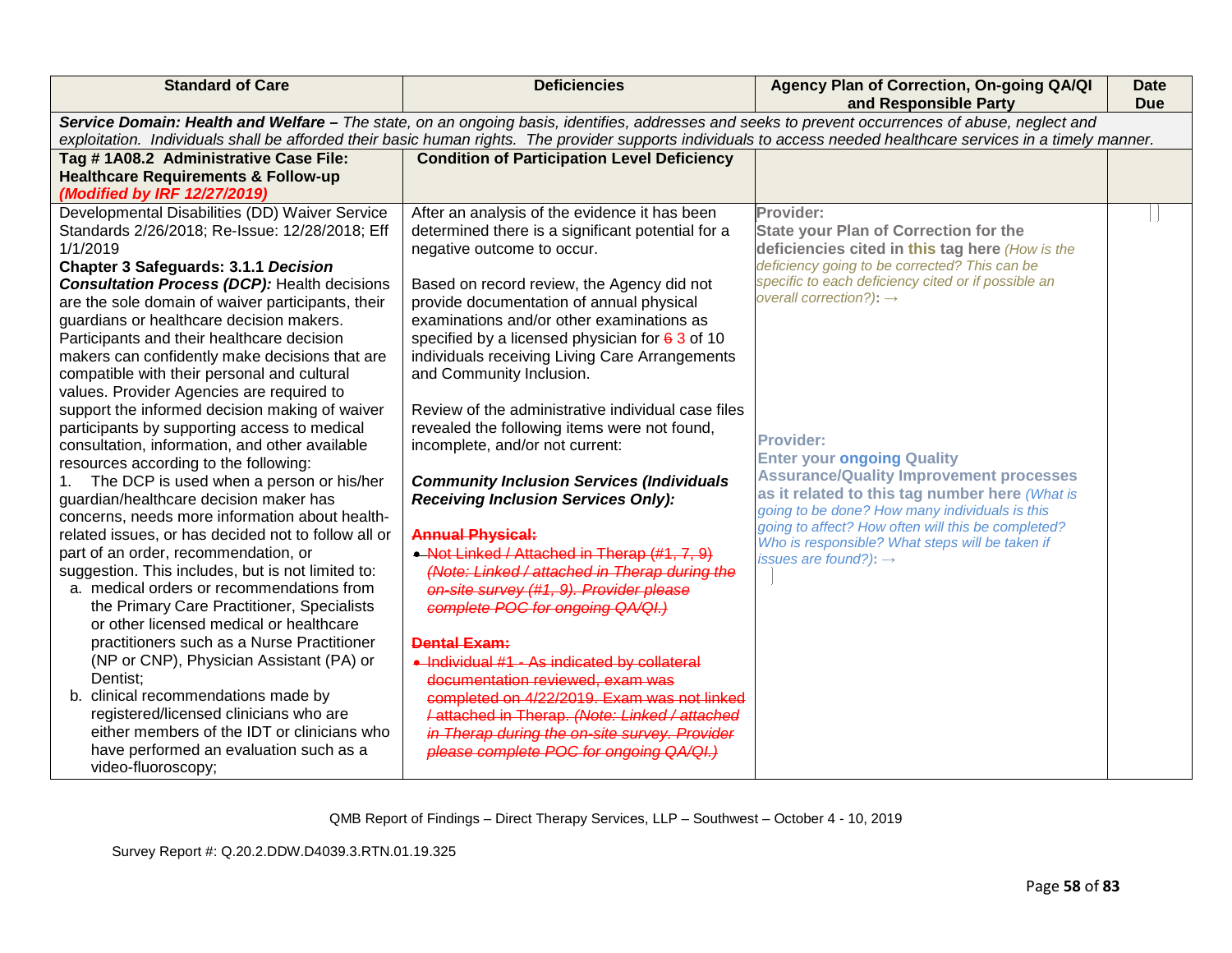| Standard of Care | Deficiencies | Agency Plan of Correction, On-going QA/QI and Responsible Party | Date Due |
|---|---|---|---|
| **Service Domain: Health and Welfare –** *The state, on an ongoing basis, identifies, addresses and seeks to prevent occurrences of abuse, neglect and exploitation. Individuals shall be afforded their basic human rights. The provider supports individuals to access needed healthcare services in a timely manner.* | | | |
| **Tag # 1A08.2 Administrative Case File: Healthcare Requirements & Follow-up** ***(Modified by IRF 12/27/2019)*** | **Condition of Participation Level Deficiency** | | |
| Developmental Disabilities (DD) Waiver Service Standards 2/26/2018; Re-Issue: 12/28/2018; Eff 1/1/2019<br>**Chapter 3 Safeguards: 3.1.1 *Decision Consultation Process (DCP):*** Health decisions are the sole domain of waiver participants, their guardians or healthcare decision makers. Participants and their healthcare decision makers can confidently make decisions that are compatible with their personal and cultural values. Provider Agencies are required to support the informed decision making of waiver participants by supporting access to medical consultation, information, and other available resources according to the following:<br>1. The DCP is used when a person or his/her guardian/healthcare decision maker has concerns, needs more information about health-related issues, or has decided not to follow all or part of an order, recommendation, or suggestion. This includes, but is not limited to:<br>a. medical orders or recommendations from the Primary Care Practitioner, Specialists or other licensed medical or healthcare practitioners such as a Nurse Practitioner (NP or CNP), Physician Assistant (PA) or Dentist;<br>b. clinical recommendations made by registered/licensed clinicians who are either members of the IDT or clinicians who have performed an evaluation such as a video-fluoroscopy; | After an analysis of the evidence it has been determined there is a significant potential for a negative outcome to occur.<br><br>Based on record review, the Agency did not provide documentation of annual physical examinations and/or other examinations as specified by a licensed physician for ~~6~~ 3 of 10 individuals receiving Living Care Arrangements and Community Inclusion.<br><br>Review of the administrative individual case files revealed the following items were not found, incomplete, and/or not current:<br><br>***Community Inclusion Services (Individuals Receiving Inclusion Services Only):***<br><br>~~**Annual Physical:**~~<br>• ~~Not Linked / Attached in Therap (#1, 7, 9)~~ ~~*(Note: Linked / attached in Therap during the on-site survey (#1, 9). Provider please complete POC for ongoing QA/QI.)*~~<br><br>~~**Dental Exam:**~~<br>• ~~Individual #1 - As indicated by collateral documentation reviewed, exam was completed on 4/22/2019. Exam was not linked / attached in Therap.~~ ~~*(Note: Linked / attached in Therap during the on-site survey. Provider please complete POC for ongoing QA/QI.)*~~ | **Provider:**<br>**State your Plan of Correction for the deficiencies cited in this tag here** *(How is the deficiency going to be corrected? This can be specific to each deficiency cited or if possible an overall correction?)*: →<br><br><br><br>**Provider:**<br>**Enter your ongoing Quality Assurance/Quality Improvement processes as it related to this tag number here** *(What is going to be done? How many individuals is this going to affect? How often will this be completed? Who is responsible? What steps will be taken if issues are found?)*: → | |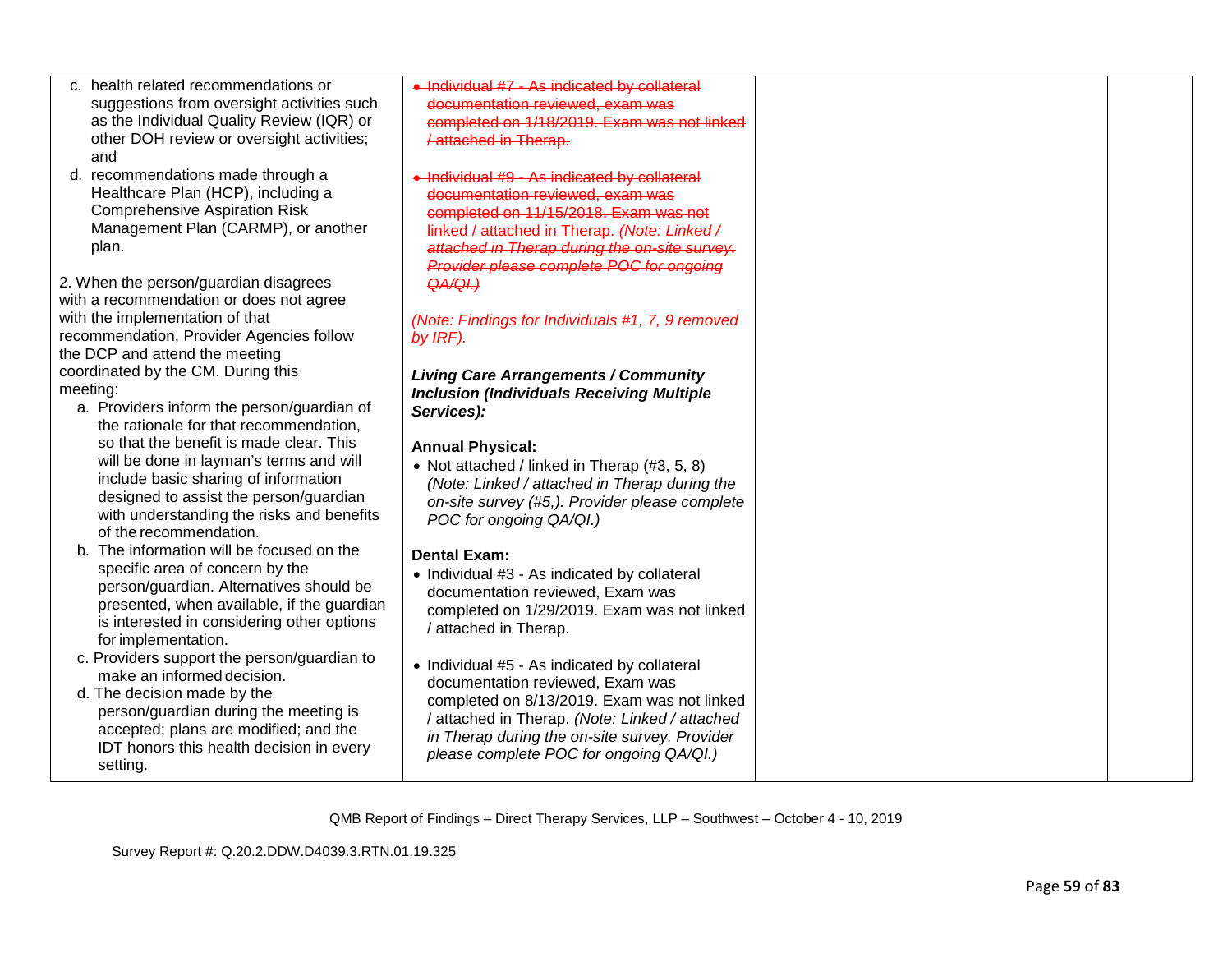| | | | |
|---|---|---|---|
| c. health related recommendations or suggestions from oversight activities such as the Individual Quality Review (IQR) or other DOH review or oversight activities; and<br>d. recommendations made through a Healthcare Plan (HCP), including a Comprehensive Aspiration Risk Management Plan (CARMP), or another plan.<br><br>2. When the person/guardian disagrees with a recommendation or does not agree with the implementation of that recommendation, Provider Agencies follow the DCP and attend the meeting coordinated by the CM. During this meeting:<br>a. Providers inform the person/guardian of the rationale for that recommendation, so that the benefit is made clear. This will be done in layman's terms and will include basic sharing of information designed to assist the person/guardian with understanding the risks and benefits of the recommendation.<br>b. The information will be focused on the specific area of concern by the person/guardian. Alternatives should be presented, when available, if the guardian is interested in considering other options for implementation.<br>c. Providers support the person/guardian to make an informed decision.<br>d. The decision made by the person/guardian during the meeting is accepted; plans are modified; and the IDT honors this health decision in every setting. | • ~~Individual #7 - As indicated by collateral documentation reviewed, exam was completed on 1/18/2019. Exam was not linked / attached in Therap.~~<br><br>• ~~Individual #9 - As indicated by collateral documentation reviewed, exam was completed on 11/15/2018. Exam was not linked / attached in Therap. *(Note: Linked / attached in Therap during the on-site survey. Provider please complete POC for ongoing QA/QI.)*~~<br><br>*(Note: Findings for Individuals #1, 7, 9 removed by IRF).*<br><br>***Living Care Arrangements / Community Inclusion (Individuals Receiving Multiple Services):***<br><br>**Annual Physical:**<br>• Not attached / linked in Therap (#3, 5, 8) *(Note: Linked / attached in Therap during the on-site survey (#5,). Provider please complete POC for ongoing QA/QI.)*<br><br>**Dental Exam:**<br>• Individual #3 - As indicated by collateral documentation reviewed, Exam was completed on 1/29/2019. Exam was not linked / attached in Therap.<br><br>• Individual #5 - As indicated by collateral documentation reviewed, Exam was completed on 8/13/2019. Exam was not linked / attached in Therap. *(Note: Linked / attached in Therap during the on-site survey. Provider please complete POC for ongoing QA/QI.)* | | |

QMB Report of Findings – Direct Therapy Services, LLP – Southwest – October 4 - 10, 2019

Survey Report #: Q.20.2.DDW.D4039.3.RTN.01.19.325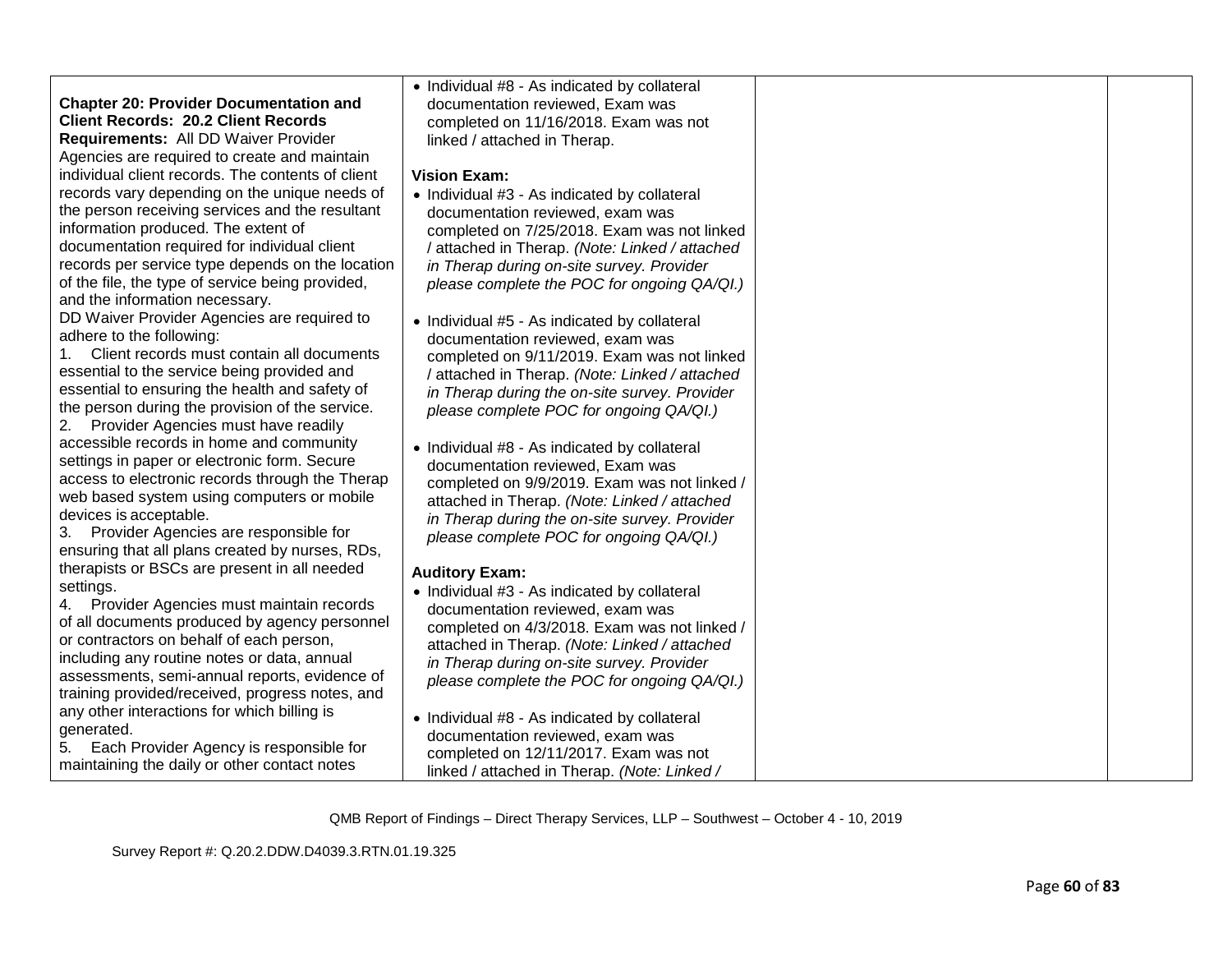| | | | |
|---|---|---|---|
| **Chapter 20: Provider Documentation and Client Records: 20.2 Client Records Requirements:** All DD Waiver Provider Agencies are required to create and maintain individual client records. The contents of client records vary depending on the unique needs of the person receiving services and the resultant information produced. The extent of documentation required for individual client records per service type depends on the location of the file, the type of service being provided, and the information necessary.<br>DD Waiver Provider Agencies are required to adhere to the following:<br>1. Client records must contain all documents essential to the service being provided and essential to ensuring the health and safety of the person during the provision of the service.<br>2. Provider Agencies must have readily accessible records in home and community settings in paper or electronic form. Secure access to electronic records through the Therap web based system using computers or mobile devices is acceptable.<br>3. Provider Agencies are responsible for ensuring that all plans created by nurses, RDs, therapists or BSCs are present in all needed settings.<br>4. Provider Agencies must maintain records of all documents produced by agency personnel or contractors on behalf of each person, including any routine notes or data, annual assessments, semi-annual reports, evidence of training provided/received, progress notes, and any other interactions for which billing is generated.<br>5. Each Provider Agency is responsible for maintaining the daily or other contact notes | • Individual #8 - As indicated by collateral documentation reviewed, Exam was completed on 11/16/2018. Exam was not linked / attached in Therap.<br><br>**Vision Exam:**<br>• Individual #3 - As indicated by collateral documentation reviewed, exam was completed on 7/25/2018. Exam was not linked / attached in Therap. *(Note: Linked / attached in Therap during on-site survey. Provider please complete the POC for ongoing QA/QI.)*<br><br>• Individual #5 - As indicated by collateral documentation reviewed, exam was completed on 9/11/2019. Exam was not linked / attached in Therap. *(Note: Linked / attached in Therap during the on-site survey. Provider please complete POC for ongoing QA/QI.)*<br><br>• Individual #8 - As indicated by collateral documentation reviewed, Exam was completed on 9/9/2019. Exam was not linked / attached in Therap. *(Note: Linked / attached in Therap during the on-site survey. Provider please complete POC for ongoing QA/QI.)*<br><br>**Auditory Exam:**<br>• Individual #3 - As indicated by collateral documentation reviewed, exam was completed on 4/3/2018. Exam was not linked / attached in Therap. *(Note: Linked / attached in Therap during on-site survey. Provider please complete the POC for ongoing QA/QI.)*<br><br>• Individual #8 - As indicated by collateral documentation reviewed, exam was completed on 12/11/2017. Exam was not linked / attached in Therap. *(Note: Linked /* | | |

QMB Report of Findings – Direct Therapy Services, LLP – Southwest – October 4 - 10, 2019

Survey Report #: Q.20.2.DDW.D4039.3.RTN.01.19.325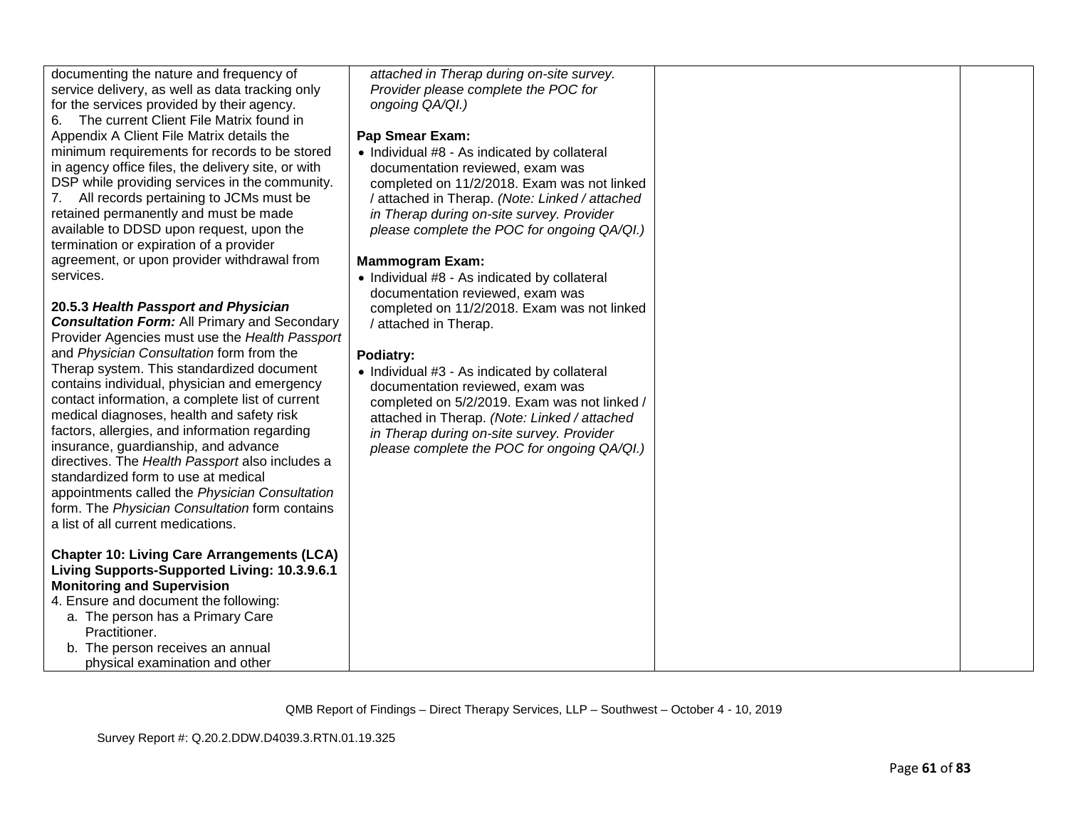| | | | |
|---|---|---|---|
| documenting the nature and frequency of service delivery, as well as data tracking only for the services provided by their agency.<br>6. The current Client File Matrix found in Appendix A Client File Matrix details the minimum requirements for records to be stored in agency office files, the delivery site, or with DSP while providing services in the community.<br>7. All records pertaining to JCMs must be retained permanently and must be made available to DDSD upon request, upon the termination or expiration of a provider agreement, or upon provider withdrawal from services.<br><br>**20.5.3 *Health Passport and Physician Consultation Form:*** All Primary and Secondary Provider Agencies must use the *Health Passport* and *Physician Consultation* form from the Therap system. This standardized document contains individual, physician and emergency contact information, a complete list of current medical diagnoses, health and safety risk factors, allergies, and information regarding insurance, guardianship, and advance directives. The *Health Passport* also includes a standardized form to use at medical appointments called the *Physician Consultation* form. The *Physician Consultation* form contains a list of all current medications.<br><br>**Chapter 10: Living Care Arrangements (LCA) Living Supports-Supported Living: 10.3.9.6.1 Monitoring and Supervision**<br>4. Ensure and document the following:<br>a. The person has a Primary Care Practitioner.<br>b. The person receives an annual physical examination and other | *attached in Therap during on-site survey. Provider please complete the POC for ongoing QA/QI.)*<br><br>**Pap Smear Exam:**<br>• Individual #8 - As indicated by collateral documentation reviewed, exam was completed on 11/2/2018. Exam was not linked / attached in Therap. *(Note: Linked / attached in Therap during on-site survey. Provider please complete the POC for ongoing QA/QI.)*<br><br>**Mammogram Exam:**<br>• Individual #8 - As indicated by collateral documentation reviewed, exam was completed on 11/2/2018. Exam was not linked / attached in Therap.<br><br>**Podiatry:**<br>• Individual #3 - As indicated by collateral documentation reviewed, exam was completed on 5/2/2019. Exam was not linked / attached in Therap. *(Note: Linked / attached in Therap during on-site survey. Provider please complete the POC for ongoing QA/QI.)* | | |

QMB Report of Findings – Direct Therapy Services, LLP – Southwest – October 4 - 10, 2019

Survey Report #: Q.20.2.DDW.D4039.3.RTN.01.19.325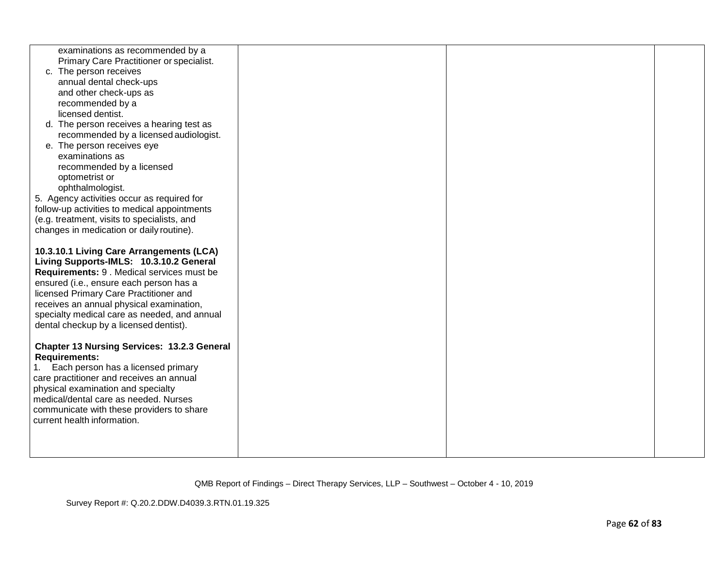| | | | |
|---|---|---|---|
| examinations as recommended by a Primary Care Practitioner or specialist.<br>c. The person receives annual dental check-ups and other check-ups as recommended by a licensed dentist.<br>d. The person receives a hearing test as recommended by a licensed audiologist.<br>e. The person receives eye examinations as recommended by a licensed optometrist or ophthalmologist.<br>5. Agency activities occur as required for follow-up activities to medical appointments (e.g. treatment, visits to specialists, and changes in medication or daily routine).<br><br>**10.3.10.1 Living Care Arrangements (LCA) Living Supports-IMLS: 10.3.10.2 General Requirements:** 9 . Medical services must be ensured (i.e., ensure each person has a licensed Primary Care Practitioner and receives an annual physical examination, specialty medical care as needed, and annual dental checkup by a licensed dentist).<br><br>**Chapter 13 Nursing Services: 13.2.3 General Requirements:**<br>1. Each person has a licensed primary care practitioner and receives an annual physical examination and specialty medical/dental care as needed. Nurses communicate with these providers to share current health information. | | | |

QMB Report of Findings – Direct Therapy Services, LLP – Southwest – October 4 - 10, 2019

Survey Report #: Q.20.2.DDW.D4039.3.RTN.01.19.325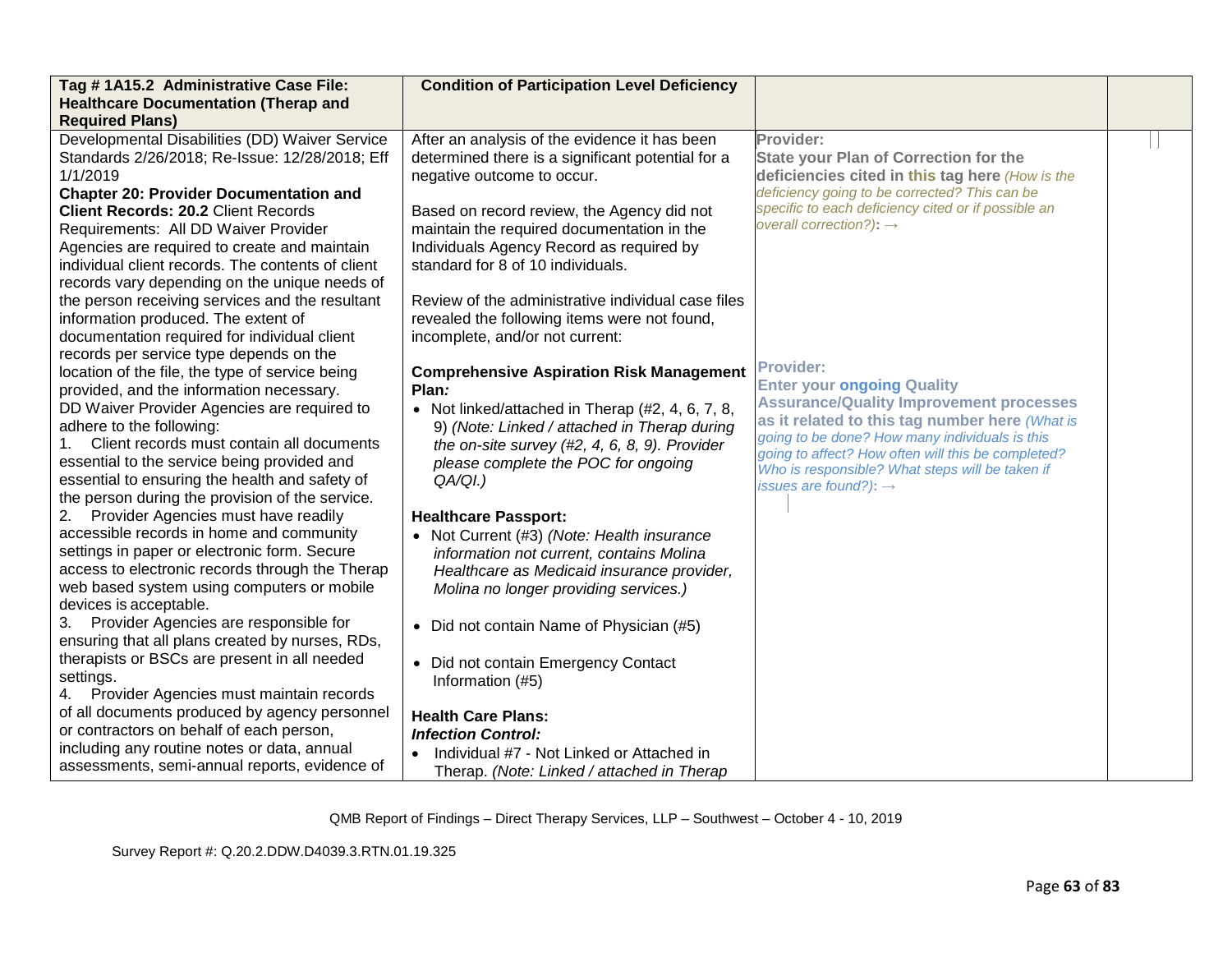| Tag # 1A15.2 Administrative Case File: Healthcare Documentation (Therap and Required Plans) | Condition of Participation Level Deficiency | | |
|---|---|---|---|
| Developmental Disabilities (DD) Waiver Service Standards 2/26/2018; Re-Issue: 12/28/2018; Eff 1/1/2019<br>**Chapter 20: Provider Documentation and Client Records: 20.2** Client Records Requirements: All DD Waiver Provider Agencies are required to create and maintain individual client records. The contents of client records vary depending on the unique needs of the person receiving services and the resultant information produced. The extent of documentation required for individual client records per service type depends on the location of the file, the type of service being provided, and the information necessary.<br>DD Waiver Provider Agencies are required to adhere to the following:<br>1. Client records must contain all documents essential to the service being provided and essential to ensuring the health and safety of the person during the provision of the service.<br>2. Provider Agencies must have readily accessible records in home and community settings in paper or electronic form. Secure access to electronic records through the Therap web based system using computers or mobile devices is acceptable.<br>3. Provider Agencies are responsible for ensuring that all plans created by nurses, RDs, therapists or BSCs are present in all needed settings.<br>4. Provider Agencies must maintain records of all documents produced by agency personnel or contractors on behalf of each person, including any routine notes or data, annual assessments, semi-annual reports, evidence of | After an analysis of the evidence it has been determined there is a significant potential for a negative outcome to occur.<br><br>Based on record review, the Agency did not maintain the required documentation in the Individuals Agency Record as required by standard for 8 of 10 individuals.<br><br>Review of the administrative individual case files revealed the following items were not found, incomplete, and/or not current:<br><br>**Comprehensive Aspiration Risk Management Plan*:***<br>• Not linked/attached in Therap (#2, 4, 6, 7, 8, 9) *(Note: Linked / attached in Therap during the on-site survey (#2, 4, 6, 8, 9). Provider please complete the POC for ongoing QA/QI.)*<br><br>**Healthcare Passport:**<br>• Not Current (#3) *(Note: Health insurance information not current, contains Molina Healthcare as Medicaid insurance provider, Molina no longer providing services.)*<br><br>• Did not contain Name of Physician (#5)<br><br>• Did not contain Emergency Contact Information (#5)<br><br>**Health Care Plans:**<br>***Infection Control:***<br>• Individual #7 - Not Linked or Attached in Therap. *(Note: Linked / attached in Therap* | **Provider:**<br>**State your Plan of Correction for the deficiencies cited in this tag here** *(How is the deficiency going to be corrected? This can be specific to each deficiency cited or if possible an overall correction?)*: →<br><br>**Provider:**<br>**Enter your ongoing Quality Assurance/Quality Improvement processes as it related to this tag number here** *(What is going to be done? How many individuals is this going to affect? How often will this be completed? Who is responsible? What steps will be taken if issues are found?)*: → | |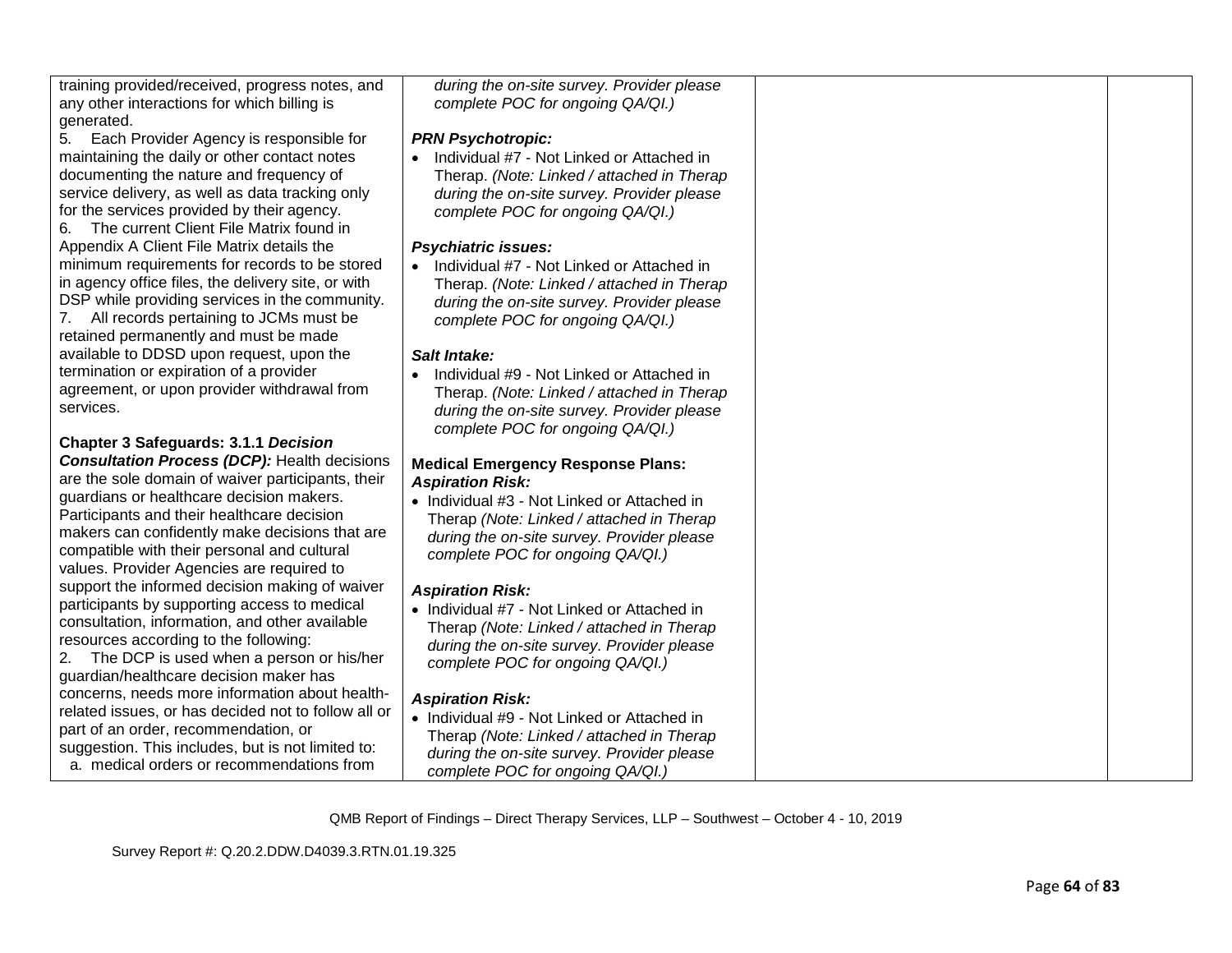| | | | |
|---|---|---|---|
| training provided/received, progress notes, and any other interactions for which billing is generated.<br>5. Each Provider Agency is responsible for maintaining the daily or other contact notes documenting the nature and frequency of service delivery, as well as data tracking only for the services provided by their agency.<br>6. The current Client File Matrix found in Appendix A Client File Matrix details the minimum requirements for records to be stored in agency office files, the delivery site, or with DSP while providing services in the community.<br>7. All records pertaining to JCMs must be retained permanently and must be made available to DDSD upon request, upon the termination or expiration of a provider agreement, or upon provider withdrawal from services.<br><br>**Chapter 3 Safeguards: 3.1.1 *Decision Consultation Process (DCP):*** Health decisions are the sole domain of waiver participants, their guardians or healthcare decision makers. Participants and their healthcare decision makers can confidently make decisions that are compatible with their personal and cultural values. Provider Agencies are required to support the informed decision making of waiver participants by supporting access to medical consultation, information, and other available resources according to the following:<br>2. The DCP is used when a person or his/her guardian/healthcare decision maker has concerns, needs more information about health-related issues, or has decided not to follow all or part of an order, recommendation, or suggestion. This includes, but is not limited to:<br>a. medical orders or recommendations from | *during the on-site survey. Provider please complete POC for ongoing QA/QI.)*<br><br>***PRN Psychotropic:***<br>• Individual #7 - Not Linked or Attached in Therap. *(Note: Linked / attached in Therap during the on-site survey. Provider please complete POC for ongoing QA/QI.)*<br><br>***Psychiatric issues:***<br>• Individual #7 - Not Linked or Attached in Therap. *(Note: Linked / attached in Therap during the on-site survey. Provider please complete POC for ongoing QA/QI.)*<br><br>***Salt Intake:***<br>• Individual #9 - Not Linked or Attached in Therap. *(Note: Linked / attached in Therap during the on-site survey. Provider please complete POC for ongoing QA/QI.)*<br><br>**Medical Emergency Response Plans:**<br>***Aspiration Risk:***<br>• Individual #3 - Not Linked or Attached in Therap *(Note: Linked / attached in Therap during the on-site survey. Provider please complete POC for ongoing QA/QI.)*<br><br>***Aspiration Risk:***<br>• Individual #7 - Not Linked or Attached in Therap *(Note: Linked / attached in Therap during the on-site survey. Provider please complete POC for ongoing QA/QI.)*<br><br>***Aspiration Risk:***<br>• Individual #9 - Not Linked or Attached in Therap *(Note: Linked / attached in Therap during the on-site survey. Provider please complete POC for ongoing QA/QI.)* | | |

QMB Report of Findings – Direct Therapy Services, LLP – Southwest – October 4 - 10, 2019

Survey Report #: Q.20.2.DDW.D4039.3.RTN.01.19.325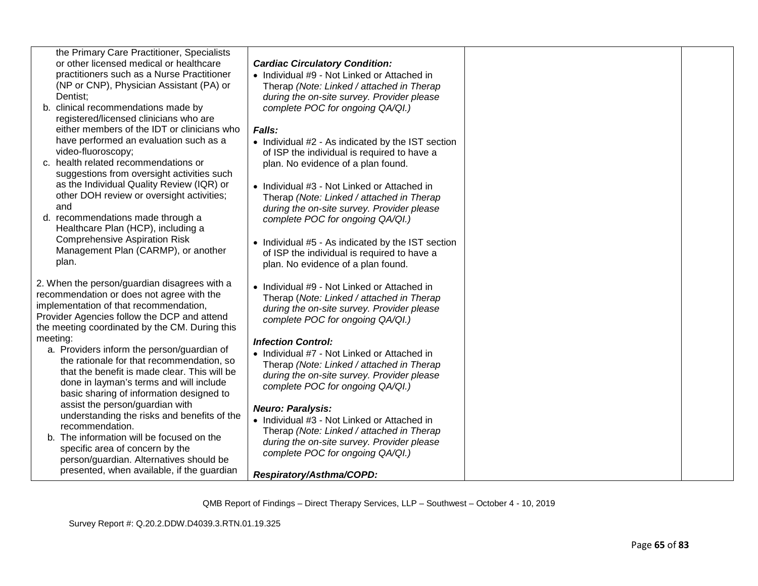| | | | |
|---|---|---|---|
| the Primary Care Practitioner, Specialists or other licensed medical or healthcare practitioners such as a Nurse Practitioner (NP or CNP), Physician Assistant (PA) or Dentist;<br>b. clinical recommendations made by registered/licensed clinicians who are either members of the IDT or clinicians who have performed an evaluation such as a video-fluoroscopy;<br>c. health related recommendations or suggestions from oversight activities such as the Individual Quality Review (IQR) or other DOH review or oversight activities; and<br>d. recommendations made through a Healthcare Plan (HCP), including a Comprehensive Aspiration Risk Management Plan (CARMP), or another plan.<br><br>2. When the person/guardian disagrees with a recommendation or does not agree with the implementation of that recommendation, Provider Agencies follow the DCP and attend the meeting coordinated by the CM. During this meeting:<br>a. Providers inform the person/guardian of the rationale for that recommendation, so that the benefit is made clear. This will be done in layman's terms and will include basic sharing of information designed to assist the person/guardian with understanding the risks and benefits of the recommendation.<br>b. The information will be focused on the specific area of concern by the person/guardian. Alternatives should be presented, when available, if the guardian | ***Cardiac Circulatory Condition:***<br>• Individual #9 - Not Linked or Attached in Therap *(Note: Linked / attached in Therap during the on-site survey. Provider please complete POC for ongoing QA/QI.)*<br><br>***Falls:***<br>• Individual #2 - As indicated by the IST section of ISP the individual is required to have a plan. No evidence of a plan found.<br><br>• Individual #3 - Not Linked or Attached in Therap *(Note: Linked / attached in Therap during the on-site survey. Provider please complete POC for ongoing QA/QI.)*<br><br>• Individual #5 - As indicated by the IST section of ISP the individual is required to have a plan. No evidence of a plan found.<br><br>• Individual #9 - Not Linked or Attached in Therap (*Note: Linked / attached in Therap during the on-site survey. Provider please complete POC for ongoing QA/QI.)*<br><br>***Infection Control:***<br>• Individual #7 - Not Linked or Attached in Therap *(Note: Linked / attached in Therap during the on-site survey. Provider please complete POC for ongoing QA/QI.)*<br><br>***Neuro: Paralysis:***<br>• Individual #3 - Not Linked or Attached in Therap *(Note: Linked / attached in Therap during the on-site survey. Provider please complete POC for ongoing QA/QI.)*<br><br>***Respiratory/Asthma/COPD:*** | | |

QMB Report of Findings – Direct Therapy Services, LLP – Southwest – October 4 - 10, 2019

Survey Report #: Q.20.2.DDW.D4039.3.RTN.01.19.325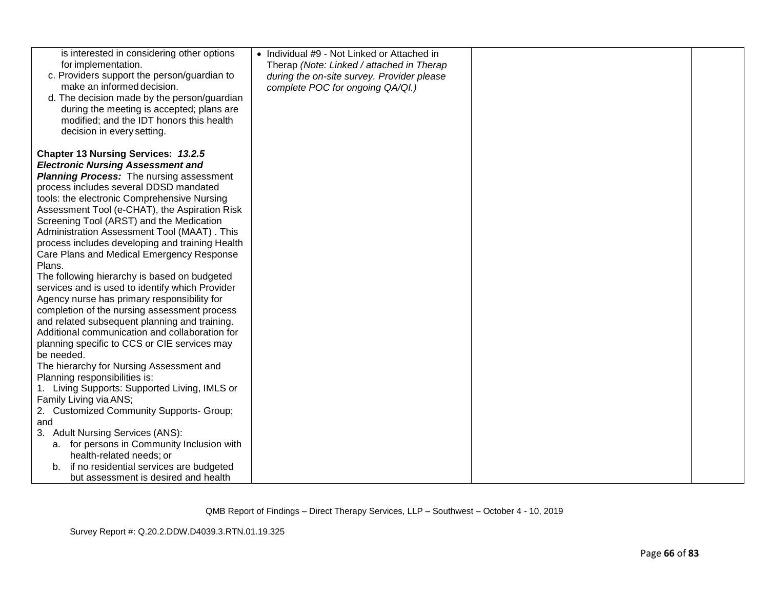| | | | |
|---|---|---|---|
| is interested in considering other options for implementation.<br>c. Providers support the person/guardian to make an informed decision.<br>d. The decision made by the person/guardian during the meeting is accepted; plans are modified; and the IDT honors this health decision in every setting.<br><br>**Chapter 13 Nursing Services:** ***13.2.5 Electronic Nursing Assessment and Planning Process:*** The nursing assessment process includes several DDSD mandated tools: the electronic Comprehensive Nursing Assessment Tool (e-CHAT), the Aspiration Risk Screening Tool (ARST) and the Medication Administration Assessment Tool (MAAT) . This process includes developing and training Health Care Plans and Medical Emergency Response Plans.<br>The following hierarchy is based on budgeted services and is used to identify which Provider Agency nurse has primary responsibility for completion of the nursing assessment process and related subsequent planning and training. Additional communication and collaboration for planning specific to CCS or CIE services may be needed.<br>The hierarchy for Nursing Assessment and Planning responsibilities is:<br>1. Living Supports: Supported Living, IMLS or Family Living via ANS;<br>2. Customized Community Supports- Group; and<br>3. Adult Nursing Services (ANS):<br>a. for persons in Community Inclusion with health-related needs; or<br>b. if no residential services are budgeted but assessment is desired and health | • Individual #9 - Not Linked or Attached in Therap *(Note: Linked / attached in Therap during the on-site survey. Provider please complete POC for ongoing QA/QI.)* | | |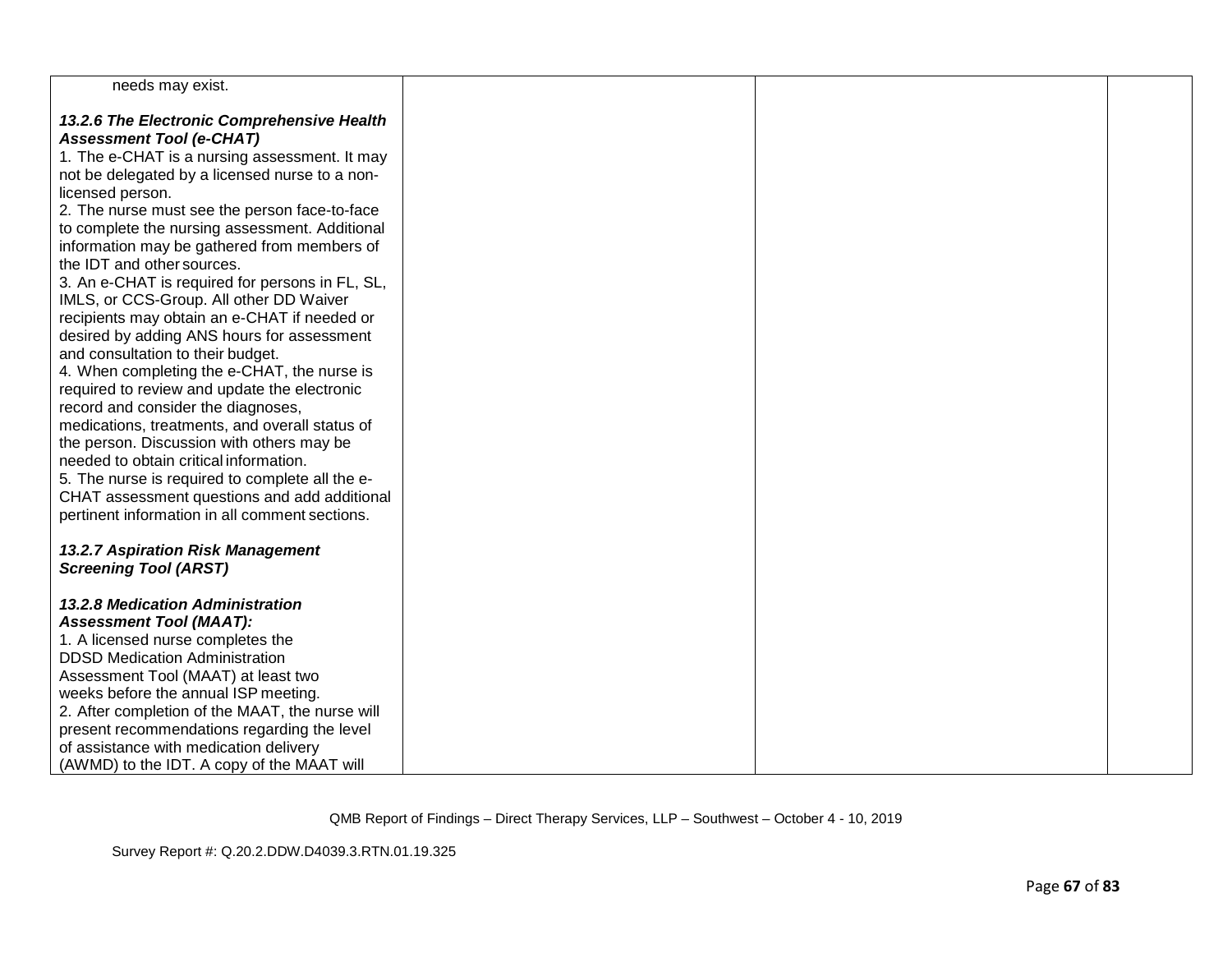| | | | |
|---|---|---|---|
| needs may exist.<br><br>***13.2.6 The Electronic Comprehensive Health Assessment Tool (e-CHAT)***<br>1. The e-CHAT is a nursing assessment. It may not be delegated by a licensed nurse to a non-licensed person.<br>2. The nurse must see the person face-to-face to complete the nursing assessment. Additional information may be gathered from members of the IDT and other sources.<br>3. An e-CHAT is required for persons in FL, SL, IMLS, or CCS-Group. All other DD Waiver recipients may obtain an e-CHAT if needed or desired by adding ANS hours for assessment and consultation to their budget.<br>4. When completing the e-CHAT, the nurse is required to review and update the electronic record and consider the diagnoses, medications, treatments, and overall status of the person. Discussion with others may be needed to obtain critical information.<br>5. The nurse is required to complete all the e-CHAT assessment questions and add additional pertinent information in all comment sections.<br><br>***13.2.7 Aspiration Risk Management Screening Tool (ARST)***<br><br>***13.2.8 Medication Administration Assessment Tool (MAAT):***<br>1. A licensed nurse completes the DDSD Medication Administration Assessment Tool (MAAT) at least two weeks before the annual ISP meeting.<br>2. After completion of the MAAT, the nurse will present recommendations regarding the level of assistance with medication delivery (AWMD) to the IDT. A copy of the MAAT will | | | |

QMB Report of Findings – Direct Therapy Services, LLP – Southwest – October 4 - 10, 2019

Survey Report #: Q.20.2.DDW.D4039.3.RTN.01.19.325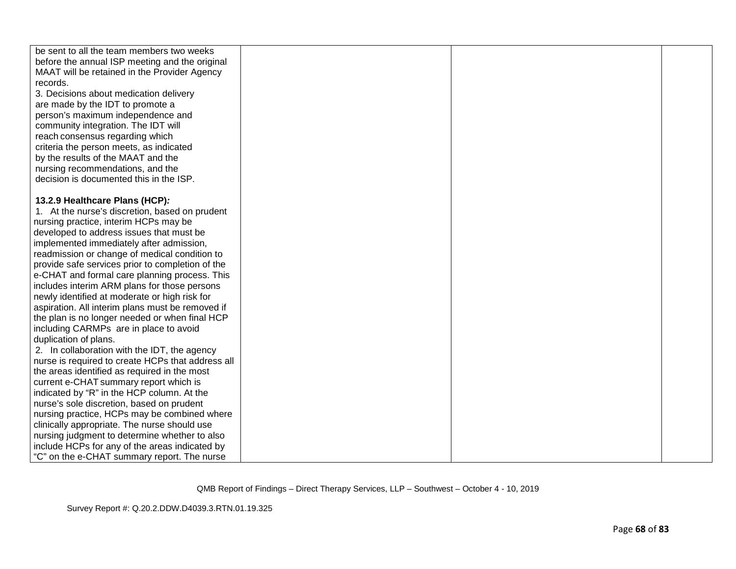| | | | |
|---|---|---|---|
| be sent to all the team members two weeks before the annual ISP meeting and the original MAAT will be retained in the Provider Agency records.<br>3. Decisions about medication delivery are made by the IDT to promote a person's maximum independence and community integration. The IDT will reach consensus regarding which criteria the person meets, as indicated by the results of the MAAT and the nursing recommendations, and the decision is documented this in the ISP.<br><br>**13.2.9 Healthcare Plans (HCP)*:***<br>1. At the nurse's discretion, based on prudent nursing practice, interim HCPs may be developed to address issues that must be implemented immediately after admission, readmission or change of medical condition to provide safe services prior to completion of the e-CHAT and formal care planning process. This includes interim ARM plans for those persons newly identified at moderate or high risk for aspiration. All interim plans must be removed if the plan is no longer needed or when final HCP including CARMPs are in place to avoid duplication of plans.<br>2. In collaboration with the IDT, the agency nurse is required to create HCPs that address all the areas identified as required in the most current e-CHAT summary report which is indicated by "R" in the HCP column. At the nurse's sole discretion, based on prudent nursing practice, HCPs may be combined where clinically appropriate. The nurse should use nursing judgment to determine whether to also include HCPs for any of the areas indicated by "C" on the e-CHAT summary report. The nurse | | | |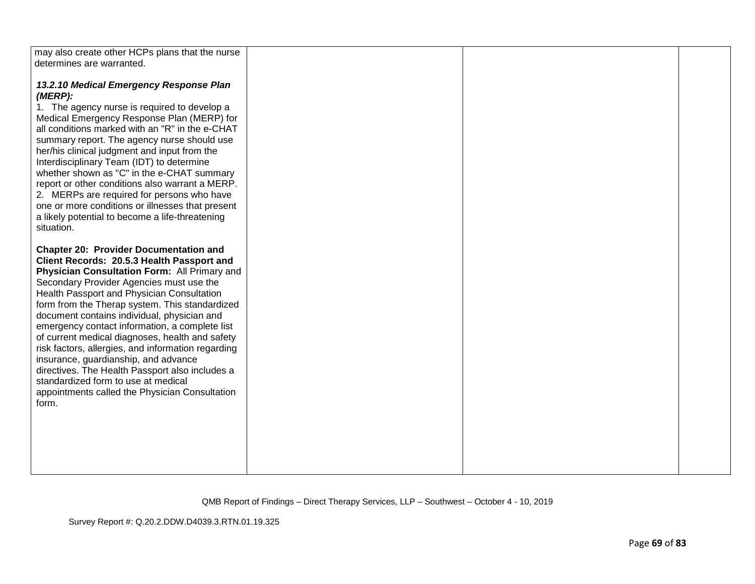| | | | |
|---|---|---|---|
| may also create other HCPs plans that the nurse determines are warranted.<br><br>***13.2.10 Medical Emergency Response Plan (MERP):***<br>1. The agency nurse is required to develop a Medical Emergency Response Plan (MERP) for all conditions marked with an "R" in the e-CHAT summary report. The agency nurse should use her/his clinical judgment and input from the Interdisciplinary Team (IDT) to determine whether shown as "C" in the e-CHAT summary report or other conditions also warrant a MERP.<br>2. MERPs are required for persons who have one or more conditions or illnesses that present a likely potential to become a life-threatening situation.<br><br>**Chapter 20: Provider Documentation and Client Records: 20.5.3 Health Passport and Physician Consultation Form:** All Primary and Secondary Provider Agencies must use the Health Passport and Physician Consultation form from the Therap system. This standardized document contains individual, physician and emergency contact information, a complete list of current medical diagnoses, health and safety risk factors, allergies, and information regarding insurance, guardianship, and advance directives. The Health Passport also includes a standardized form to use at medical appointments called the Physician Consultation form. | | | |

QMB Report of Findings – Direct Therapy Services, LLP – Southwest – October 4 - 10, 2019

Survey Report #: Q.20.2.DDW.D4039.3.RTN.01.19.325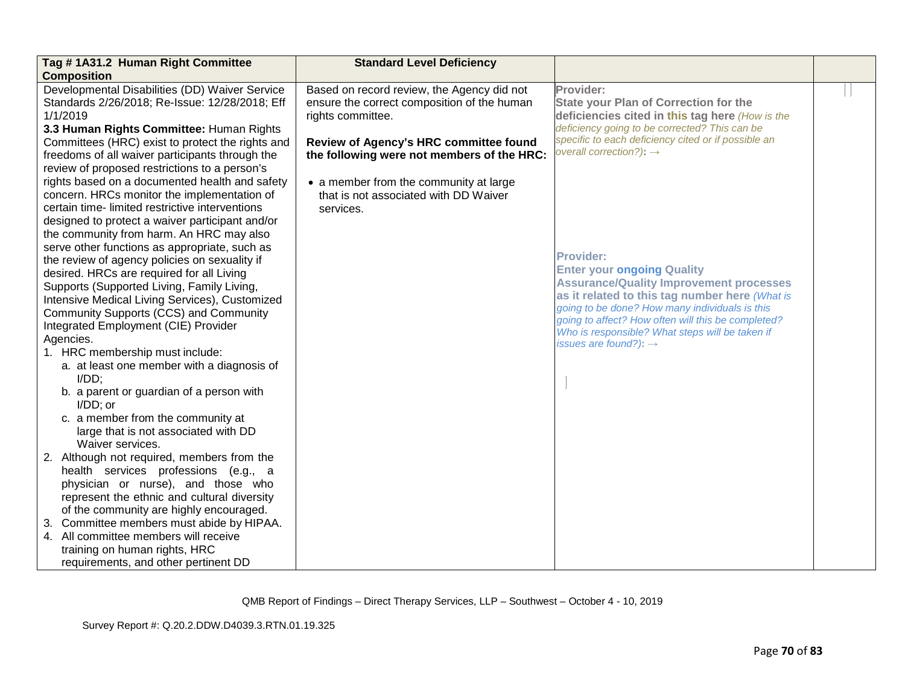| Tag # 1A31.2 Human Right Committee Composition | Standard Level Deficiency | | |
|---|---|---|---|
| Developmental Disabilities (DD) Waiver Service Standards 2/26/2018; Re-Issue: 12/28/2018; Eff 1/1/2019<br>**3.3 Human Rights Committee:** Human Rights Committees (HRC) exist to protect the rights and freedoms of all waiver participants through the review of proposed restrictions to a person's rights based on a documented health and safety concern. HRCs monitor the implementation of certain time- limited restrictive interventions designed to protect a waiver participant and/or the community from harm. An HRC may also serve other functions as appropriate, such as the review of agency policies on sexuality if desired. HRCs are required for all Living Supports (Supported Living, Family Living, Intensive Medical Living Services), Customized Community Supports (CCS) and Community Integrated Employment (CIE) Provider Agencies.<br>1. HRC membership must include:<br>a. at least one member with a diagnosis of I/DD;<br>b. a parent or guardian of a person with I/DD; or<br>c. a member from the community at large that is not associated with DD Waiver services.<br>2. Although not required, members from the health services professions (e.g., a physician or nurse), and those who represent the ethnic and cultural diversity of the community are highly encouraged.<br>3. Committee members must abide by HIPAA.<br>4. All committee members will receive training on human rights, HRC requirements, and other pertinent DD | Based on record review, the Agency did not ensure the correct composition of the human rights committee.<br><br>**Review of Agency's HRC committee found the following were not members of the HRC:**<br><br>• a member from the community at large that is not associated with DD Waiver services. | **Provider:**<br>**State your Plan of Correction for the deficiencies cited in this tag here** *(How is the deficiency going to be corrected? This can be specific to each deficiency cited or if possible an overall correction?)*: →<br><br>**Provider:**<br>**Enter your ongoing Quality Assurance/Quality Improvement processes as it related to this tag number here** *(What is going to be done? How many individuals is this going to affect? How often will this be completed? Who is responsible? What steps will be taken if issues are found?)*: → | |

QMB Report of Findings – Direct Therapy Services, LLP – Southwest – October 4 - 10, 2019

Survey Report #: Q.20.2.DDW.D4039.3.RTN.01.19.325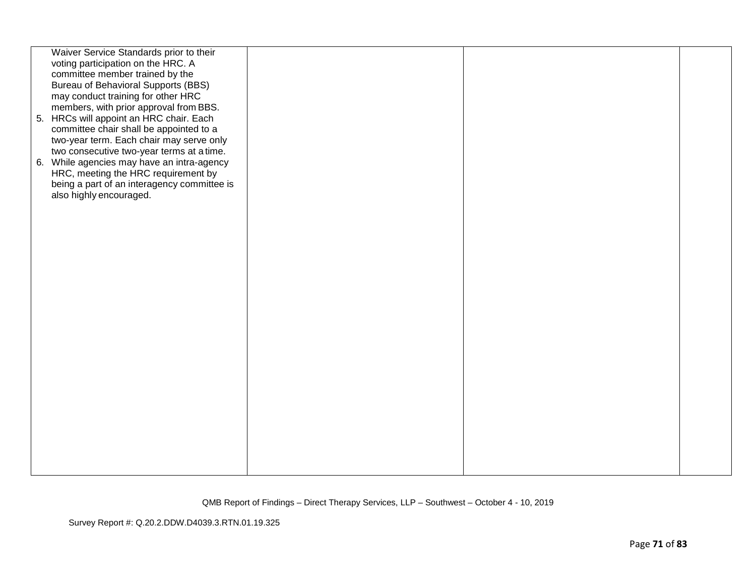| | | | |
|---|---|---|---|
| Waiver Service Standards prior to their voting participation on the HRC. A committee member trained by the Bureau of Behavioral Supports (BBS) may conduct training for other HRC members, with prior approval from BBS.<br>5. HRCs will appoint an HRC chair. Each committee chair shall be appointed to a two-year term. Each chair may serve only two consecutive two-year terms at a time.<br>6. While agencies may have an intra-agency HRC, meeting the HRC requirement by being a part of an interagency committee is also highly encouraged. | | | |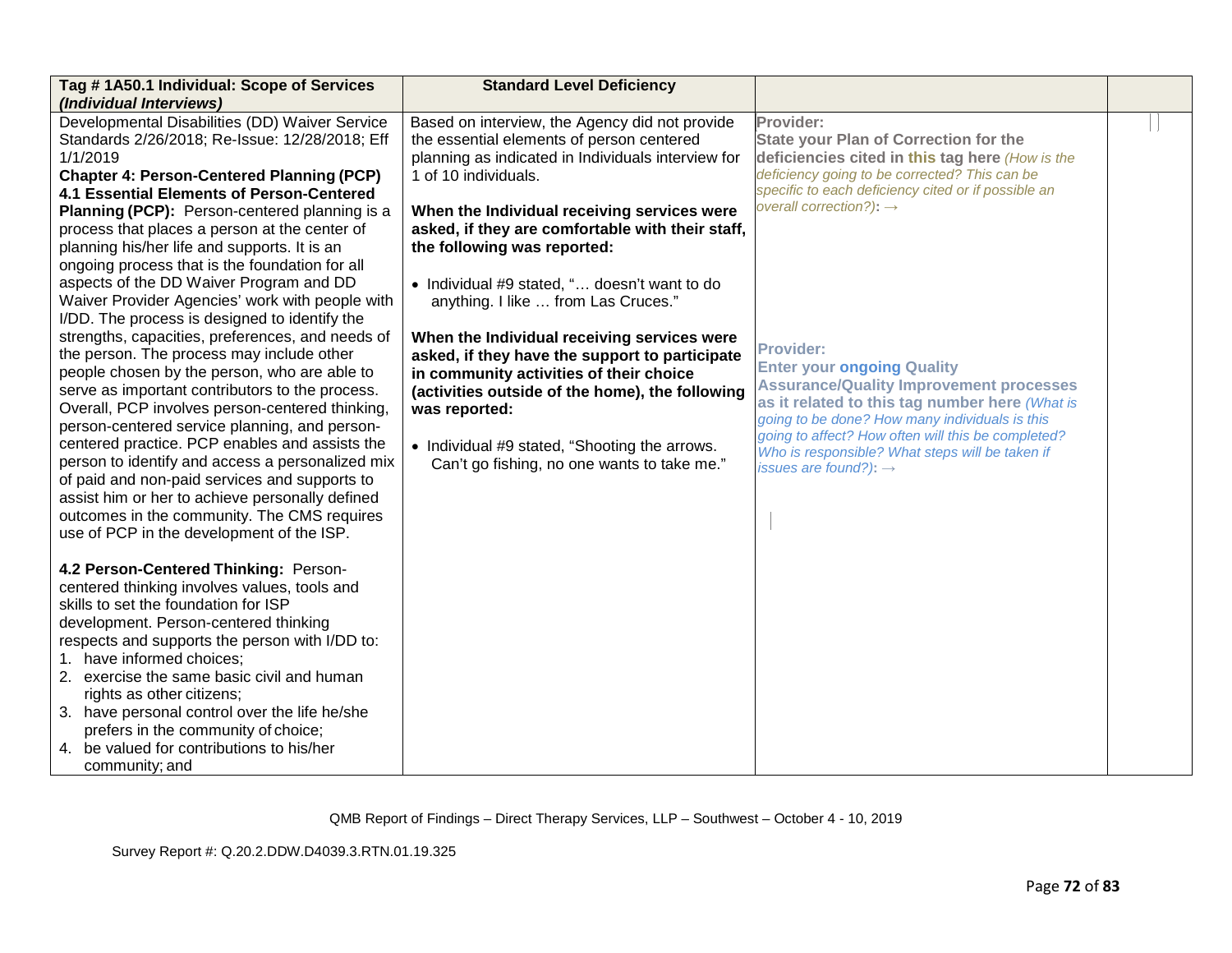| Tag # 1A50.1 Individual: Scope of Services *(Individual Interviews)* | Standard Level Deficiency | | |
|---|---|---|---|
| Developmental Disabilities (DD) Waiver Service Standards 2/26/2018; Re-Issue: 12/28/2018; Eff 1/1/2019<br>**Chapter 4: Person-Centered Planning (PCP)**<br>**4.1 Essential Elements of Person-Centered Planning (PCP):** Person-centered planning is a process that places a person at the center of planning his/her life and supports. It is an ongoing process that is the foundation for all aspects of the DD Waiver Program and DD Waiver Provider Agencies' work with people with I/DD. The process is designed to identify the strengths, capacities, preferences, and needs of the person. The process may include other people chosen by the person, who are able to serve as important contributors to the process. Overall, PCP involves person-centered thinking, person-centered service planning, and person-centered practice. PCP enables and assists the person to identify and access a personalized mix of paid and non-paid services and supports to assist him or her to achieve personally defined outcomes in the community. The CMS requires use of PCP in the development of the ISP.<br><br>**4.2 Person-Centered Thinking:** Person-centered thinking involves values, tools and skills to set the foundation for ISP development. Person-centered thinking respects and supports the person with I/DD to:<br>1. have informed choices;<br>2. exercise the same basic civil and human rights as other citizens;<br>3. have personal control over the life he/she prefers in the community of choice;<br>4. be valued for contributions to his/her community; and | Based on interview, the Agency did not provide the essential elements of person centered planning as indicated in Individuals interview for 1 of 10 individuals.<br><br>**When the Individual receiving services were asked, if they are comfortable with their staff, the following was reported:**<br><br>• Individual #9 stated, "… doesn't want to do anything. I like … from Las Cruces."<br><br>**When the Individual receiving services were asked, if they have the support to participate in community activities of their choice (activities outside of the home), the following was reported:**<br><br>• Individual #9 stated, "Shooting the arrows. Can't go fishing, no one wants to take me." | **Provider:**<br>**State your Plan of Correction for the deficiencies cited in this tag here** *(How is the deficiency going to be corrected? This can be specific to each deficiency cited or if possible an overall correction?)*: →<br><br>**Provider:**<br>**Enter your ongoing Quality Assurance/Quality Improvement processes as it related to this tag number here** *(What is going to be done? How many individuals is this going to affect? How often will this be completed? Who is responsible? What steps will be taken if issues are found?)*: → | |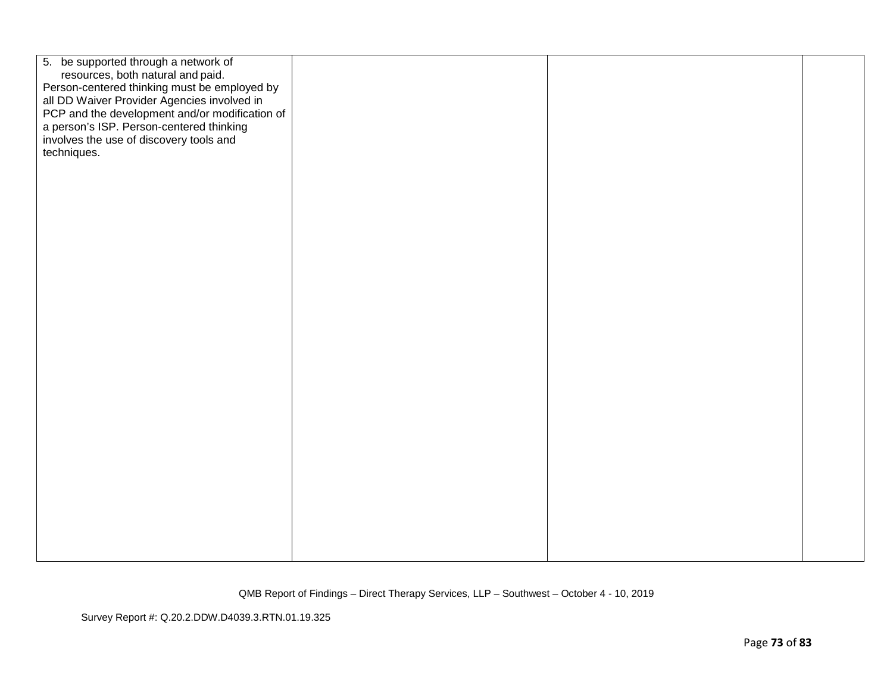| | | | |
|---|---|---|---|
| 5. be supported through a network of resources, both natural and paid.<br>Person-centered thinking must be employed by all DD Waiver Provider Agencies involved in PCP and the development and/or modification of a person's ISP. Person-centered thinking involves the use of discovery tools and techniques. | | | |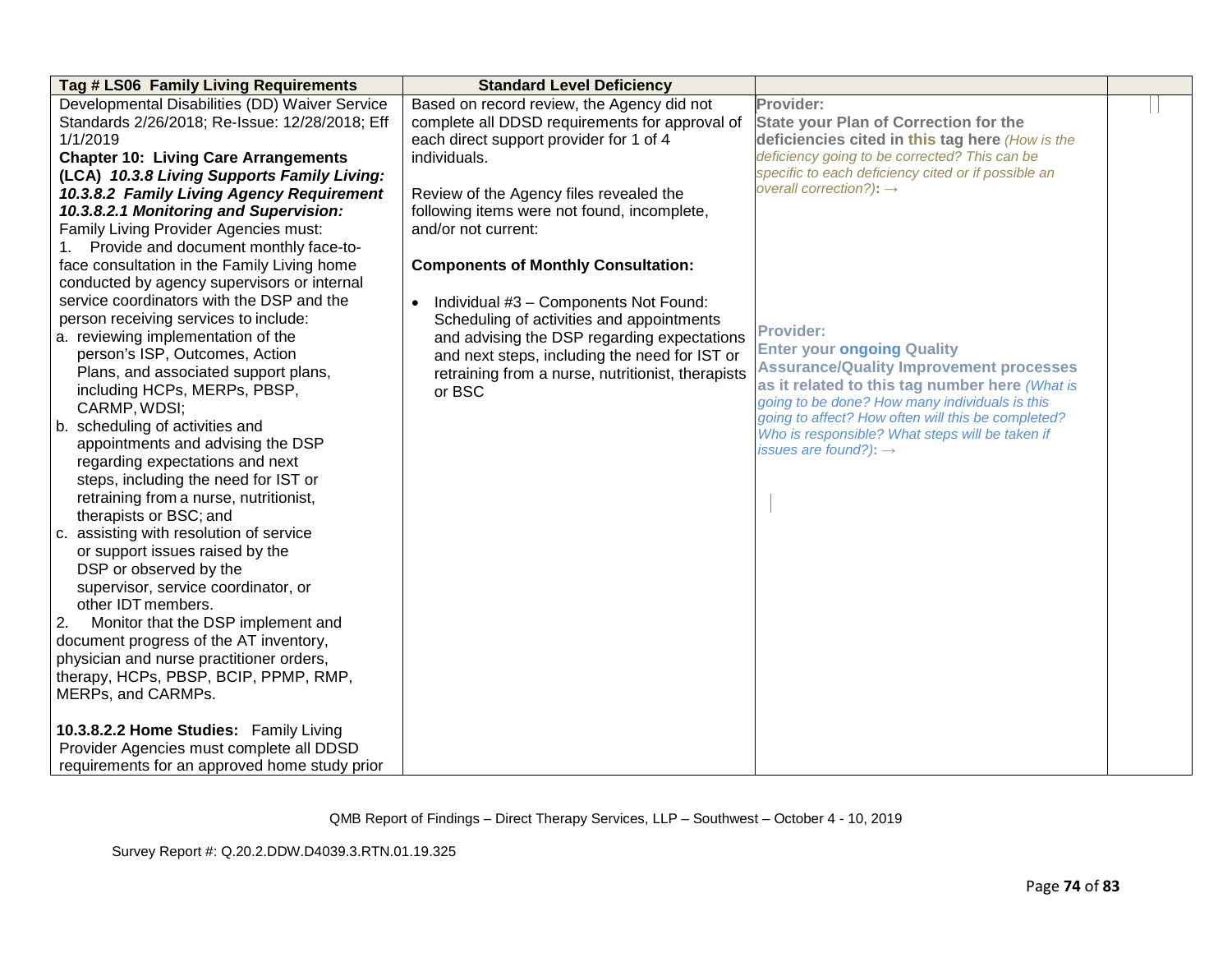| Tag # LS06 Family Living Requirements | Standard Level Deficiency | | |
|---|---|---|---|
| Developmental Disabilities (DD) Waiver Service Standards 2/26/2018; Re-Issue: 12/28/2018; Eff 1/1/2019<br>**Chapter 10: Living Care Arrangements (LCA)** ***10.3.8 Living Supports Family Living: 10.3.8.2 Family Living Agency Requirement 10.3.8.2.1 Monitoring and Supervision:*** Family Living Provider Agencies must:<br>1. Provide and document monthly face-to-face consultation in the Family Living home conducted by agency supervisors or internal service coordinators with the DSP and the person receiving services to include:<br>a. reviewing implementation of the person's ISP, Outcomes, Action Plans, and associated support plans, including HCPs, MERPs, PBSP, CARMP, WDSI;<br>b. scheduling of activities and appointments and advising the DSP regarding expectations and next steps, including the need for IST or retraining from a nurse, nutritionist, therapists or BSC; and<br>c. assisting with resolution of service or support issues raised by the DSP or observed by the supervisor, service coordinator, or other IDT members.<br>2. Monitor that the DSP implement and document progress of the AT inventory, physician and nurse practitioner orders, therapy, HCPs, PBSP, BCIP, PPMP, RMP, MERPs, and CARMPs.<br><br>**10.3.8.2.2 Home Studies:** Family Living Provider Agencies must complete all DDSD requirements for an approved home study prior | Based on record review, the Agency did not complete all DDSD requirements for approval of each direct support provider for 1 of 4 individuals.<br><br>Review of the Agency files revealed the following items were not found, incomplete, and/or not current:<br><br>**Components of Monthly Consultation:**<br><br>• Individual #3 – Components Not Found: Scheduling of activities and appointments and advising the DSP regarding expectations and next steps, including the need for IST or retraining from a nurse, nutritionist, therapists or BSC | **Provider:**<br>**State your Plan of Correction for the deficiencies cited in this tag here** *(How is the deficiency going to be corrected? This can be specific to each deficiency cited or if possible an overall correction?)*: →<br><br>**Provider:**<br>**Enter your ongoing Quality Assurance/Quality Improvement processes as it related to this tag number here** *(What is going to be done? How many individuals is this going to affect? How often will this be completed? Who is responsible? What steps will be taken if issues are found?)*: → | |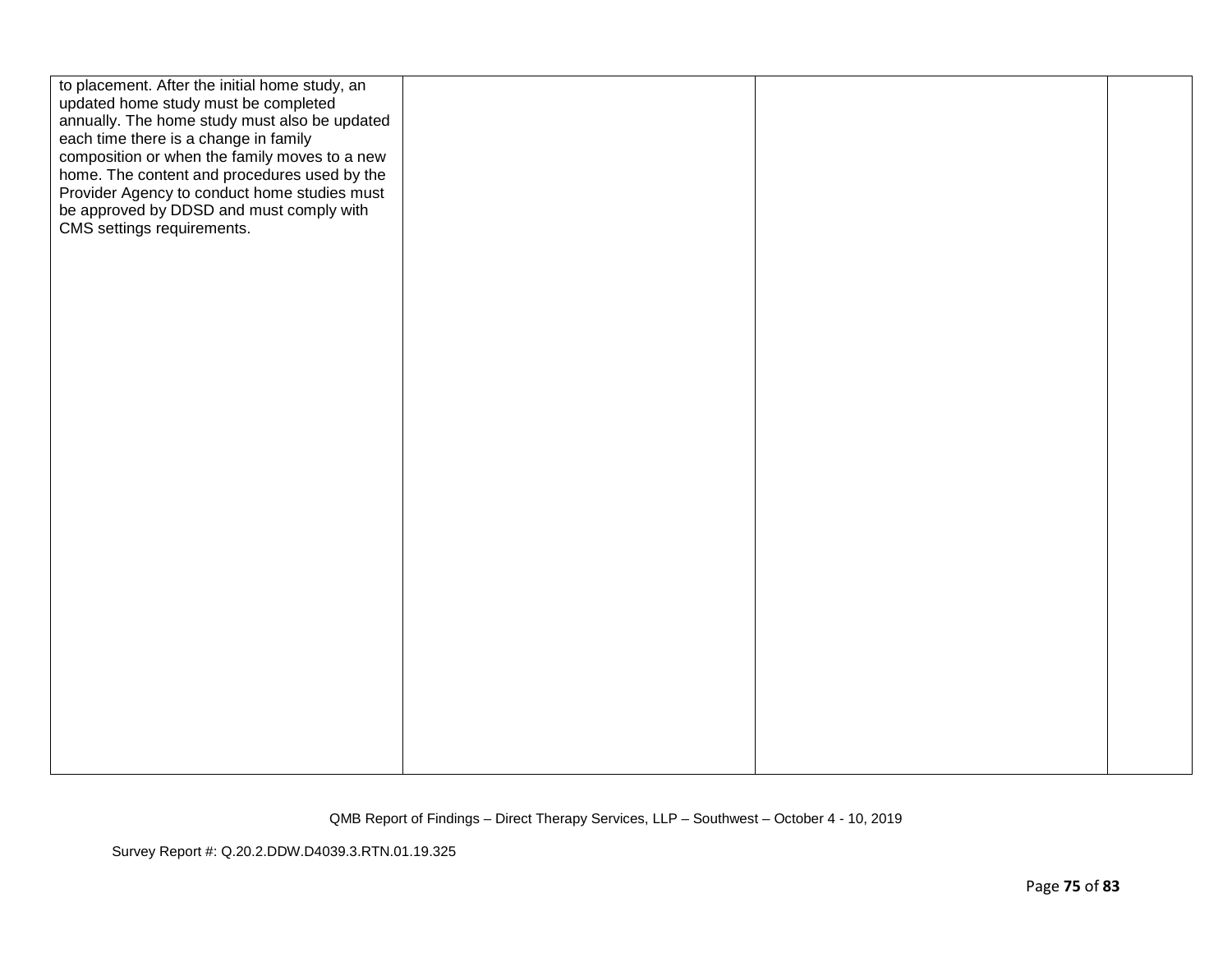| | | | |
|---|---|---|---|
| to placement. After the initial home study, an updated home study must be completed annually. The home study must also be updated each time there is a change in family composition or when the family moves to a new home. The content and procedures used by the Provider Agency to conduct home studies must be approved by DDSD and must comply with CMS settings requirements. | | | |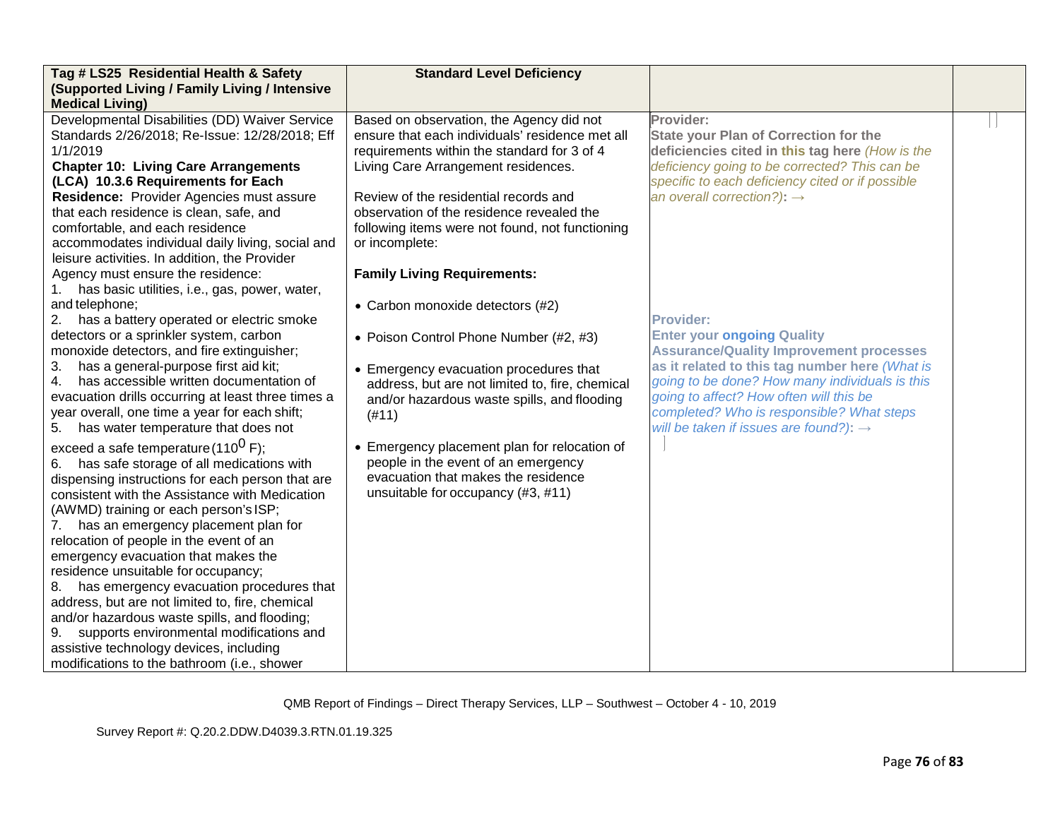| Tag # LS25 Residential Health & Safety (Supported Living / Family Living / Intensive Medical Living) | Standard Level Deficiency | | |
|---|---|---|---|
| Developmental Disabilities (DD) Waiver Service Standards 2/26/2018; Re-Issue: 12/28/2018; Eff 1/1/2019<br>**Chapter 10: Living Care Arrangements (LCA) 10.3.6 Requirements for Each Residence:** Provider Agencies must assure that each residence is clean, safe, and comfortable, and each residence accommodates individual daily living, social and leisure activities. In addition, the Provider Agency must ensure the residence:<br>1. has basic utilities, i.e., gas, power, water, and telephone;<br>2. has a battery operated or electric smoke detectors or a sprinkler system, carbon monoxide detectors, and fire extinguisher;<br>3. has a general-purpose first aid kit;<br>4. has accessible written documentation of evacuation drills occurring at least three times a year overall, one time a year for each shift;<br>5. has water temperature that does not exceed a safe temperature (110$^{0}$ F);<br>6. has safe storage of all medications with dispensing instructions for each person that are consistent with the Assistance with Medication (AWMD) training or each person's ISP;<br>7. has an emergency placement plan for relocation of people in the event of an emergency evacuation that makes the residence unsuitable for occupancy;<br>8. has emergency evacuation procedures that address, but are not limited to, fire, chemical and/or hazardous waste spills, and flooding;<br>9. supports environmental modifications and assistive technology devices, including modifications to the bathroom (i.e., shower | Based on observation, the Agency did not ensure that each individuals' residence met all requirements within the standard for 3 of 4 Living Care Arrangement residences.<br><br>Review of the residential records and observation of the residence revealed the following items were not found, not functioning or incomplete:<br><br>**Family Living Requirements:**<br><br>• Carbon monoxide detectors (#2)<br><br>• Poison Control Phone Number (#2, #3)<br><br>• Emergency evacuation procedures that address, but are not limited to, fire, chemical and/or hazardous waste spills, and flooding (#11)<br><br>• Emergency placement plan for relocation of people in the event of an emergency evacuation that makes the residence unsuitable for occupancy (#3, #11) | **Provider:**<br>**State your Plan of Correction for the deficiencies cited in this tag here** *(How is the deficiency going to be corrected? This can be specific to each deficiency cited or if possible an overall correction?)*: →<br><br>**Provider:**<br>**Enter your ongoing Quality Assurance/Quality Improvement processes as it related to this tag number here** *(What is going to be done? How many individuals is this going to affect? How often will this be completed? Who is responsible? What steps will be taken if issues are found?)*: → | |

QMB Report of Findings – Direct Therapy Services, LLP – Southwest – October 4 - 10, 2019

Survey Report #: Q.20.2.DDW.D4039.3.RTN.01.19.325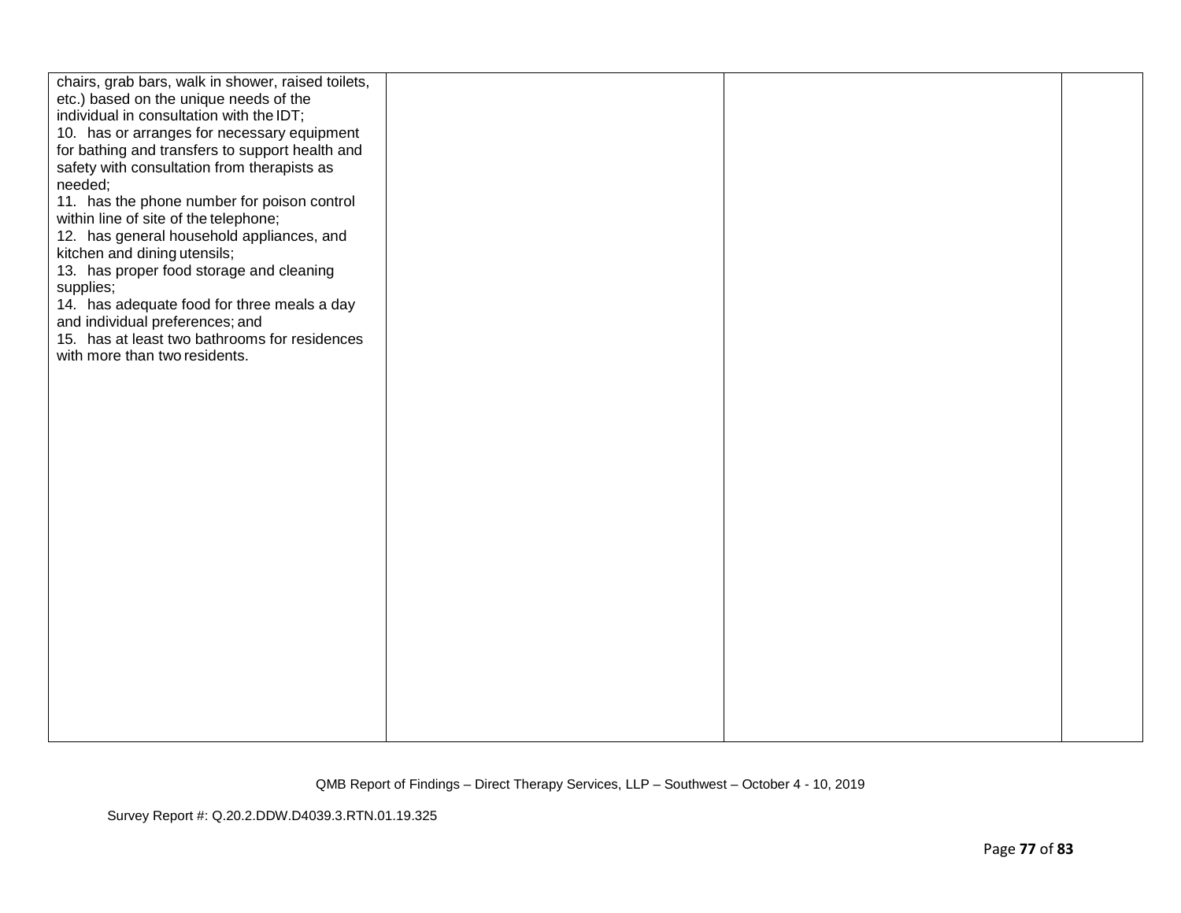| | | | |
|---|---|---|---|
| chairs, grab bars, walk in shower, raised toilets, etc.) based on the unique needs of the individual in consultation with the IDT;<br>10. has or arranges for necessary equipment for bathing and transfers to support health and safety with consultation from therapists as needed;<br>11. has the phone number for poison control within line of site of the telephone;<br>12. has general household appliances, and kitchen and dining utensils;<br>13. has proper food storage and cleaning supplies;<br>14. has adequate food for three meals a day and individual preferences; and<br>15. has at least two bathrooms for residences with more than two residents. | | | |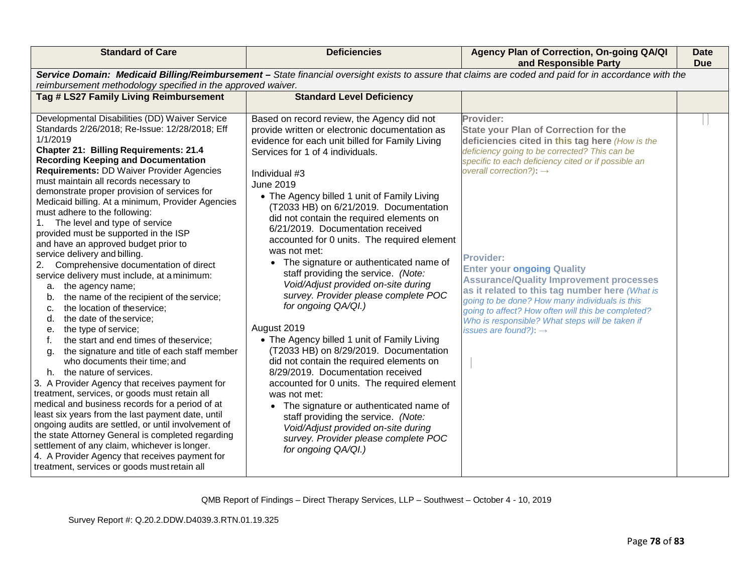| Standard of Care | Deficiencies | Agency Plan of Correction, On-going QA/QI and Responsible Party | Date Due |
|---|---|---|---|
| ***Service Domain: Medicaid Billing/Reimbursement** – State financial oversight exists to assure that claims are coded and paid for in accordance with the reimbursement methodology specified in the approved waiver.* | | | |
| **Tag # LS27 Family Living Reimbursement** | **Standard Level Deficiency** | | |
| Developmental Disabilities (DD) Waiver Service Standards 2/26/2018; Re-Issue: 12/28/2018; Eff 1/1/2019<br>**Chapter 21: Billing Requirements: 21.4 Recording Keeping and Documentation Requirements:** DD Waiver Provider Agencies must maintain all records necessary to demonstrate proper provision of services for Medicaid billing. At a minimum, Provider Agencies must adhere to the following:<br>1. The level and type of service provided must be supported in the ISP and have an approved budget prior to service delivery and billing.<br>2. Comprehensive documentation of direct service delivery must include, at a minimum:<br>a. the agency name;<br>b. the name of the recipient of the service;<br>c. the location of the service;<br>d. the date of the service;<br>e. the type of service;<br>f. the start and end times of the service;<br>g. the signature and title of each staff member who documents their time; and<br>h. the nature of services.<br>3. A Provider Agency that receives payment for treatment, services, or goods must retain all medical and business records for a period of at least six years from the last payment date, until ongoing audits are settled, or until involvement of the state Attorney General is completed regarding settlement of any claim, whichever is longer.<br>4. A Provider Agency that receives payment for treatment, services or goods must retain all | Based on record review, the Agency did not provide written or electronic documentation as evidence for each unit billed for Family Living Services for 1 of 4 individuals.<br><br>Individual #3<br>June 2019<br>• The Agency billed 1 unit of Family Living (T2033 HB) on 6/21/2019. Documentation did not contain the required elements on 6/21/2019. Documentation received accounted for 0 units. The required element was not met:<br>• The signature or authenticated name of staff providing the service. *(Note: Void/Adjust provided on-site during survey. Provider please complete POC for ongoing QA/QI.)*<br><br>August 2019<br>• The Agency billed 1 unit of Family Living (T2033 HB) on 8/29/2019. Documentation did not contain the required elements on 8/29/2019. Documentation received accounted for 0 units. The required element was not met:<br>• The signature or authenticated name of staff providing the service. *(Note: Void/Adjust provided on-site during survey. Provider please complete POC for ongoing QA/QI.)* | **Provider:**<br>**State your Plan of Correction for the deficiencies cited in this tag here** *(How is the deficiency going to be corrected? This can be specific to each deficiency cited or if possible an overall correction?)*: →<br><br>**Provider:**<br>**Enter your ongoing Quality Assurance/Quality Improvement processes as it related to this tag number here** *(What is going to be done? How many individuals is this going to affect? How often will this be completed? Who is responsible? What steps will be taken if issues are found?)*: → | |

QMB Report of Findings – Direct Therapy Services, LLP – Southwest – October 4 - 10, 2019

Survey Report #: Q.20.2.DDW.D4039.3.RTN.01.19.325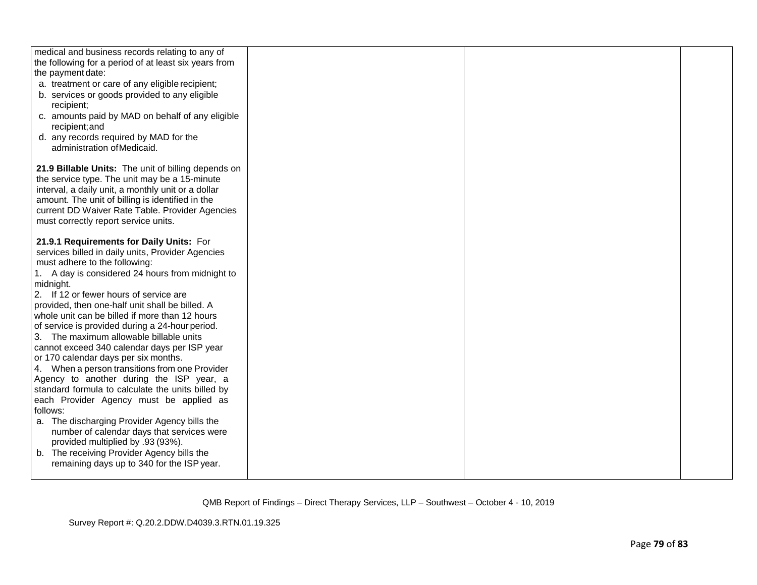| | | | |
|---|---|---|---|
| medical and business records relating to any of the following for a period of at least six years from the payment date:<br>a. treatment or care of any eligible recipient;<br>b. services or goods provided to any eligible recipient;<br>c. amounts paid by MAD on behalf of any eligible recipient; and<br>d. any records required by MAD for the administration of Medicaid.<br><br>**21.9 Billable Units:** The unit of billing depends on the service type. The unit may be a 15-minute interval, a daily unit, a monthly unit or a dollar amount. The unit of billing is identified in the current DD Waiver Rate Table. Provider Agencies must correctly report service units.<br><br>**21.9.1 Requirements for Daily Units:** For services billed in daily units, Provider Agencies must adhere to the following:<br>1. A day is considered 24 hours from midnight to midnight.<br>2. If 12 or fewer hours of service are provided, then one-half unit shall be billed. A whole unit can be billed if more than 12 hours of service is provided during a 24-hour period.<br>3. The maximum allowable billable units cannot exceed 340 calendar days per ISP year or 170 calendar days per six months.<br>4. When a person transitions from one Provider Agency to another during the ISP year, a standard formula to calculate the units billed by each Provider Agency must be applied as follows:<br>a. The discharging Provider Agency bills the number of calendar days that services were provided multiplied by .93 (93%).<br>b. The receiving Provider Agency bills the remaining days up to 340 for the ISP year. | | | |

QMB Report of Findings – Direct Therapy Services, LLP – Southwest – October 4 - 10, 2019

Survey Report #: Q.20.2.DDW.D4039.3.RTN.01.19.325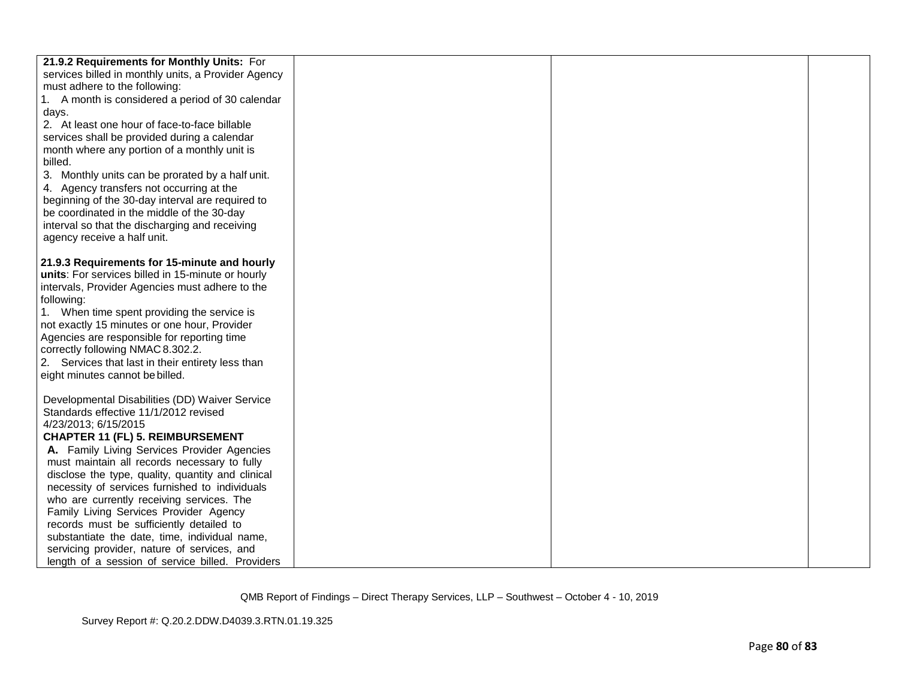| | | | |
|---|---|---|---|
| **21.9.2 Requirements for Monthly Units:** For services billed in monthly units, a Provider Agency must adhere to the following:<br>1. A month is considered a period of 30 calendar days.<br>2. At least one hour of face-to-face billable services shall be provided during a calendar month where any portion of a monthly unit is billed.<br>3. Monthly units can be prorated by a half unit.<br>4. Agency transfers not occurring at the beginning of the 30-day interval are required to be coordinated in the middle of the 30-day interval so that the discharging and receiving agency receive a half unit.<br><br>**21.9.3 Requirements for 15-minute and hourly units**: For services billed in 15-minute or hourly intervals, Provider Agencies must adhere to the following:<br>1. When time spent providing the service is not exactly 15 minutes or one hour, Provider Agencies are responsible for reporting time correctly following NMAC 8.302.2.<br>2. Services that last in their entirety less than eight minutes cannot be billed.<br><br>Developmental Disabilities (DD) Waiver Service Standards effective 11/1/2012 revised 4/23/2013; 6/15/2015<br>**CHAPTER 11 (FL) 5. REIMBURSEMENT**<br>**A.** Family Living Services Provider Agencies must maintain all records necessary to fully disclose the type, quality, quantity and clinical necessity of services furnished to individuals who are currently receiving services. The Family Living Services Provider Agency records must be sufficiently detailed to substantiate the date, time, individual name, servicing provider, nature of services, and length of a session of service billed. Providers | | | |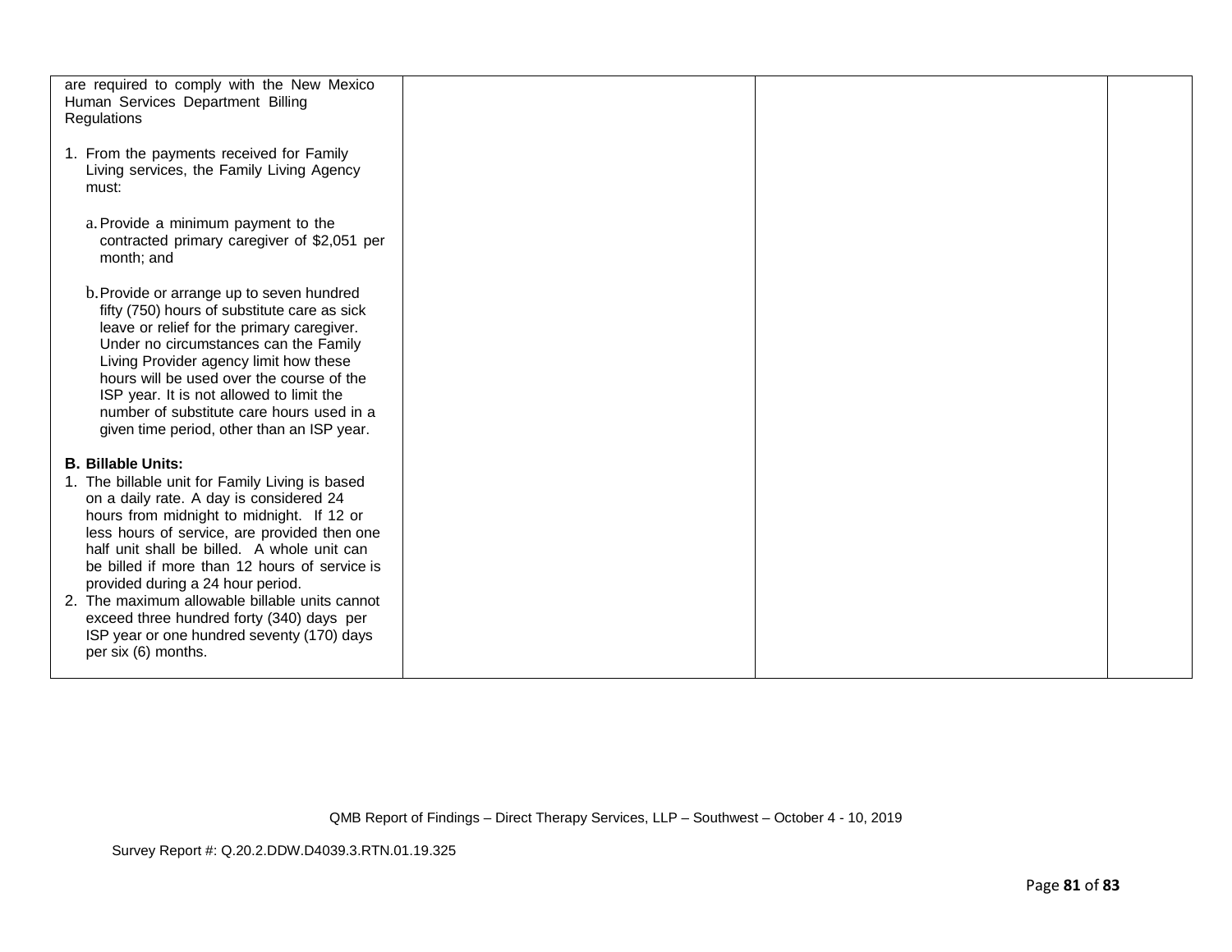| | | | |
|---|---|---|---|
| are required to comply with the New Mexico Human Services Department Billing Regulations<br><br>1. From the payments received for Family Living services, the Family Living Agency must:<br><br>a. Provide a minimum payment to the contracted primary caregiver of $2,051 per month; and<br><br>b. Provide or arrange up to seven hundred fifty (750) hours of substitute care as sick leave or relief for the primary caregiver. Under no circumstances can the Family Living Provider agency limit how these hours will be used over the course of the ISP year. It is not allowed to limit the number of substitute care hours used in a given time period, other than an ISP year.<br><br>**B. Billable Units:**<br>1. The billable unit for Family Living is based on a daily rate. A day is considered 24 hours from midnight to midnight. If 12 or less hours of service, are provided then one half unit shall be billed. A whole unit can be billed if more than 12 hours of service is provided during a 24 hour period.<br>2. The maximum allowable billable units cannot exceed three hundred forty (340) days per ISP year or one hundred seventy (170) days per six (6) months. | | | |

QMB Report of Findings – Direct Therapy Services, LLP – Southwest – October 4 - 10, 2019

Survey Report #: Q.20.2.DDW.D4039.3.RTN.01.19.325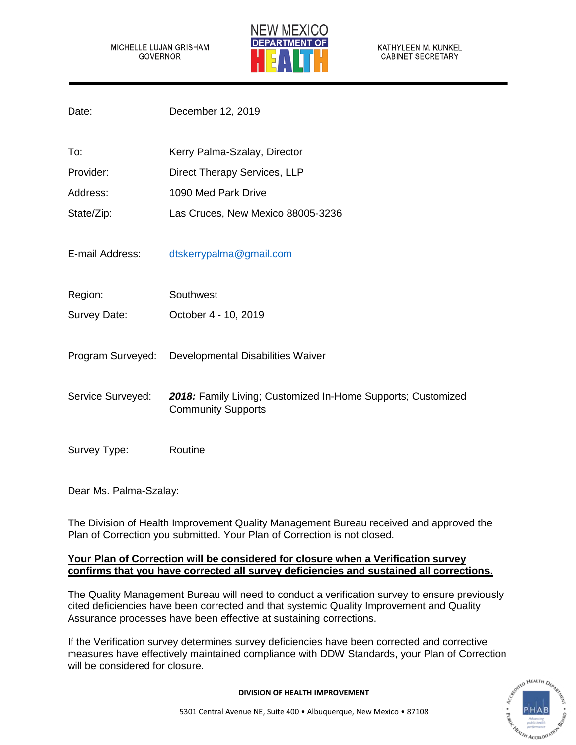MICHELLE LUJAN GRISHAM
GOVERNOR

NEW MEXICO DEPARTMENT OF HEALTH

KATHYLEEN M. KUNKEL
CABINET SECRETARY

---

| | |
|---|---|
| Date: | December 12, 2019 |
| To: | Kerry Palma-Szalay, Director |
| Provider: | Direct Therapy Services, LLP |
| Address: | 1090 Med Park Drive |
| State/Zip: | Las Cruces, New Mexico 88005-3236 |
| E-mail Address: | dtskerrypalma@gmail.com |
| Region: | Southwest |
| Survey Date: | October 4 - 10, 2019 |
| Program Surveyed: | Developmental Disabilities Waiver |
| Service Surveyed: | ***2018:*** Family Living; Customized In-Home Supports; Customized Community Supports |
| Survey Type: | Routine |

Dear Ms. Palma-Szalay:

The Division of Health Improvement Quality Management Bureau received and approved the Plan of Correction you submitted. Your Plan of Correction is not closed.

**Your Plan of Correction will be considered for closure when a Verification survey confirms that you have corrected all survey deficiencies and sustained all corrections.**

The Quality Management Bureau will need to conduct a verification survey to ensure previously cited deficiencies have been corrected and that systemic Quality Improvement and Quality Assurance processes have been effective at sustaining corrections.

If the Verification survey determines survey deficiencies have been corrected and corrective measures have effectively maintained compliance with DDW Standards, your Plan of Correction will be considered for closure.

**DIVISION OF HEALTH IMPROVEMENT**

5301 Central Avenue NE, Suite 400 • Albuquerque, New Mexico • 87108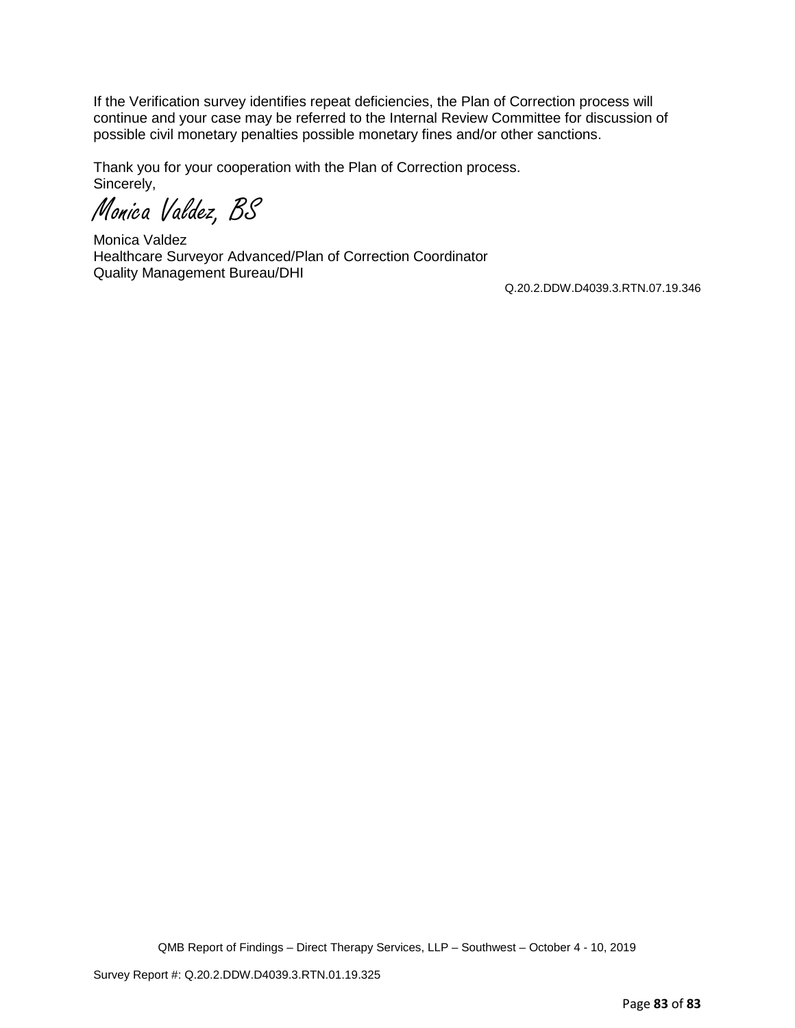If the Verification survey identifies repeat deficiencies, the Plan of Correction process will continue and your case may be referred to the Internal Review Committee for discussion of possible civil monetary penalties possible monetary fines and/or other sanctions.

Thank you for your cooperation with the Plan of Correction process.
Sincerely,

*Monica Valdez, BS*

Monica Valdez
Healthcare Surveyor Advanced/Plan of Correction Coordinator
Quality Management Bureau/DHI

Q.20.2.DDW.D4039.3.RTN.07.19.346